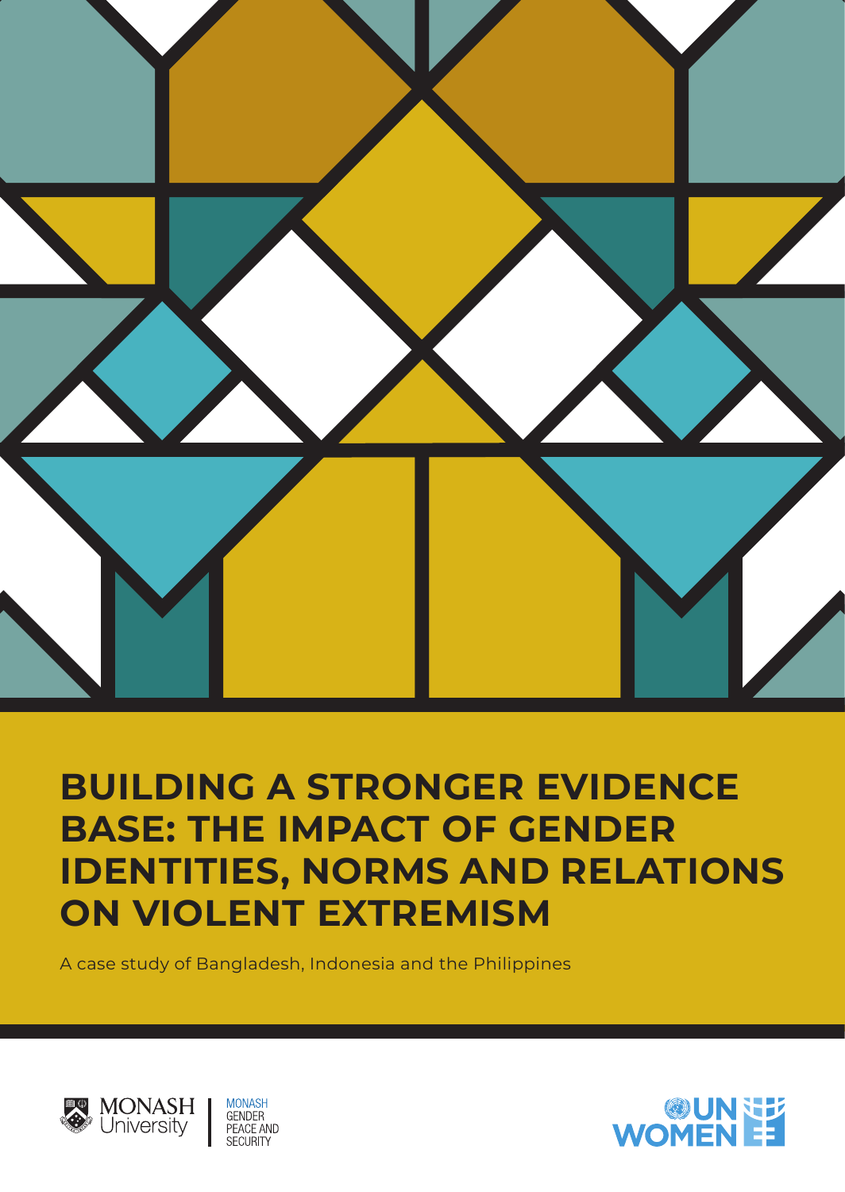# BUILDING A STRONGER EVIDENCE BASE: THE IMPACT OF GENDER IDENTITIES, NORMS AND RELATIONS ON VIOLENT EXTREMISM

A case study of Bangladesh, Indonesia and the Philippines

MONASH University | MONASH GENDER PEACE AND SECURITY

UN WOMEN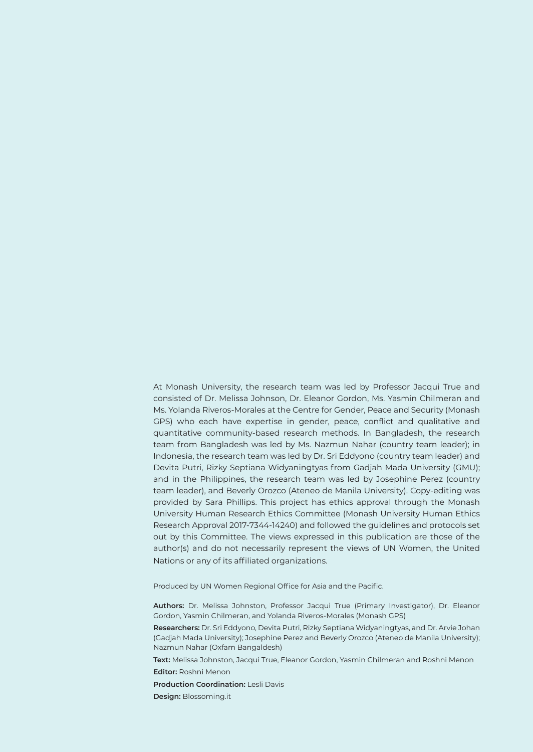At Monash University, the research team was led by Professor Jacqui True and consisted of Dr. Melissa Johnson, Dr. Eleanor Gordon, Ms. Yasmin Chilmeran and Ms. Yolanda Riveros-Morales at the Centre for Gender, Peace and Security (Monash GPS) who each have expertise in gender, peace, conflict and qualitative and quantitative community-based research methods. In Bangladesh, the research team from Bangladesh was led by Ms. Nazmun Nahar (country team leader); in Indonesia, the research team was led by Dr. Sri Eddyono (country team leader) and Devita Putri, Rizky Septiana Widyaningtyas from Gadjah Mada University (GMU); and in the Philippines, the research team was led by Josephine Perez (country team leader), and Beverly Orozco (Ateneo de Manila University). Copy-editing was provided by Sara Phillips. This project has ethics approval through the Monash University Human Research Ethics Committee (Monash University Human Ethics Research Approval 2017-7344-14240) and followed the guidelines and protocols set out by this Committee. The views expressed in this publication are those of the author(s) and do not necessarily represent the views of UN Women, the United Nations or any of its affiliated organizations.

Produced by UN Women Regional Office for Asia and the Pacific.

**Authors:** Dr. Melissa Johnston, Professor Jacqui True (Primary Investigator), Dr. Eleanor Gordon, Yasmin Chilmeran, and Yolanda Riveros-Morales (Monash GPS)

**Researchers:** Dr. Sri Eddyono, Devita Putri, Rizky Septiana Widyaningtyas, and Dr. Arvie Johan (Gadjah Mada University); Josephine Perez and Beverly Orozco (Ateneo de Manila University); Nazmun Nahar (Oxfam Bangaldesh)

**Text:** Melissa Johnston, Jacqui True, Eleanor Gordon, Yasmin Chilmeran and Roshni Menon

**Editor:** Roshni Menon

**Production Coordination:** Lesli Davis

**Design:** Blossoming.it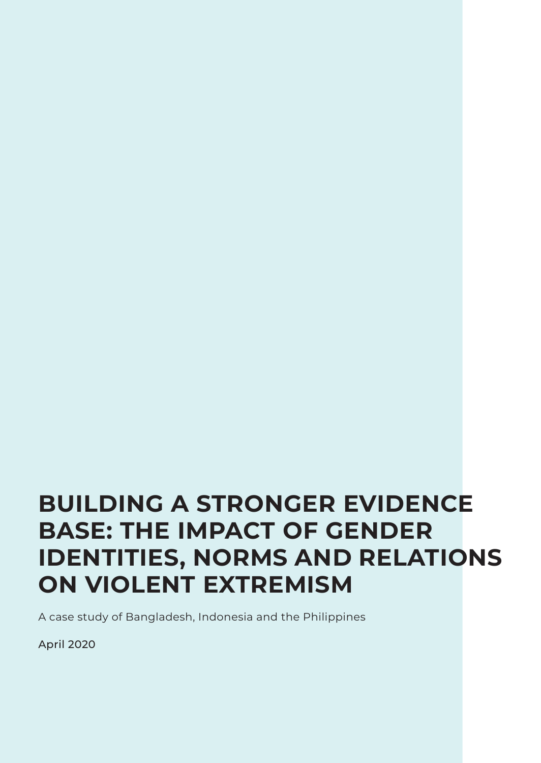# BUILDING A STRONGER EVIDENCE BASE: THE IMPACT OF GENDER IDENTITIES, NORMS AND RELATIONS ON VIOLENT EXTREMISM

A case study of Bangladesh, Indonesia and the Philippines

April 2020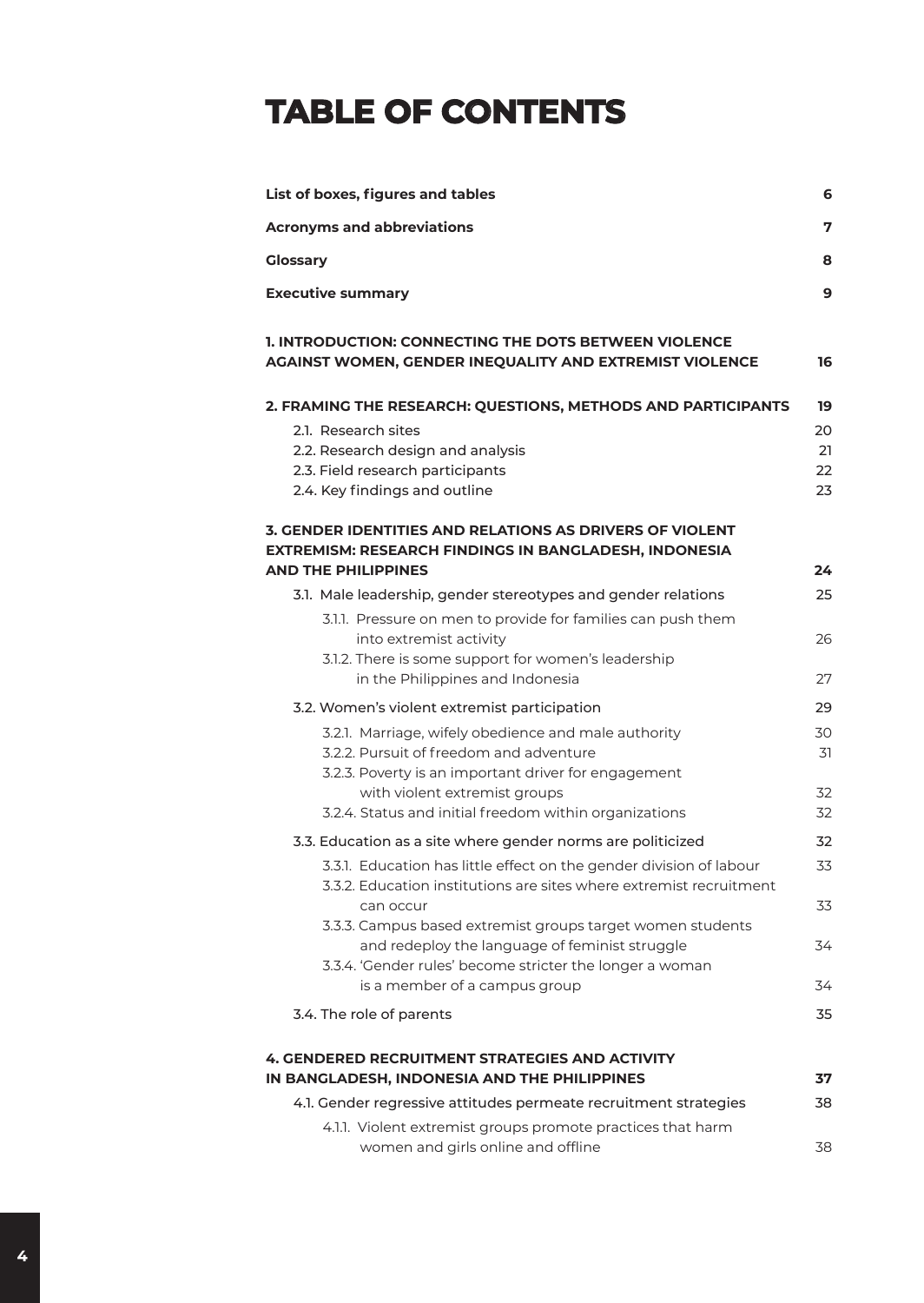# TABLE OF CONTENTS

| | |
|---|---|
| **List of boxes, figures and tables** | **6** |
| **Acronyms and abbreviations** | **7** |
| **Glossary** | **8** |
| **Executive summary** | **9** |
| **1. INTRODUCTION: CONNECTING THE DOTS BETWEEN VIOLENCE AGAINST WOMEN, GENDER INEQUALITY AND EXTREMIST VIOLENCE** | **16** |
| **2. FRAMING THE RESEARCH: QUESTIONS, METHODS AND PARTICIPANTS** | **19** |
| 2.1. Research sites | 20 |
| 2.2. Research design and analysis | 21 |
| 2.3. Field research participants | 22 |
| 2.4. Key findings and outline | 23 |
| **3. GENDER IDENTITIES AND RELATIONS AS DRIVERS OF VIOLENT EXTREMISM: RESEARCH FINDINGS IN BANGLADESH, INDONESIA AND THE PHILIPPINES** | **24** |
| 3.1. Male leadership, gender stereotypes and gender relations | 25 |
| 3.1.1. Pressure on men to provide for families can push them into extremist activity | 26 |
| 3.1.2. There is some support for women's leadership in the Philippines and Indonesia | 27 |
| 3.2. Women's violent extremist participation | 29 |
| 3.2.1. Marriage, wifely obedience and male authority | 30 |
| 3.2.2. Pursuit of freedom and adventure | 31 |
| 3.2.3. Poverty is an important driver for engagement with violent extremist groups | 32 |
| 3.2.4. Status and initial freedom within organizations | 32 |
| 3.3. Education as a site where gender norms are politicized | 32 |
| 3.3.1. Education has little effect on the gender division of labour | 33 |
| 3.3.2. Education institutions are sites where extremist recruitment can occur | 33 |
| 3.3.3. Campus based extremist groups target women students and redeploy the language of feminist struggle | 34 |
| 3.3.4. 'Gender rules' become stricter the longer a woman is a member of a campus group | 34 |
| 3.4. The role of parents | 35 |
| **4. GENDERED RECRUITMENT STRATEGIES AND ACTIVITY IN BANGLADESH, INDONESIA AND THE PHILIPPINES** | **37** |
| 4.1. Gender regressive attitudes permeate recruitment strategies | 38 |
| 4.1.1. Violent extremist groups promote practices that harm women and girls online and offline | 38 |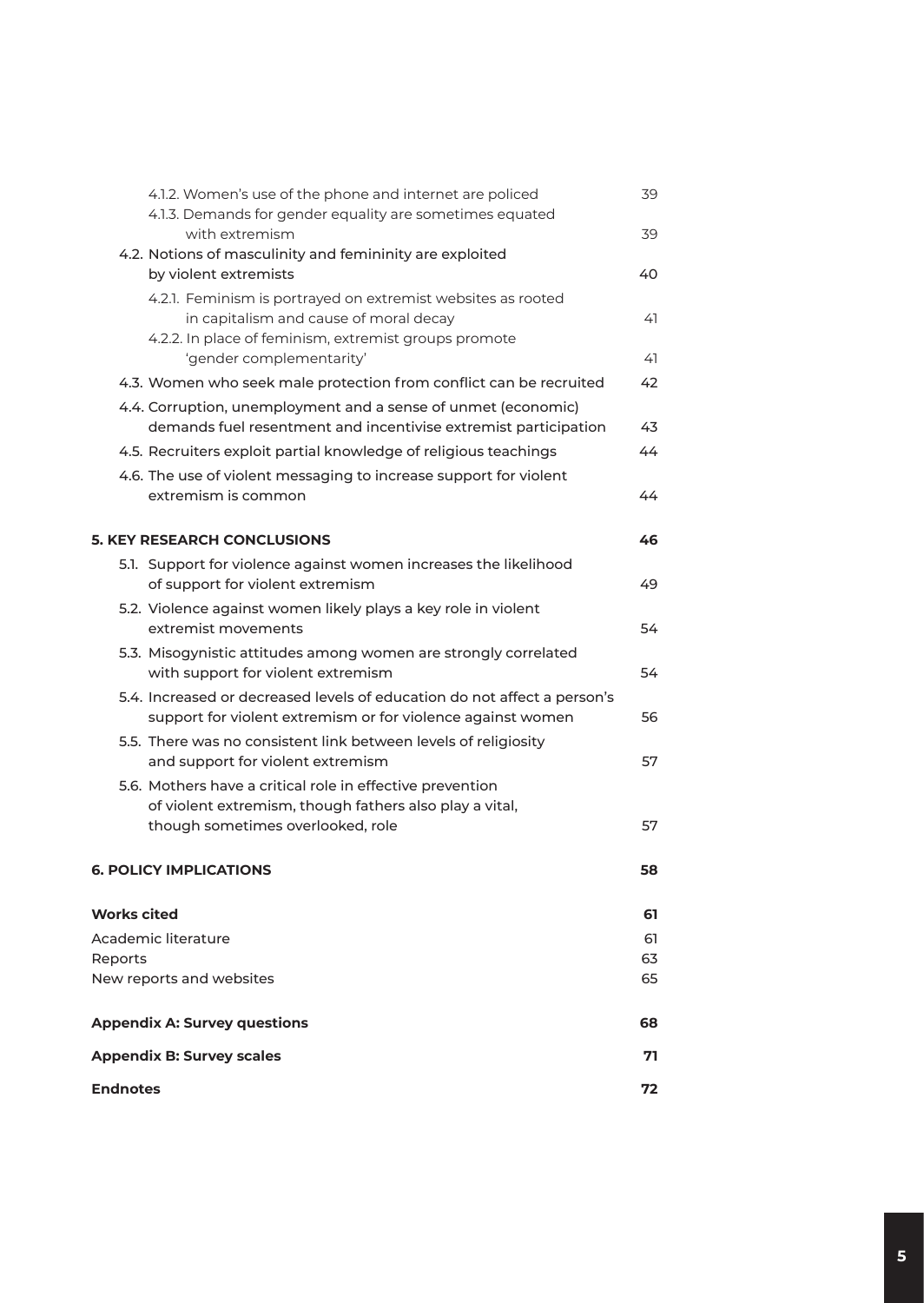| | |
|---|---|
| 4.1.2. Women's use of the phone and internet are policed | 39 |
| 4.1.3. Demands for gender equality are sometimes equated with extremism | 39 |
| 4.2. Notions of masculinity and femininity are exploited by violent extremists | 40 |
| 4.2.1. Feminism is portrayed on extremist websites as rooted in capitalism and cause of moral decay | 41 |
| 4.2.2. In place of feminism, extremist groups promote 'gender complementarity' | 41 |
| 4.3. Women who seek male protection from conflict can be recruited | 42 |
| 4.4. Corruption, unemployment and a sense of unmet (economic) demands fuel resentment and incentivise extremist participation | 43 |
| 4.5. Recruiters exploit partial knowledge of religious teachings | 44 |
| 4.6. The use of violent messaging to increase support for violent extremism is common | 44 |
| **5. KEY RESEARCH CONCLUSIONS** | **46** |
| 5.1. Support for violence against women increases the likelihood of support for violent extremism | 49 |
| 5.2. Violence against women likely plays a key role in violent extremist movements | 54 |
| 5.3. Misogynistic attitudes among women are strongly correlated with support for violent extremism | 54 |
| 5.4. Increased or decreased levels of education do not affect a person's support for violent extremism or for violence against women | 56 |
| 5.5. There was no consistent link between levels of religiosity and support for violent extremism | 57 |
| 5.6. Mothers have a critical role in effective prevention of violent extremism, though fathers also play a vital, though sometimes overlooked, role | 57 |
| **6. POLICY IMPLICATIONS** | **58** |
| **Works cited** | **61** |
| Academic literature | 61 |
| Reports | 63 |
| New reports and websites | 65 |
| **Appendix A: Survey questions** | **68** |
| **Appendix B: Survey scales** | **71** |
| **Endnotes** | **72** |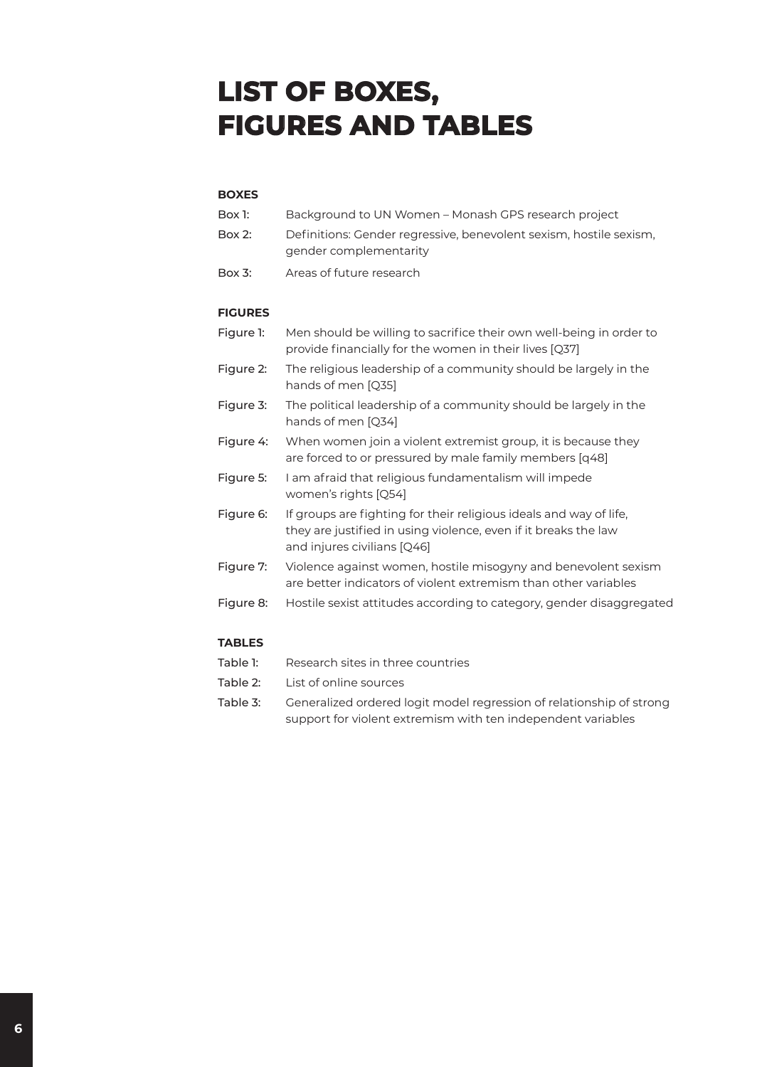# LIST OF BOXES, FIGURES AND TABLES

**BOXES**

| | |
|---|---|
| Box 1: | Background to UN Women – Monash GPS research project |
| Box 2: | Definitions: Gender regressive, benevolent sexism, hostile sexism, gender complementarity |
| Box 3: | Areas of future research |

**FIGURES**

| | |
|---|---|
| Figure 1: | Men should be willing to sacrifice their own well-being in order to provide financially for the women in their lives [Q37] |
| Figure 2: | The religious leadership of a community should be largely in the hands of men [Q35] |
| Figure 3: | The political leadership of a community should be largely in the hands of men [Q34] |
| Figure 4: | When women join a violent extremist group, it is because they are forced to or pressured by male family members [q48] |
| Figure 5: | I am afraid that religious fundamentalism will impede women's rights [Q54] |
| Figure 6: | If groups are fighting for their religious ideals and way of life, they are justified in using violence, even if it breaks the law and injures civilians [Q46] |
| Figure 7: | Violence against women, hostile misogyny and benevolent sexism are better indicators of violent extremism than other variables |
| Figure 8: | Hostile sexist attitudes according to category, gender disaggregated |

**TABLES**

| | |
|---|---|
| Table 1: | Research sites in three countries |
| Table 2: | List of online sources |
| Table 3: | Generalized ordered logit model regression of relationship of strong support for violent extremism with ten independent variables |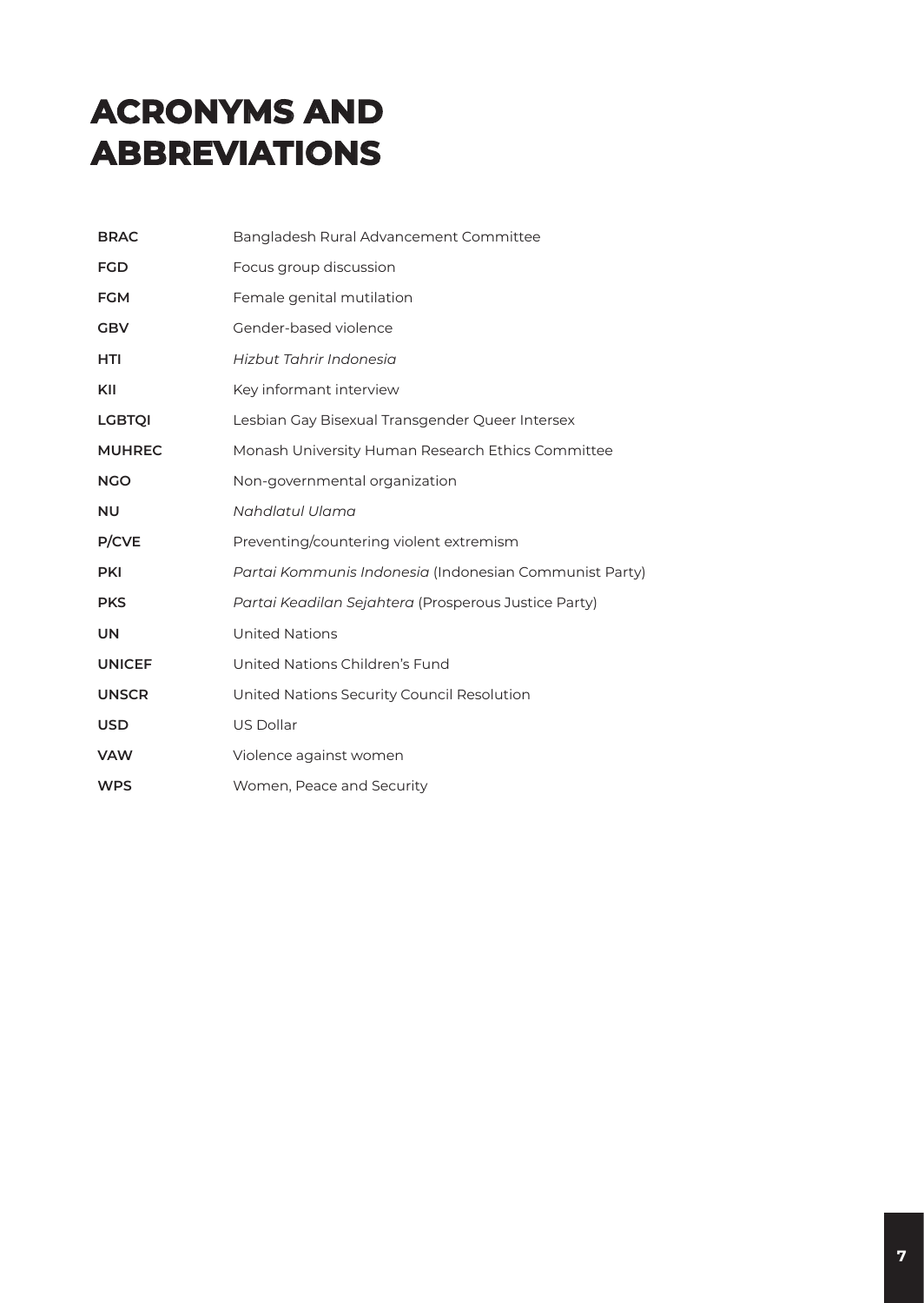# ACRONYMS AND ABBREVIATIONS

| | |
|---|---|
| **BRAC** | Bangladesh Rural Advancement Committee |
| **FGD** | Focus group discussion |
| **FGM** | Female genital mutilation |
| **GBV** | Gender-based violence |
| **HTI** | *Hizbut Tahrir Indonesia* |
| **KII** | Key informant interview |
| **LGBTQI** | Lesbian Gay Bisexual Transgender Queer Intersex |
| **MUHREC** | Monash University Human Research Ethics Committee |
| **NGO** | Non-governmental organization |
| **NU** | *Nahdlatul Ulama* |
| **P/CVE** | Preventing/countering violent extremism |
| **PKI** | *Partai Kommunis Indonesia* (Indonesian Communist Party) |
| **PKS** | *Partai Keadilan Sejahtera* (Prosperous Justice Party) |
| **UN** | United Nations |
| **UNICEF** | United Nations Children's Fund |
| **UNSCR** | United Nations Security Council Resolution |
| **USD** | US Dollar |
| **VAW** | Violence against women |
| **WPS** | Women, Peace and Security |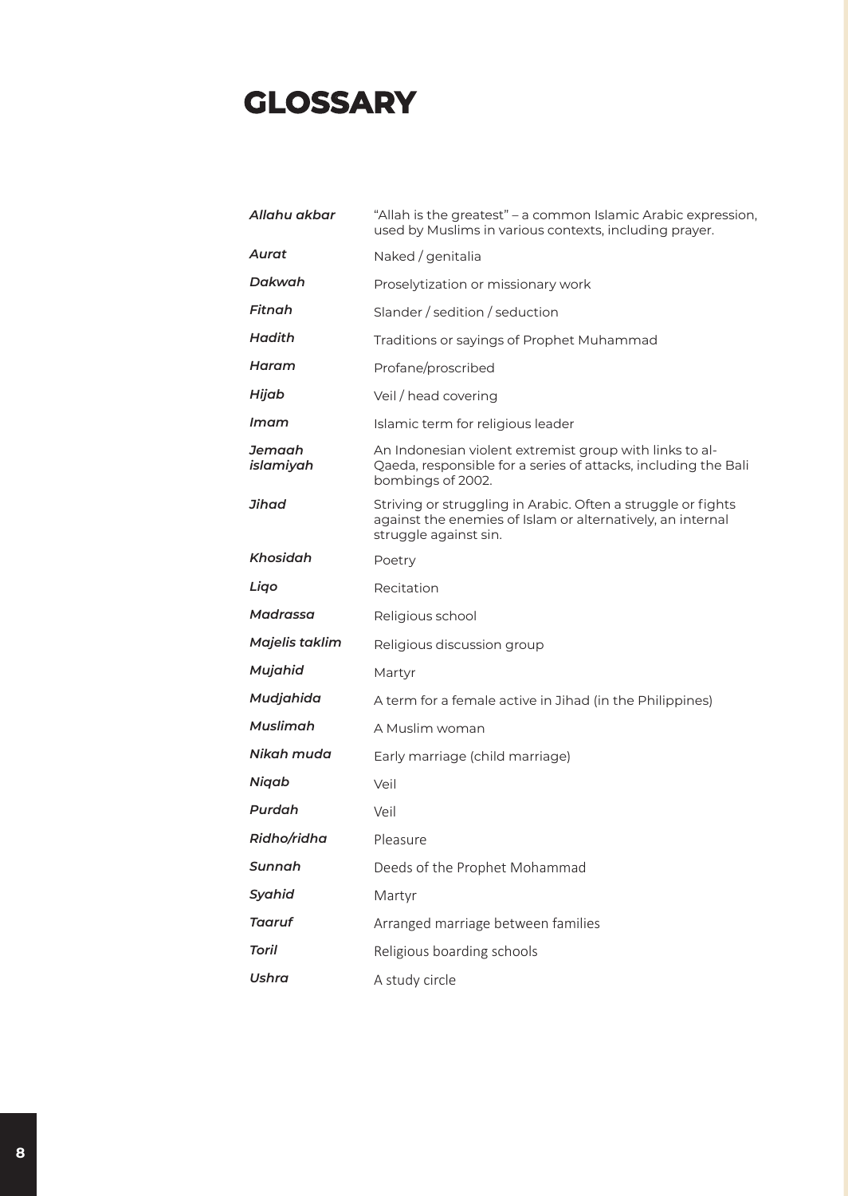# GLOSSARY

| | |
|---|---|
| *Allahu akbar* | "Allah is the greatest" – a common Islamic Arabic expression, used by Muslims in various contexts, including prayer. |
| *Aurat* | Naked / genitalia |
| *Dakwah* | Proselytization or missionary work |
| *Fitnah* | Slander / sedition / seduction |
| *Hadith* | Traditions or sayings of Prophet Muhammad |
| *Haram* | Profane/proscribed |
| *Hijab* | Veil / head covering |
| *Imam* | Islamic term for religious leader |
| *Jemaah islamiyah* | An Indonesian violent extremist group with links to al-Qaeda, responsible for a series of attacks, including the Bali bombings of 2002. |
| *Jihad* | Striving or struggling in Arabic. Often a struggle or fights against the enemies of Islam or alternatively, an internal struggle against sin. |
| *Khosidah* | Poetry |
| *Liqo* | Recitation |
| *Madrassa* | Religious school |
| *Majelis taklim* | Religious discussion group |
| *Mujahid* | Martyr |
| *Mudjahida* | A term for a female active in Jihad (in the Philippines) |
| *Muslimah* | A Muslim woman |
| *Nikah muda* | Early marriage (child marriage) |
| *Niqab* | Veil |
| *Purdah* | Veil |
| *Ridho/ridha* | Pleasure |
| *Sunnah* | Deeds of the Prophet Mohammad |
| *Syahid* | Martyr |
| *Taaruf* | Arranged marriage between families |
| *Toril* | Religious boarding schools |
| *Ushra* | A study circle |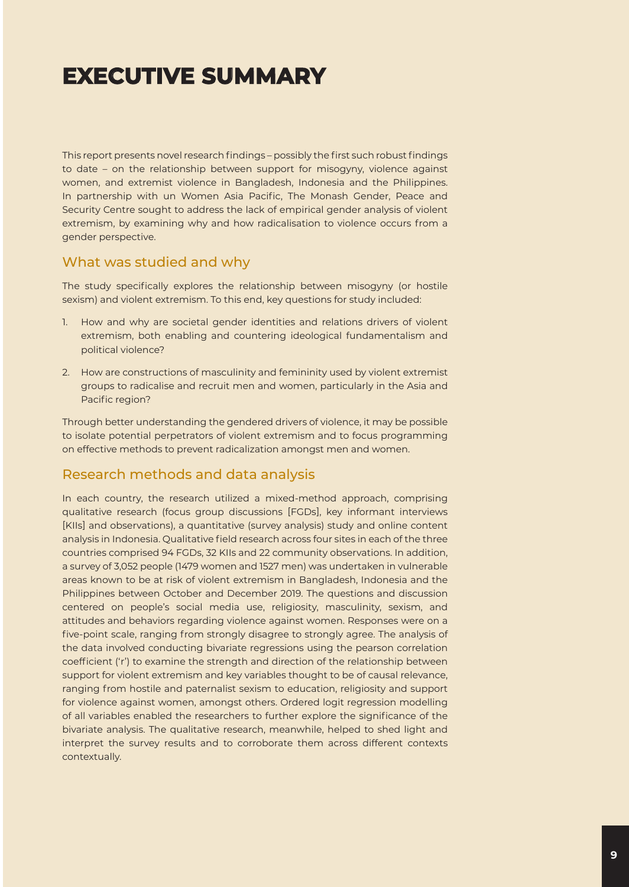# EXECUTIVE SUMMARY

This report presents novel research findings – possibly the first such robust findings to date – on the relationship between support for misogyny, violence against women, and extremist violence in Bangladesh, Indonesia and the Philippines. In partnership with un Women Asia Pacific, The Monash Gender, Peace and Security Centre sought to address the lack of empirical gender analysis of violent extremism, by examining why and how radicalisation to violence occurs from a gender perspective.

## What was studied and why

The study specifically explores the relationship between misogyny (or hostile sexism) and violent extremism. To this end, key questions for study included:

1. How and why are societal gender identities and relations drivers of violent extremism, both enabling and countering ideological fundamentalism and political violence?
2. How are constructions of masculinity and femininity used by violent extremist groups to radicalise and recruit men and women, particularly in the Asia and Pacific region?

Through better understanding the gendered drivers of violence, it may be possible to isolate potential perpetrators of violent extremism and to focus programming on effective methods to prevent radicalization amongst men and women.

## Research methods and data analysis

In each country, the research utilized a mixed-method approach, comprising qualitative research (focus group discussions [FGDs], key informant interviews [KIIs] and observations), a quantitative (survey analysis) study and online content analysis in Indonesia. Qualitative field research across four sites in each of the three countries comprised 94 FGDs, 32 KIIs and 22 community observations. In addition, a survey of 3,052 people (1479 women and 1527 men) was undertaken in vulnerable areas known to be at risk of violent extremism in Bangladesh, Indonesia and the Philippines between October and December 2019. The questions and discussion centered on people's social media use, religiosity, masculinity, sexism, and attitudes and behaviors regarding violence against women. Responses were on a five-point scale, ranging from strongly disagree to strongly agree. The analysis of the data involved conducting bivariate regressions using the pearson correlation coefficient ('r') to examine the strength and direction of the relationship between support for violent extremism and key variables thought to be of causal relevance, ranging from hostile and paternalist sexism to education, religiosity and support for violence against women, amongst others. Ordered logit regression modelling of all variables enabled the researchers to further explore the significance of the bivariate analysis. The qualitative research, meanwhile, helped to shed light and interpret the survey results and to corroborate them across different contexts contextually.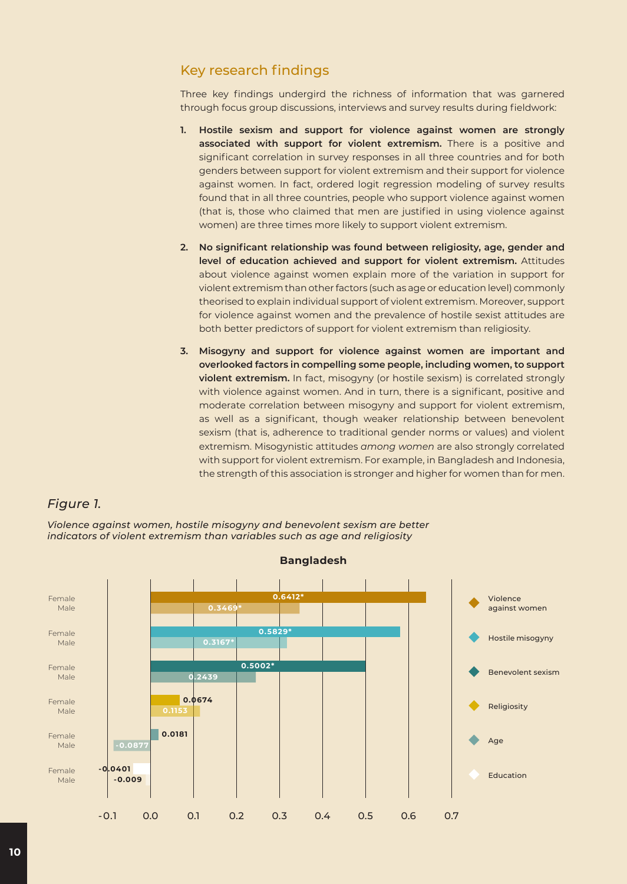## Key research findings

Three key findings undergird the richness of information that was garnered through focus group discussions, interviews and survey results during fieldwork:

1. **Hostile sexism and support for violence against women are strongly associated with support for violent extremism.** There is a positive and significant correlation in survey responses in all three countries and for both genders between support for violent extremism and their support for violence against women. In fact, ordered logit regression modeling of survey results found that in all three countries, people who support violence against women (that is, those who claimed that men are justified in using violence against women) are three times more likely to support violent extremism.

2. **No significant relationship was found between religiosity, age, gender and level of education achieved and support for violent extremism.** Attitudes about violence against women explain more of the variation in support for violent extremism than other factors (such as age or education level) commonly theorised to explain individual support of violent extremism. Moreover, support for violence against women and the prevalence of hostile sexist attitudes are both better predictors of support for violent extremism than religiosity.

3. **Misogyny and support for violence against women are important and overlooked factors in compelling some people, including women, to support violent extremism.** In fact, misogyny (or hostile sexism) is correlated strongly with violence against women. And in turn, there is a significant, positive and moderate correlation between misogyny and support for violent extremism, as well as a significant, though weaker relationship between benevolent sexism (that is, adherence to traditional gender norms or values) and violent extremism. Misogynistic attitudes *among women* are also strongly correlated with support for violent extremism. For example, in Bangladesh and Indonesia, the strength of this association is stronger and higher for women than for men.

*Figure 1.*

*Violence against women, hostile misogyny and benevolent sexism are better indicators of violent extremism than variables such as age and religiosity*

**Bangladesh**

| Variable | Female | Male |
|---|---|---|
| Violence against women | 0.6412* | 0.3469* |
| Hostile misogyny | 0.5829* | 0.3167* |
| Benevolent sexism | 0.5002* | 0.2439 |
| Religiosity | 0.0674 | 0.1153 |
| Age | 0.0181 | -0.0877 |
| Education | -0.0401 | -0.009 |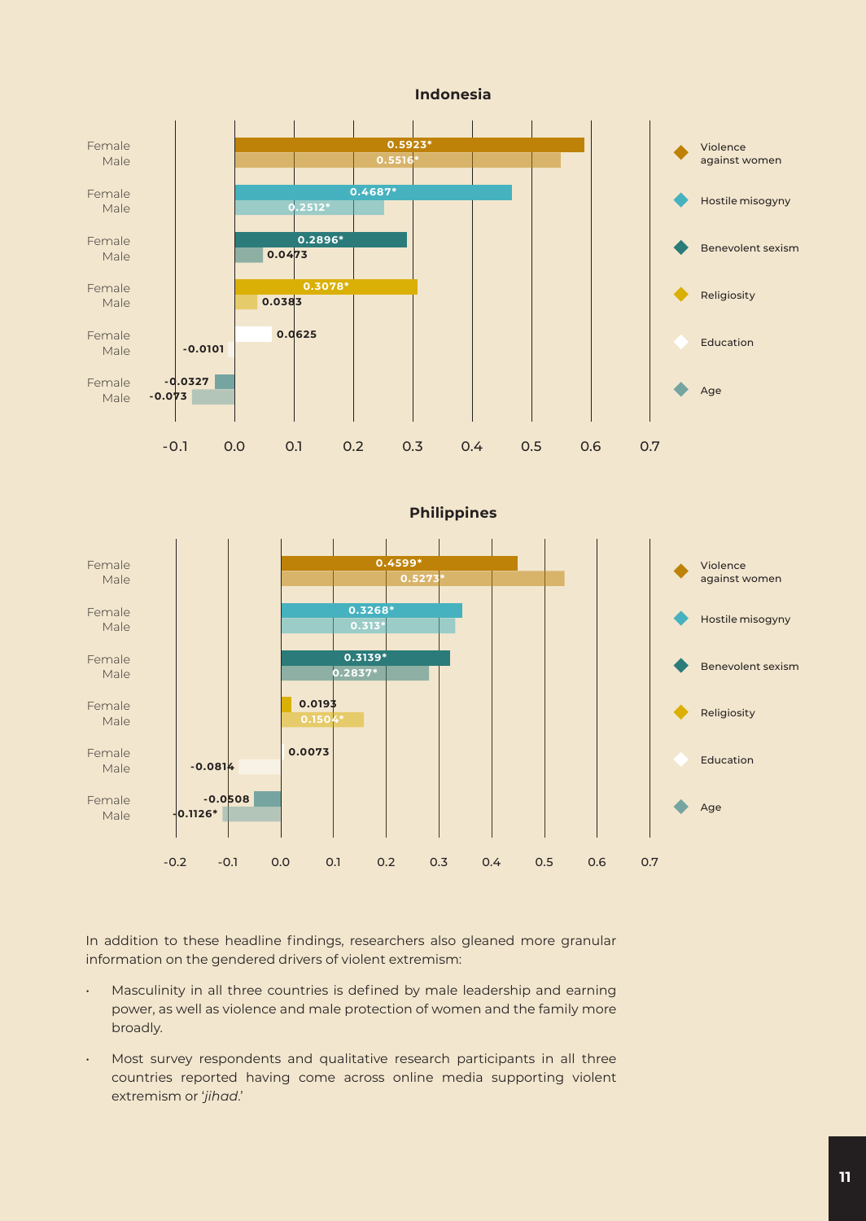**Indonesia**

| Variable | Female | Male |
|---|---|---|
| Violence against women | 0.5923* | 0.5516* |
| Hostile misogyny | 0.4687* | 0.2512* |
| Benevolent sexism | 0.2896* | 0.0473 |
| Religiosity | 0.3078* | 0.0383 |
| Education | 0.0625 | -0.0101 |
| Age | -0.0327 | -0.073 |

**Philippines**

| Variable | Female | Male |
|---|---|---|
| Violence against women | 0.4599* | 0.5273* |
| Hostile misogyny | 0.3268* | 0.313* |
| Benevolent sexism | 0.3139* | 0.2837* |
| Religiosity | 0.0193 | 0.1504* |
| Education | 0.0073 | -0.0814 |
| Age | -0.0508 | -0.1126* |

In addition to these headline findings, researchers also gleaned more granular information on the gendered drivers of violent extremism:

- Masculinity in all three countries is defined by male leadership and earning power, as well as violence and male protection of women and the family more broadly.
- Most survey respondents and qualitative research participants in all three countries reported having come across online media supporting violent extremism or '*jihad*.'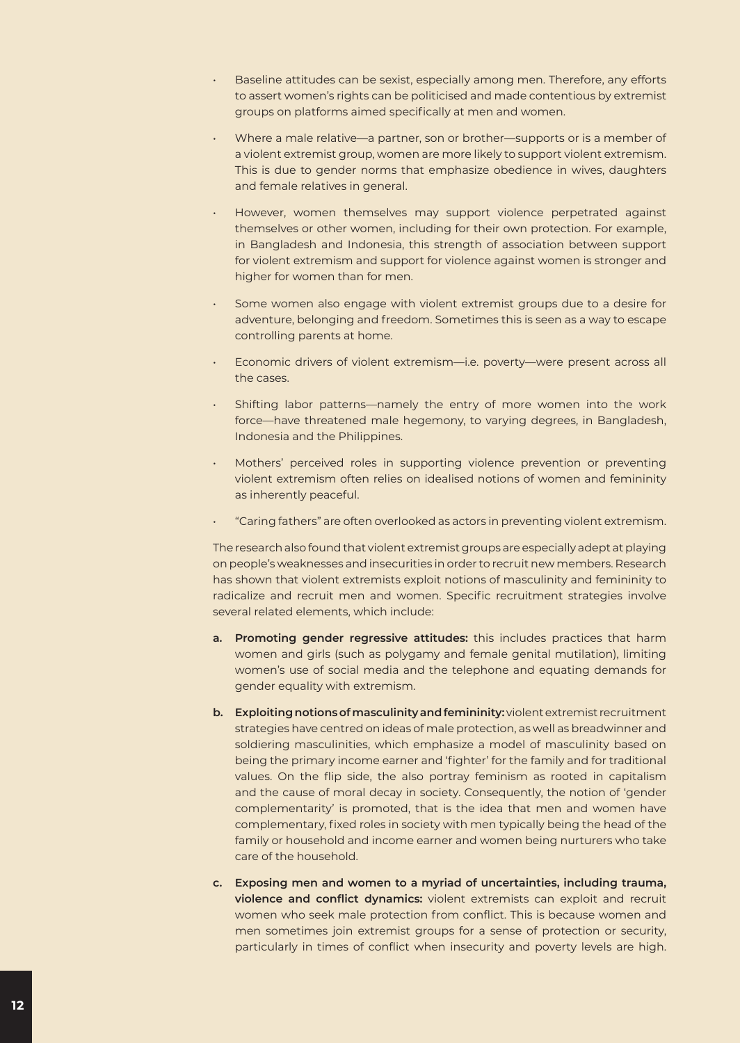- Baseline attitudes can be sexist, especially among men. Therefore, any efforts to assert women's rights can be politicised and made contentious by extremist groups on platforms aimed specifically at men and women.
- Where a male relative—a partner, son or brother—supports or is a member of a violent extremist group, women are more likely to support violent extremism. This is due to gender norms that emphasize obedience in wives, daughters and female relatives in general.
- However, women themselves may support violence perpetrated against themselves or other women, including for their own protection. For example, in Bangladesh and Indonesia, this strength of association between support for violent extremism and support for violence against women is stronger and higher for women than for men.
- Some women also engage with violent extremist groups due to a desire for adventure, belonging and freedom. Sometimes this is seen as a way to escape controlling parents at home.
- Economic drivers of violent extremism—i.e. poverty—were present across all the cases.
- Shifting labor patterns—namely the entry of more women into the work force—have threatened male hegemony, to varying degrees, in Bangladesh, Indonesia and the Philippines.
- Mothers' perceived roles in supporting violence prevention or preventing violent extremism often relies on idealised notions of women and femininity as inherently peaceful.
- "Caring fathers" are often overlooked as actors in preventing violent extremism.

The research also found that violent extremist groups are especially adept at playing on people's weaknesses and insecurities in order to recruit new members. Research has shown that violent extremists exploit notions of masculinity and femininity to radicalize and recruit men and women. Specific recruitment strategies involve several related elements, which include:

a. **Promoting gender regressive attitudes:** this includes practices that harm women and girls (such as polygamy and female genital mutilation), limiting women's use of social media and the telephone and equating demands for gender equality with extremism.

b. **Exploiting notions of masculinity and femininity:** violent extremist recruitment strategies have centred on ideas of male protection, as well as breadwinner and soldiering masculinities, which emphasize a model of masculinity based on being the primary income earner and 'fighter' for the family and for traditional values. On the flip side, the also portray feminism as rooted in capitalism and the cause of moral decay in society. Consequently, the notion of 'gender complementarity' is promoted, that is the idea that men and women have complementary, fixed roles in society with men typically being the head of the family or household and income earner and women being nurturers who take care of the household.

c. **Exposing men and women to a myriad of uncertainties, including trauma, violence and conflict dynamics:** violent extremists can exploit and recruit women who seek male protection from conflict. This is because women and men sometimes join extremist groups for a sense of protection or security, particularly in times of conflict when insecurity and poverty levels are high.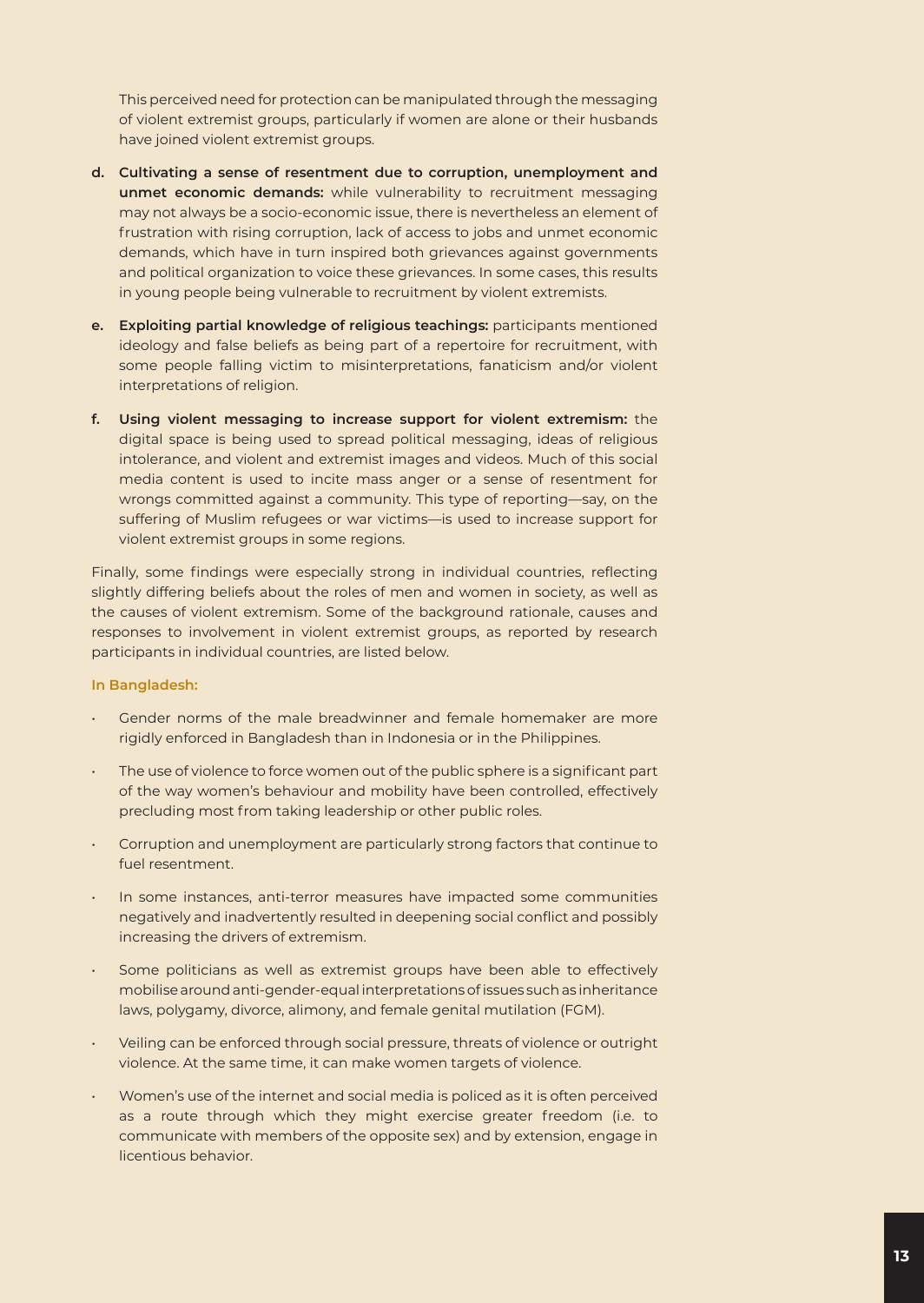This perceived need for protection can be manipulated through the messaging of violent extremist groups, particularly if women are alone or their husbands have joined violent extremist groups.

d. **Cultivating a sense of resentment due to corruption, unemployment and unmet economic demands:** while vulnerability to recruitment messaging may not always be a socio-economic issue, there is nevertheless an element of frustration with rising corruption, lack of access to jobs and unmet economic demands, which have in turn inspired both grievances against governments and political organization to voice these grievances. In some cases, this results in young people being vulnerable to recruitment by violent extremists.

e. **Exploiting partial knowledge of religious teachings:** participants mentioned ideology and false beliefs as being part of a repertoire for recruitment, with some people falling victim to misinterpretations, fanaticism and/or violent interpretations of religion.

f. **Using violent messaging to increase support for violent extremism:** the digital space is being used to spread political messaging, ideas of religious intolerance, and violent and extremist images and videos. Much of this social media content is used to incite mass anger or a sense of resentment for wrongs committed against a community. This type of reporting—say, on the suffering of Muslim refugees or war victims—is used to increase support for violent extremist groups in some regions.

Finally, some findings were especially strong in individual countries, reflecting slightly differing beliefs about the roles of men and women in society, as well as the causes of violent extremism. Some of the background rationale, causes and responses to involvement in violent extremist groups, as reported by research participants in individual countries, are listed below.

#### In Bangladesh:

- Gender norms of the male breadwinner and female homemaker are more rigidly enforced in Bangladesh than in Indonesia or in the Philippines.
- The use of violence to force women out of the public sphere is a significant part of the way women's behaviour and mobility have been controlled, effectively precluding most from taking leadership or other public roles.
- Corruption and unemployment are particularly strong factors that continue to fuel resentment.
- In some instances, anti-terror measures have impacted some communities negatively and inadvertently resulted in deepening social conflict and possibly increasing the drivers of extremism.
- Some politicians as well as extremist groups have been able to effectively mobilise around anti-gender-equal interpretations of issues such as inheritance laws, polygamy, divorce, alimony, and female genital mutilation (FGM).
- Veiling can be enforced through social pressure, threats of violence or outright violence. At the same time, it can make women targets of violence.
- Women's use of the internet and social media is policed as it is often perceived as a route through which they might exercise greater freedom (i.e. to communicate with members of the opposite sex) and by extension, engage in licentious behavior.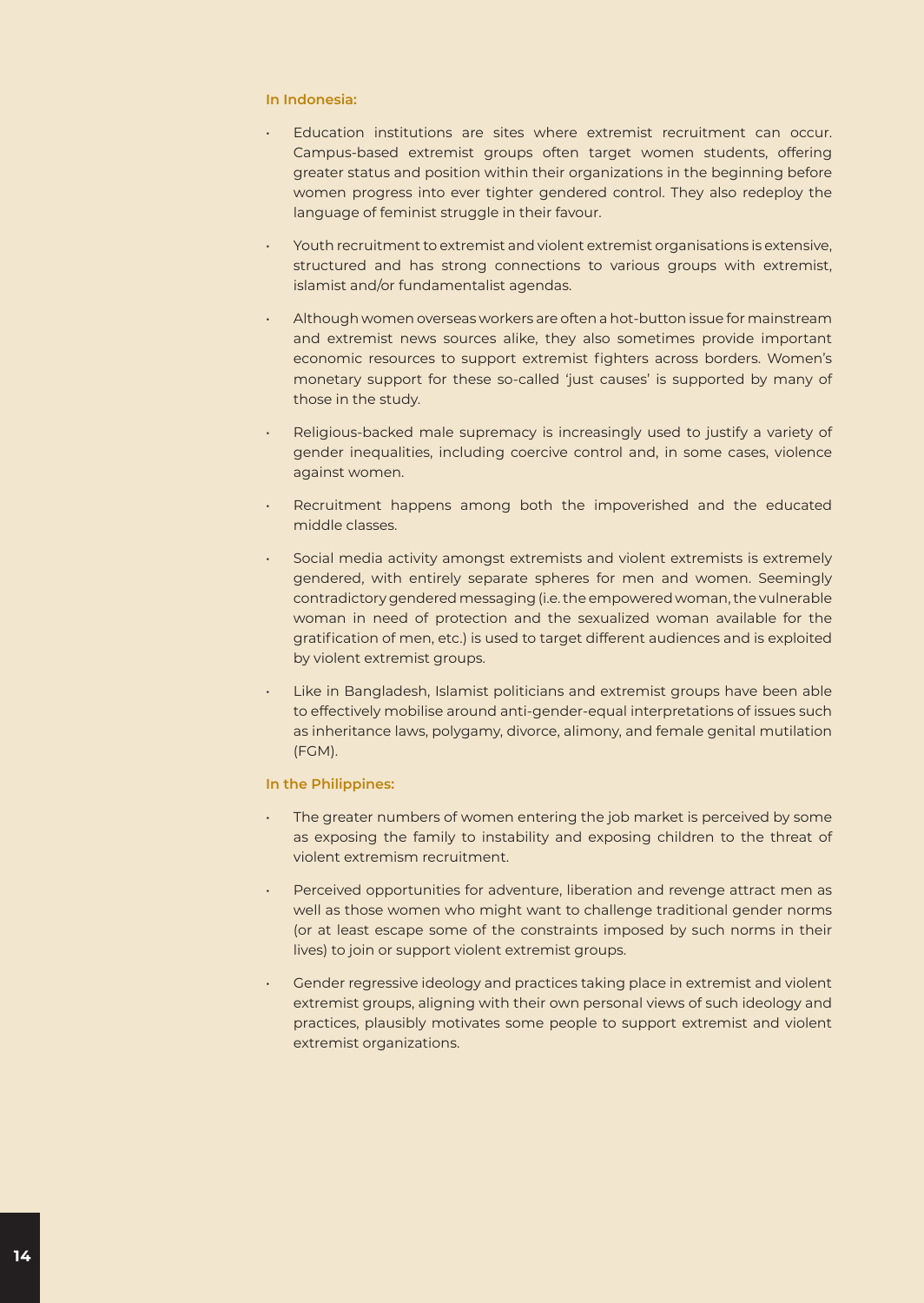**In Indonesia:**

- Education institutions are sites where extremist recruitment can occur. Campus-based extremist groups often target women students, offering greater status and position within their organizations in the beginning before women progress into ever tighter gendered control. They also redeploy the language of feminist struggle in their favour.
- Youth recruitment to extremist and violent extremist organisations is extensive, structured and has strong connections to various groups with extremist, islamist and/or fundamentalist agendas.
- Although women overseas workers are often a hot-button issue for mainstream and extremist news sources alike, they also sometimes provide important economic resources to support extremist fighters across borders. Women's monetary support for these so-called 'just causes' is supported by many of those in the study.
- Religious-backed male supremacy is increasingly used to justify a variety of gender inequalities, including coercive control and, in some cases, violence against women.
- Recruitment happens among both the impoverished and the educated middle classes.
- Social media activity amongst extremists and violent extremists is extremely gendered, with entirely separate spheres for men and women. Seemingly contradictory gendered messaging (i.e. the empowered woman, the vulnerable woman in need of protection and the sexualized woman available for the gratification of men, etc.) is used to target different audiences and is exploited by violent extremist groups.
- Like in Bangladesh, Islamist politicians and extremist groups have been able to effectively mobilise around anti-gender-equal interpretations of issues such as inheritance laws, polygamy, divorce, alimony, and female genital mutilation (FGM).

**In the Philippines:**

- The greater numbers of women entering the job market is perceived by some as exposing the family to instability and exposing children to the threat of violent extremism recruitment.
- Perceived opportunities for adventure, liberation and revenge attract men as well as those women who might want to challenge traditional gender norms (or at least escape some of the constraints imposed by such norms in their lives) to join or support violent extremist groups.
- Gender regressive ideology and practices taking place in extremist and violent extremist groups, aligning with their own personal views of such ideology and practices, plausibly motivates some people to support extremist and violent extremist organizations.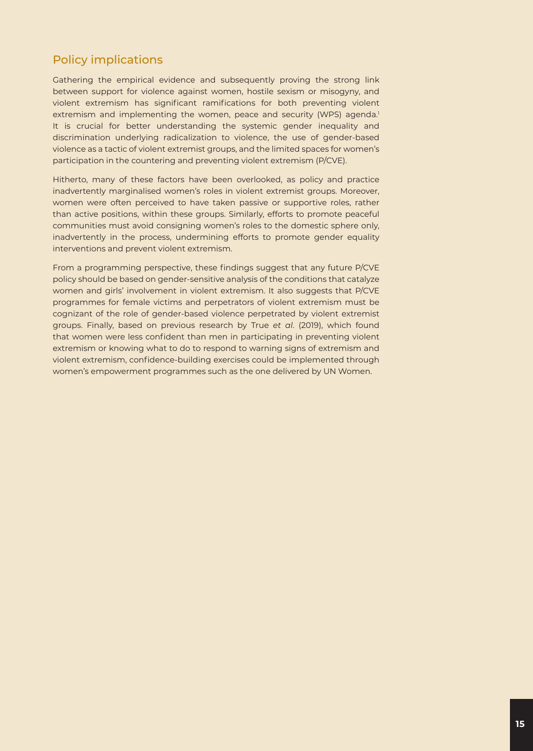## Policy implications

Gathering the empirical evidence and subsequently proving the strong link between support for violence against women, hostile sexism or misogyny, and violent extremism has significant ramifications for both preventing violent extremism and implementing the women, peace and security (WPS) agenda.[1] It is crucial for better understanding the systemic gender inequality and discrimination underlying radicalization to violence, the use of gender-based violence as a tactic of violent extremist groups, and the limited spaces for women's participation in the countering and preventing violent extremism (P/CVE).

Hitherto, many of these factors have been overlooked, as policy and practice inadvertently marginalised women's roles in violent extremist groups. Moreover, women were often perceived to have taken passive or supportive roles, rather than active positions, within these groups. Similarly, efforts to promote peaceful communities must avoid consigning women's roles to the domestic sphere only, inadvertently in the process, undermining efforts to promote gender equality interventions and prevent violent extremism.

From a programming perspective, these findings suggest that any future P/CVE policy should be based on gender-sensitive analysis of the conditions that catalyze women and girls' involvement in violent extremism. It also suggests that P/CVE programmes for female victims and perpetrators of violent extremism must be cognizant of the role of gender-based violence perpetrated by violent extremist groups. Finally, based on previous research by True *et al*. (2019), which found that women were less confident than men in participating in preventing violent extremism or knowing what to do to respond to warning signs of extremism and violent extremism, confidence-building exercises could be implemented through women's empowerment programmes such as the one delivered by UN Women.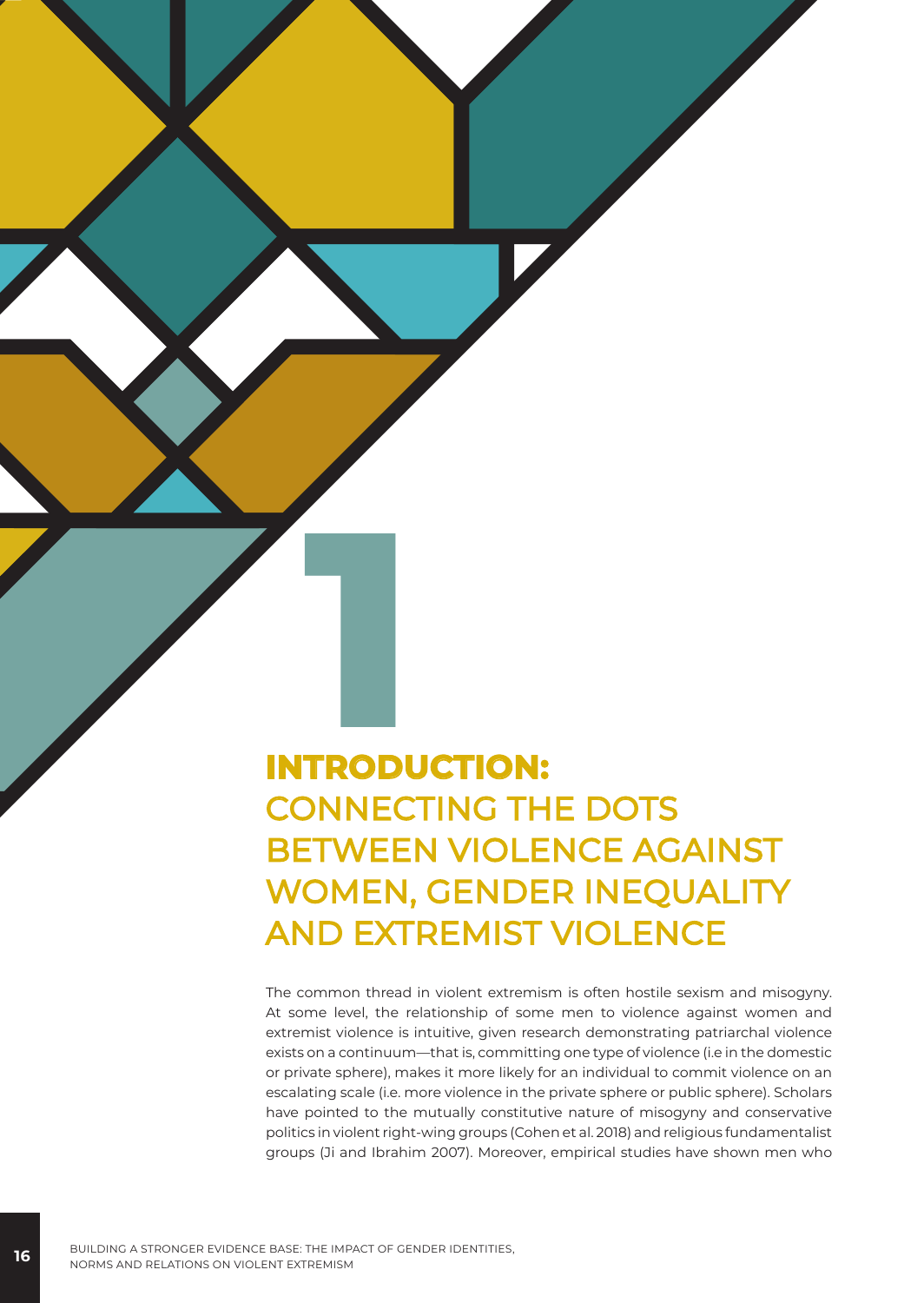# 1 INTRODUCTION: CONNECTING THE DOTS BETWEEN VIOLENCE AGAINST WOMEN, GENDER INEQUALITY AND EXTREMIST VIOLENCE

The common thread in violent extremism is often hostile sexism and misogyny. At some level, the relationship of some men to violence against women and extremist violence is intuitive, given research demonstrating patriarchal violence exists on a continuum—that is, committing one type of violence (i.e in the domestic or private sphere), makes it more likely for an individual to commit violence on an escalating scale (i.e. more violence in the private sphere or public sphere). Scholars have pointed to the mutually constitutive nature of misogyny and conservative politics in violent right-wing groups (Cohen et al. 2018) and religious fundamentalist groups (Ji and Ibrahim 2007). Moreover, empirical studies have shown men who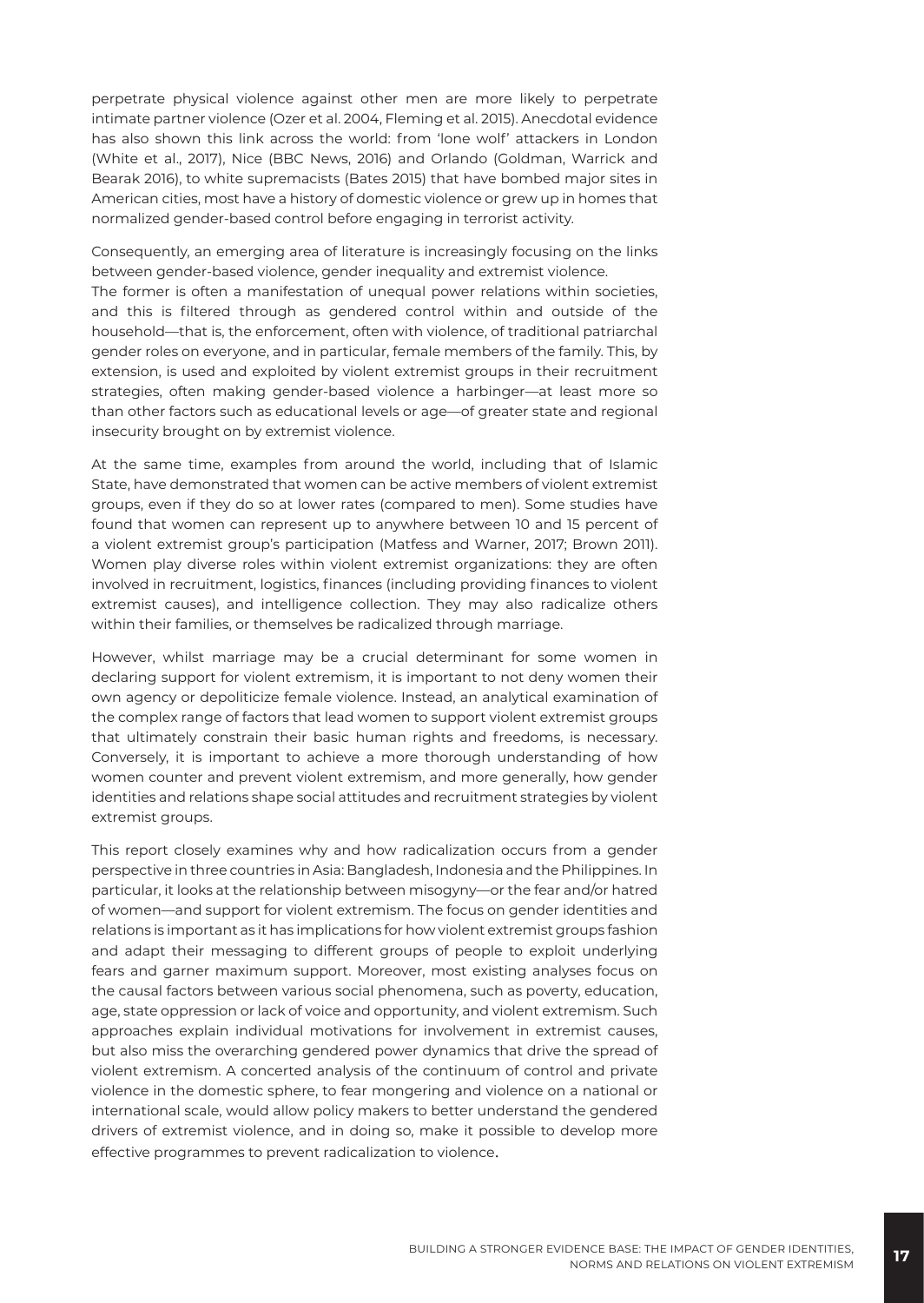perpetrate physical violence against other men are more likely to perpetrate intimate partner violence (Ozer et al. 2004, Fleming et al. 2015). Anecdotal evidence has also shown this link across the world: from 'lone wolf' attackers in London (White et al., 2017), Nice (BBC News, 2016) and Orlando (Goldman, Warrick and Bearak 2016), to white supremacists (Bates 2015) that have bombed major sites in American cities, most have a history of domestic violence or grew up in homes that normalized gender-based control before engaging in terrorist activity.

Consequently, an emerging area of literature is increasingly focusing on the links between gender-based violence, gender inequality and extremist violence. The former is often a manifestation of unequal power relations within societies, and this is filtered through as gendered control within and outside of the household—that is, the enforcement, often with violence, of traditional patriarchal gender roles on everyone, and in particular, female members of the family. This, by extension, is used and exploited by violent extremist groups in their recruitment strategies, often making gender-based violence a harbinger—at least more so than other factors such as educational levels or age—of greater state and regional insecurity brought on by extremist violence.

At the same time, examples from around the world, including that of Islamic State, have demonstrated that women can be active members of violent extremist groups, even if they do so at lower rates (compared to men). Some studies have found that women can represent up to anywhere between 10 and 15 percent of a violent extremist group's participation (Matfess and Warner, 2017; Brown 2011). Women play diverse roles within violent extremist organizations: they are often involved in recruitment, logistics, finances (including providing finances to violent extremist causes), and intelligence collection. They may also radicalize others within their families, or themselves be radicalized through marriage.

However, whilst marriage may be a crucial determinant for some women in declaring support for violent extremism, it is important to not deny women their own agency or depoliticize female violence. Instead, an analytical examination of the complex range of factors that lead women to support violent extremist groups that ultimately constrain their basic human rights and freedoms, is necessary. Conversely, it is important to achieve a more thorough understanding of how women counter and prevent violent extremism, and more generally, how gender identities and relations shape social attitudes and recruitment strategies by violent extremist groups.

This report closely examines why and how radicalization occurs from a gender perspective in three countries in Asia: Bangladesh, Indonesia and the Philippines. In particular, it looks at the relationship between misogyny—or the fear and/or hatred of women—and support for violent extremism. The focus on gender identities and relations is important as it has implications for how violent extremist groups fashion and adapt their messaging to different groups of people to exploit underlying fears and garner maximum support. Moreover, most existing analyses focus on the causal factors between various social phenomena, such as poverty, education, age, state oppression or lack of voice and opportunity, and violent extremism. Such approaches explain individual motivations for involvement in extremist causes, but also miss the overarching gendered power dynamics that drive the spread of violent extremism. A concerted analysis of the continuum of control and private violence in the domestic sphere, to fear mongering and violence on a national or international scale, would allow policy makers to better understand the gendered drivers of extremist violence, and in doing so, make it possible to develop more effective programmes to prevent radicalization to violence.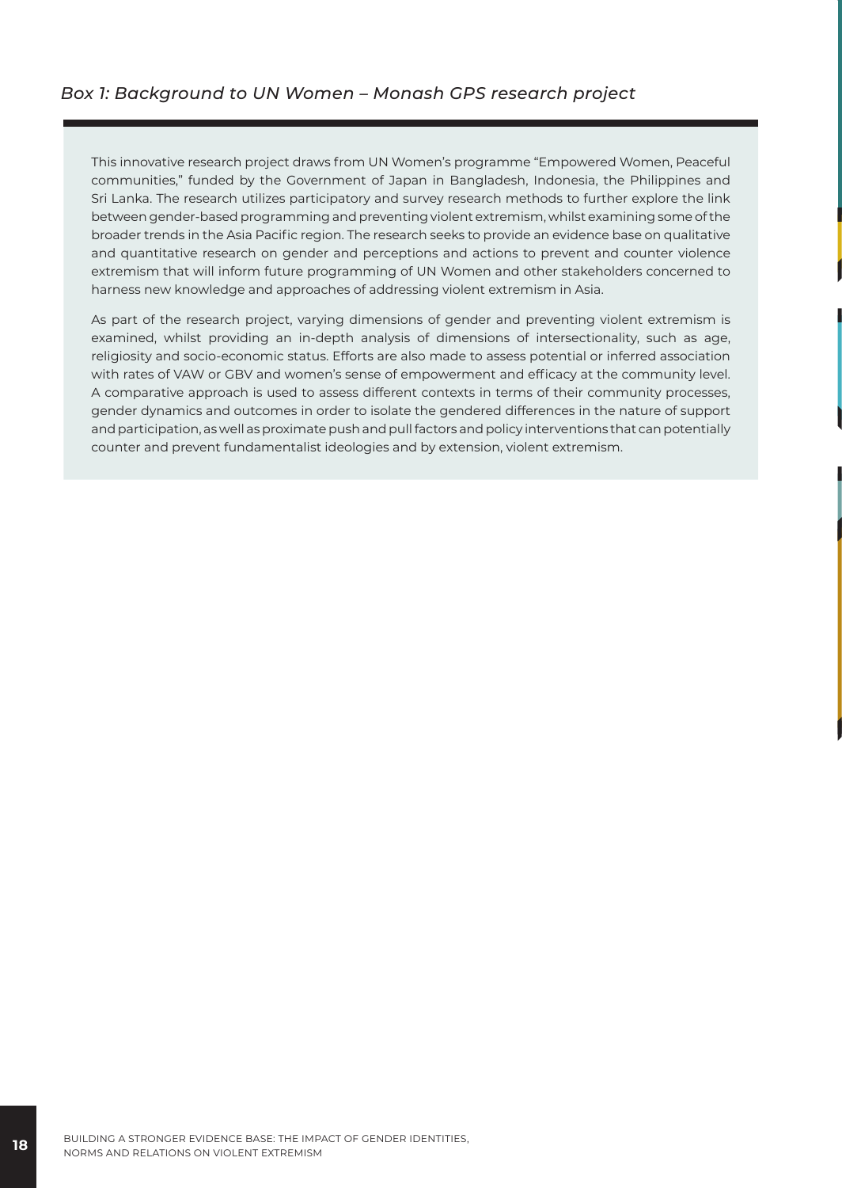*Box 1: Background to UN Women – Monash GPS research project*

This innovative research project draws from UN Women's programme "Empowered Women, Peaceful communities," funded by the Government of Japan in Bangladesh, Indonesia, the Philippines and Sri Lanka. The research utilizes participatory and survey research methods to further explore the link between gender-based programming and preventing violent extremism, whilst examining some of the broader trends in the Asia Pacific region. The research seeks to provide an evidence base on qualitative and quantitative research on gender and perceptions and actions to prevent and counter violence extremism that will inform future programming of UN Women and other stakeholders concerned to harness new knowledge and approaches of addressing violent extremism in Asia.

As part of the research project, varying dimensions of gender and preventing violent extremism is examined, whilst providing an in-depth analysis of dimensions of intersectionality, such as age, religiosity and socio-economic status. Efforts are also made to assess potential or inferred association with rates of VAW or GBV and women's sense of empowerment and efficacy at the community level. A comparative approach is used to assess different contexts in terms of their community processes, gender dynamics and outcomes in order to isolate the gendered differences in the nature of support and participation, as well as proximate push and pull factors and policy interventions that can potentially counter and prevent fundamentalist ideologies and by extension, violent extremism.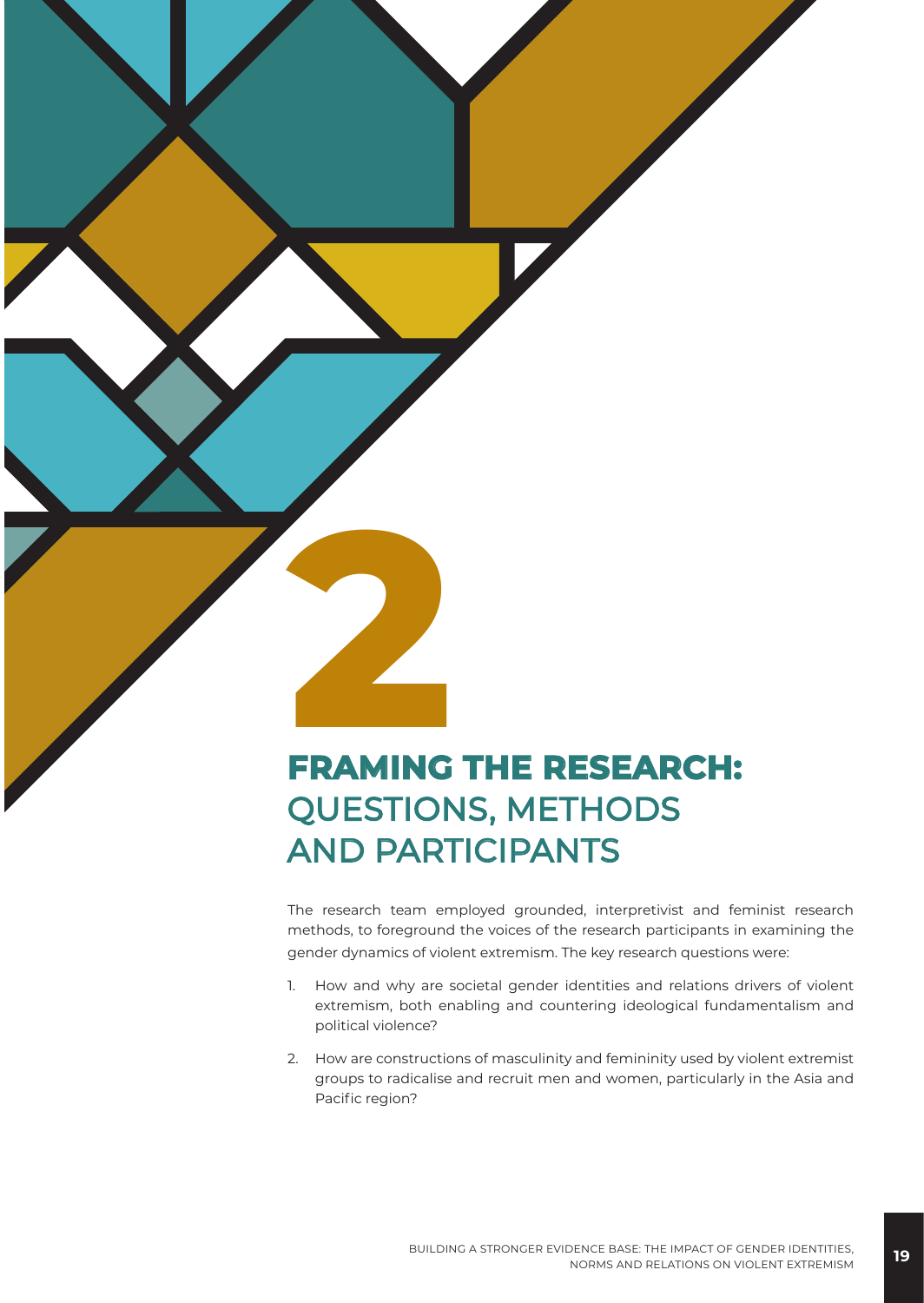# 2

# FRAMING THE RESEARCH: QUESTIONS, METHODS AND PARTICIPANTS

The research team employed grounded, interpretivist and feminist research methods, to foreground the voices of the research participants in examining the gender dynamics of violent extremism. The key research questions were:

1. How and why are societal gender identities and relations drivers of violent extremism, both enabling and countering ideological fundamentalism and political violence?
2. How are constructions of masculinity and femininity used by violent extremist groups to radicalise and recruit men and women, particularly in the Asia and Pacific region?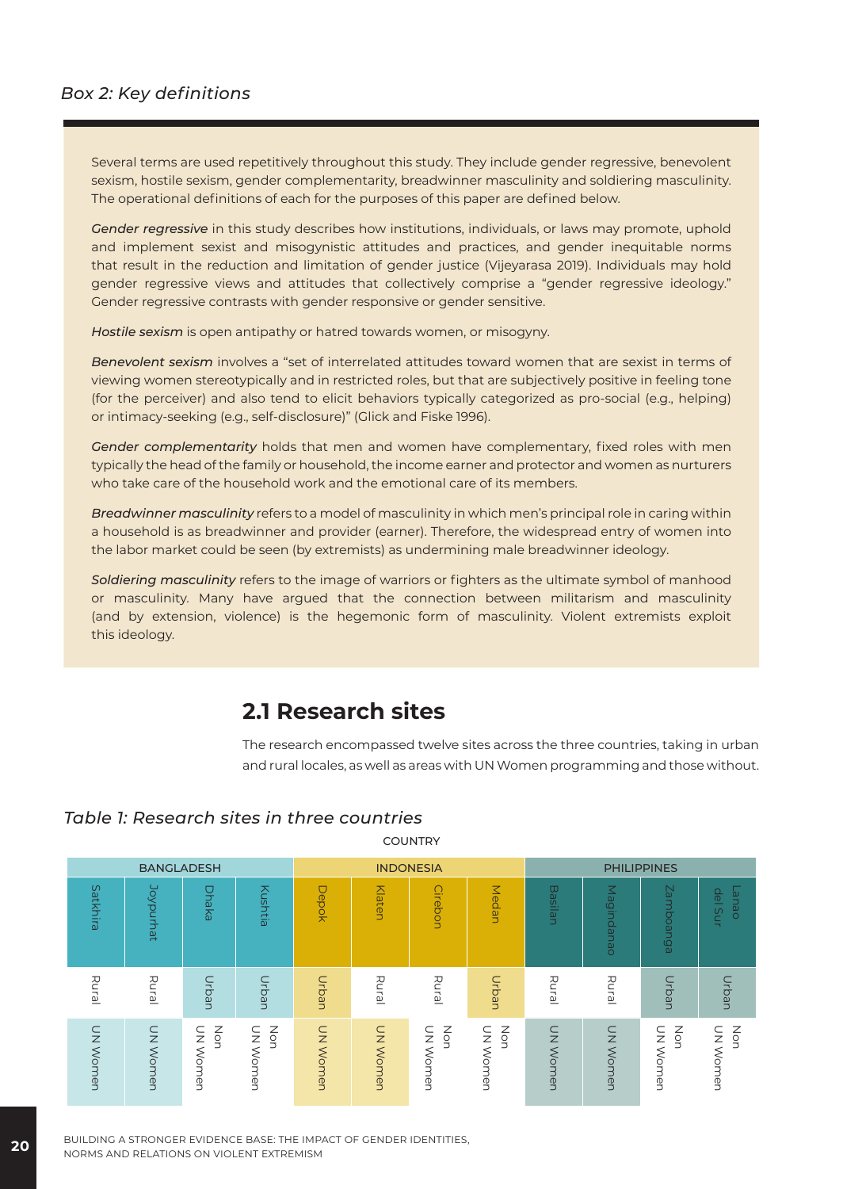### *Box 2: Key definitions*

Several terms are used repetitively throughout this study. They include gender regressive, benevolent sexism, hostile sexism, gender complementarity, breadwinner masculinity and soldiering masculinity. The operational definitions of each for the purposes of this paper are defined below.

*Gender regressive* in this study describes how institutions, individuals, or laws may promote, uphold and implement sexist and misogynistic attitudes and practices, and gender inequitable norms that result in the reduction and limitation of gender justice (Vijeyarasa 2019). Individuals may hold gender regressive views and attitudes that collectively comprise a "gender regressive ideology." Gender regressive contrasts with gender responsive or gender sensitive.

*Hostile sexism* is open antipathy or hatred towards women, or misogyny.

*Benevolent sexism* involves a "set of interrelated attitudes toward women that are sexist in terms of viewing women stereotypically and in restricted roles, but that are subjectively positive in feeling tone (for the perceiver) and also tend to elicit behaviors typically categorized as pro-social (e.g., helping) or intimacy-seeking (e.g., self-disclosure)" (Glick and Fiske 1996).

*Gender complementarity* holds that men and women have complementary, fixed roles with men typically the head of the family or household, the income earner and protector and women as nurturers who take care of the household work and the emotional care of its members.

*Breadwinner masculinity* refers to a model of masculinity in which men's principal role in caring within a household is as breadwinner and provider (earner). Therefore, the widespread entry of women into the labor market could be seen (by extremists) as undermining male breadwinner ideology.

*Soldiering masculinity* refers to the image of warriors or fighters as the ultimate symbol of manhood or masculinity. Many have argued that the connection between militarism and masculinity (and by extension, violence) is the hegemonic form of masculinity. Violent extremists exploit this ideology.

## 2.1 Research sites

The research encompassed twelve sites across the three countries, taking in urban and rural locales, as well as areas with UN Women programming and those without.

### *Table 1: Research sites in three countries*

COUNTRY

| BANGLADESH | | | | INDONESIA | | | | PHILIPPINES | | | |
|---|---|---|---|---|---|---|---|---|---|---|---|
| Satkhira | Joypurhat | Dhaka | Kushtia | Depok | Klaten | Cirebon | Medan | Basilan | Magindanao | Zamboanga | Lanao del Sur |
| Rural | Rural | Urban | Urban | Urban | Rural | Rural | Urban | Rural | Rural | Urban | Urban |
| UN Women | UN Women | Non UN Women | Non UN Women | UN Women | UN Women | Non UN Women | Non UN Women | UN Women | UN Women | Non UN Women | Non UN Women |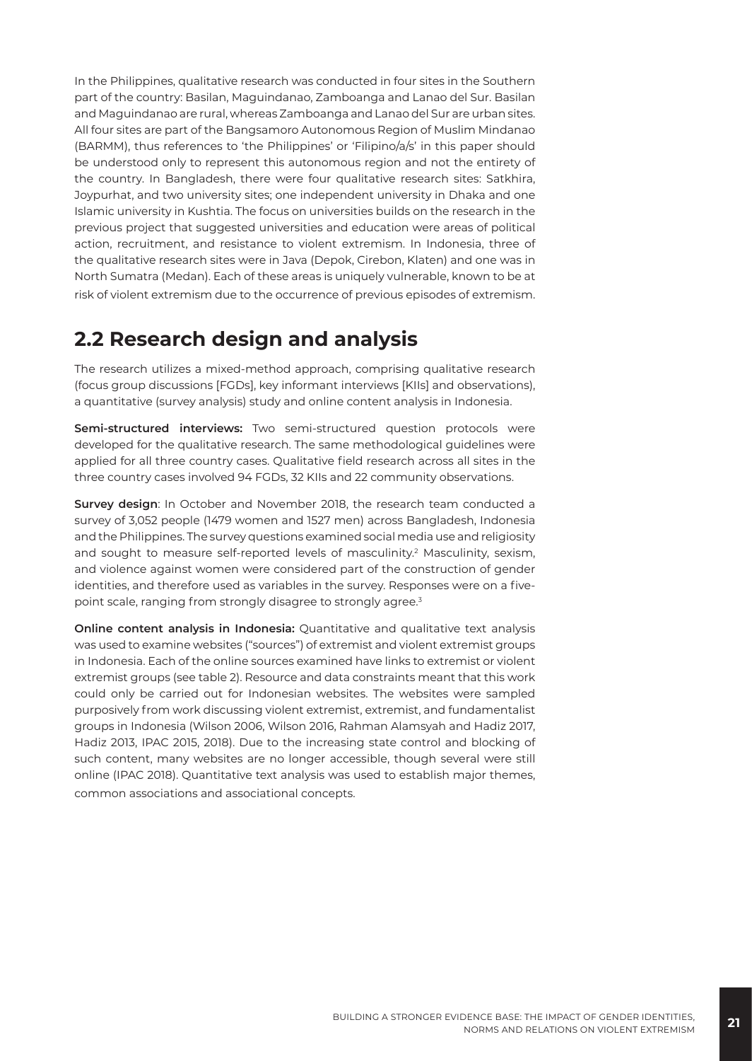In the Philippines, qualitative research was conducted in four sites in the Southern part of the country: Basilan, Maguindanao, Zamboanga and Lanao del Sur. Basilan and Maguindanao are rural, whereas Zamboanga and Lanao del Sur are urban sites. All four sites are part of the Bangsamoro Autonomous Region of Muslim Mindanao (BARMM), thus references to 'the Philippines' or 'Filipino/a/s' in this paper should be understood only to represent this autonomous region and not the entirety of the country. In Bangladesh, there were four qualitative research sites: Satkhira, Joypurhat, and two university sites; one independent university in Dhaka and one Islamic university in Kushtia. The focus on universities builds on the research in the previous project that suggested universities and education were areas of political action, recruitment, and resistance to violent extremism. In Indonesia, three of the qualitative research sites were in Java (Depok, Cirebon, Klaten) and one was in North Sumatra (Medan). Each of these areas is uniquely vulnerable, known to be at risk of violent extremism due to the occurrence of previous episodes of extremism.

## 2.2 Research design and analysis

The research utilizes a mixed-method approach, comprising qualitative research (focus group discussions [FGDs], key informant interviews [KIIs] and observations), a quantitative (survey analysis) study and online content analysis in Indonesia.

**Semi-structured interviews:** Two semi-structured question protocols were developed for the qualitative research. The same methodological guidelines were applied for all three country cases. Qualitative field research across all sites in the three country cases involved 94 FGDs, 32 KIIs and 22 community observations.

**Survey design**: In October and November 2018, the research team conducted a survey of 3,052 people (1479 women and 1527 men) across Bangladesh, Indonesia and the Philippines. The survey questions examined social media use and religiosity and sought to measure self-reported levels of masculinity.[2] Masculinity, sexism, and violence against women were considered part of the construction of gender identities, and therefore used as variables in the survey. Responses were on a five-point scale, ranging from strongly disagree to strongly agree.[3]

**Online content analysis in Indonesia:** Quantitative and qualitative text analysis was used to examine websites ("sources") of extremist and violent extremist groups in Indonesia. Each of the online sources examined have links to extremist or violent extremist groups (see table 2). Resource and data constraints meant that this work could only be carried out for Indonesian websites. The websites were sampled purposively from work discussing violent extremist, extremist, and fundamentalist groups in Indonesia (Wilson 2006, Wilson 2016, Rahman Alamsyah and Hadiz 2017, Hadiz 2013, IPAC 2015, 2018). Due to the increasing state control and blocking of such content, many websites are no longer accessible, though several were still online (IPAC 2018). Quantitative text analysis was used to establish major themes, common associations and associational concepts.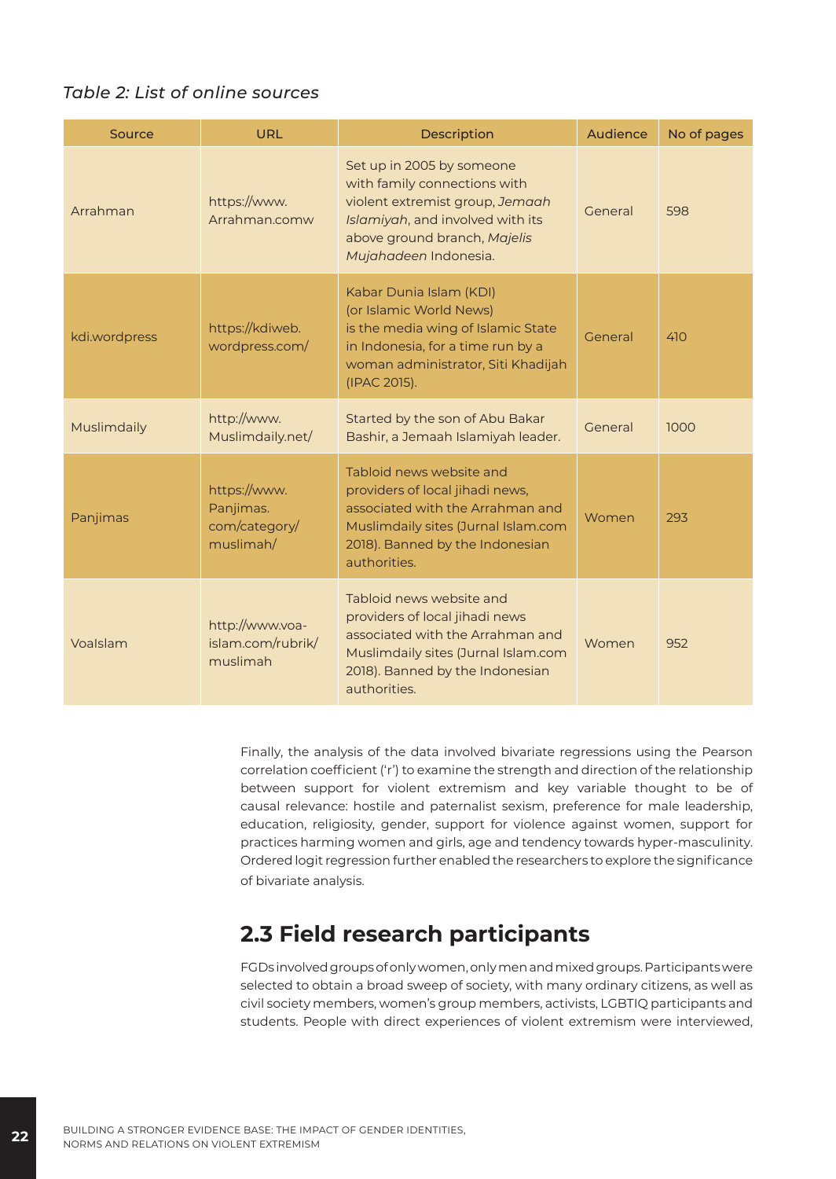*Table 2: List of online sources*

| Source | URL | Description | Audience | No of pages |
|---|---|---|---|---|
| Arrahman | https://www.Arrahman.comw | Set up in 2005 by someone with family connections with violent extremist group, *Jemaah Islamiyah*, and involved with its above ground branch, *Majelis Mujahadeen* Indonesia. | General | 598 |
| kdi.wordpress | https://kdiweb.wordpress.com/ | Kabar Dunia Islam (KDI) (or Islamic World News) is the media wing of Islamic State in Indonesia, for a time run by a woman administrator, Siti Khadijah (IPAC 2015). | General | 410 |
| Muslimdaily | http://www.Muslimdaily.net/ | Started by the son of Abu Bakar Bashir, a Jemaah Islamiyah leader. | General | 1000 |
| Panjimas | https://www.Panjimas.com/category/muslimah/ | Tabloid news website and providers of local jihadi news, associated with the Arrahman and Muslimdaily sites (Jurnal Islam.com 2018). Banned by the Indonesian authorities. | Women | 293 |
| VoaIslam | http://www.voa-islam.com/rubrik/muslimah | Tabloid news website and providers of local jihadi news associated with the Arrahman and Muslimdaily sites (Jurnal Islam.com 2018). Banned by the Indonesian authorities. | Women | 952 |

Finally, the analysis of the data involved bivariate regressions using the Pearson correlation coefficient ('r') to examine the strength and direction of the relationship between support for violent extremism and key variable thought to be of causal relevance: hostile and paternalist sexism, preference for male leadership, education, religiosity, gender, support for violence against women, support for practices harming women and girls, age and tendency towards hyper-masculinity. Ordered logit regression further enabled the researchers to explore the significance of bivariate analysis.

## 2.3 Field research participants

FGDs involved groups of only women, only men and mixed groups. Participants were selected to obtain a broad sweep of society, with many ordinary citizens, as well as civil society members, women's group members, activists, LGBTIQ participants and students. People with direct experiences of violent extremism were interviewed,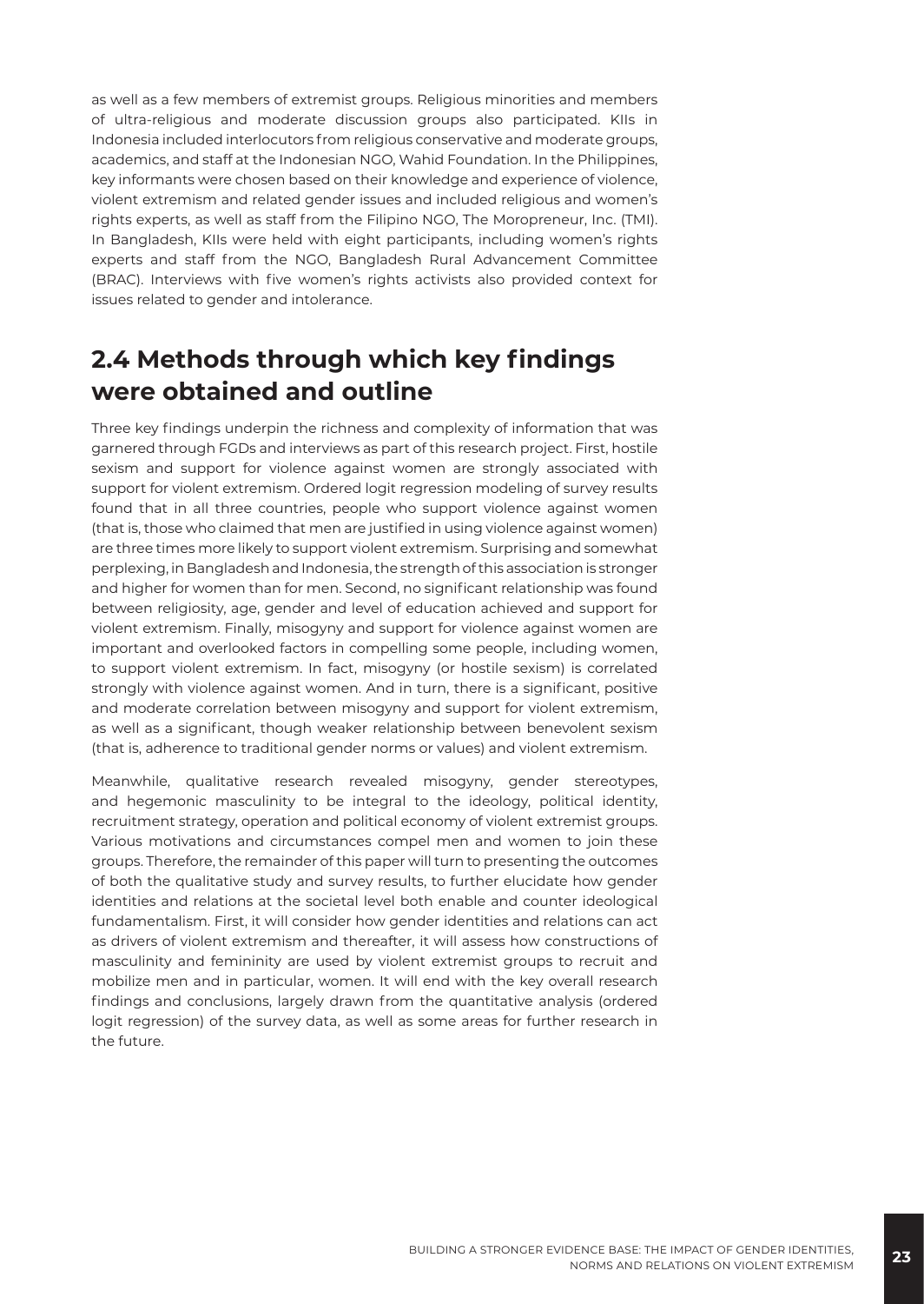as well as a few members of extremist groups. Religious minorities and members of ultra-religious and moderate discussion groups also participated. KIIs in Indonesia included interlocutors from religious conservative and moderate groups, academics, and staff at the Indonesian NGO, Wahid Foundation. In the Philippines, key informants were chosen based on their knowledge and experience of violence, violent extremism and related gender issues and included religious and women's rights experts, as well as staff from the Filipino NGO, The Moropreneur, Inc. (TMI). In Bangladesh, KIIs were held with eight participants, including women's rights experts and staff from the NGO, Bangladesh Rural Advancement Committee (BRAC). Interviews with five women's rights activists also provided context for issues related to gender and intolerance.

## 2.4 Methods through which key findings were obtained and outline

Three key findings underpin the richness and complexity of information that was garnered through FGDs and interviews as part of this research project. First, hostile sexism and support for violence against women are strongly associated with support for violent extremism. Ordered logit regression modeling of survey results found that in all three countries, people who support violence against women (that is, those who claimed that men are justified in using violence against women) are three times more likely to support violent extremism. Surprising and somewhat perplexing, in Bangladesh and Indonesia, the strength of this association is stronger and higher for women than for men. Second, no significant relationship was found between religiosity, age, gender and level of education achieved and support for violent extremism. Finally, misogyny and support for violence against women are important and overlooked factors in compelling some people, including women, to support violent extremism. In fact, misogyny (or hostile sexism) is correlated strongly with violence against women. And in turn, there is a significant, positive and moderate correlation between misogyny and support for violent extremism, as well as a significant, though weaker relationship between benevolent sexism (that is, adherence to traditional gender norms or values) and violent extremism.

Meanwhile, qualitative research revealed misogyny, gender stereotypes, and hegemonic masculinity to be integral to the ideology, political identity, recruitment strategy, operation and political economy of violent extremist groups. Various motivations and circumstances compel men and women to join these groups. Therefore, the remainder of this paper will turn to presenting the outcomes of both the qualitative study and survey results, to further elucidate how gender identities and relations at the societal level both enable and counter ideological fundamentalism. First, it will consider how gender identities and relations can act as drivers of violent extremism and thereafter, it will assess how constructions of masculinity and femininity are used by violent extremist groups to recruit and mobilize men and in particular, women. It will end with the key overall research findings and conclusions, largely drawn from the quantitative analysis (ordered logit regression) of the survey data, as well as some areas for further research in the future.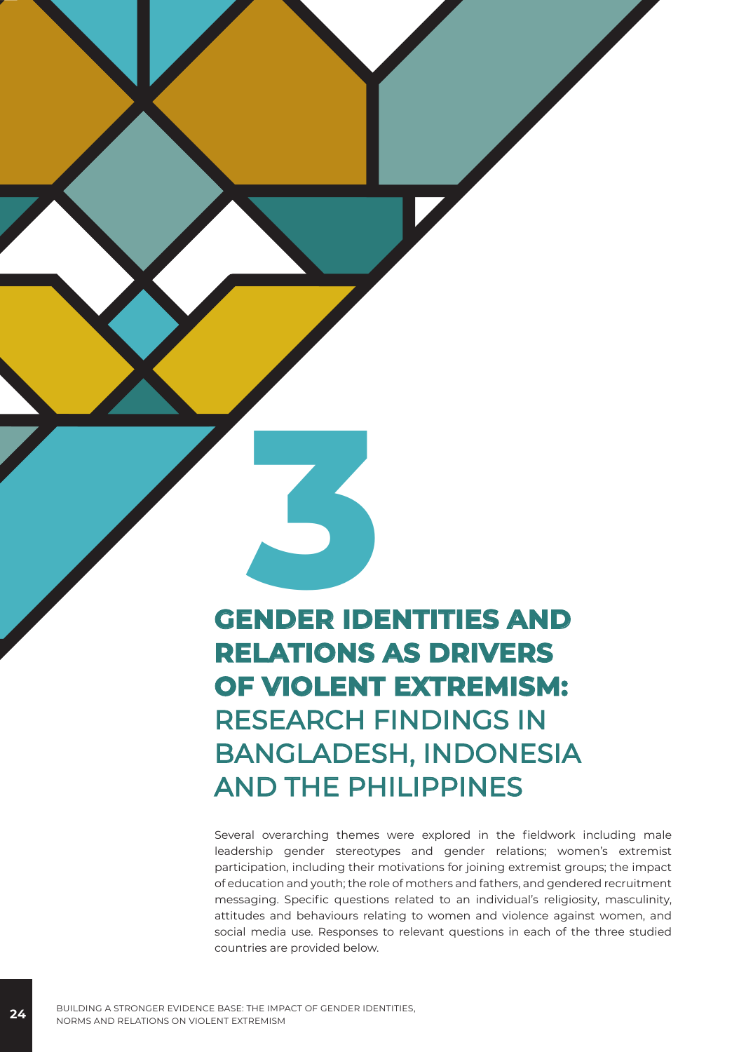# 3

# GENDER IDENTITIES AND RELATIONS AS DRIVERS OF VIOLENT EXTREMISM: RESEARCH FINDINGS IN BANGLADESH, INDONESIA AND THE PHILIPPINES

Several overarching themes were explored in the fieldwork including male leadership gender stereotypes and gender relations; women's extremist participation, including their motivations for joining extremist groups; the impact of education and youth; the role of mothers and fathers, and gendered recruitment messaging. Specific questions related to an individual's religiosity, masculinity, attitudes and behaviours relating to women and violence against women, and social media use. Responses to relevant questions in each of the three studied countries are provided below.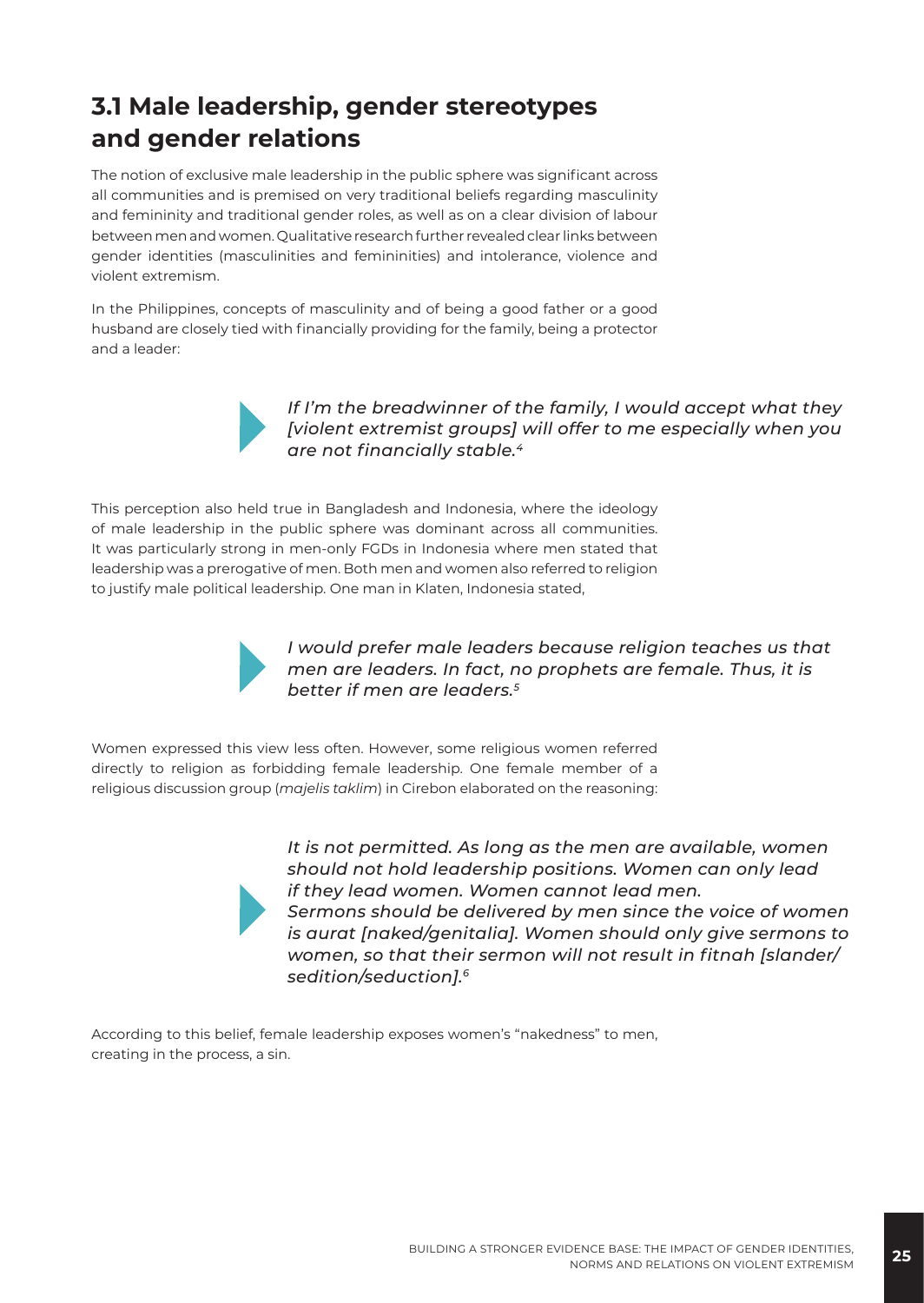## 3.1 Male leadership, gender stereotypes and gender relations

The notion of exclusive male leadership in the public sphere was significant across all communities and is premised on very traditional beliefs regarding masculinity and femininity and traditional gender roles, as well as on a clear division of labour between men and women. Qualitative research further revealed clear links between gender identities (masculinities and femininities) and intolerance, violence and violent extremism.

In the Philippines, concepts of masculinity and of being a good father or a good husband are closely tied with financially providing for the family, being a protector and a leader:

> *If I'm the breadwinner of the family, I would accept what they [violent extremist groups] will offer to me especially when you are not financially stable.*[4]

This perception also held true in Bangladesh and Indonesia, where the ideology of male leadership in the public sphere was dominant across all communities. It was particularly strong in men-only FGDs in Indonesia where men stated that leadership was a prerogative of men. Both men and women also referred to religion to justify male political leadership. One man in Klaten, Indonesia stated,

> *I would prefer male leaders because religion teaches us that men are leaders. In fact, no prophets are female. Thus, it is better if men are leaders.*[5]

Women expressed this view less often. However, some religious women referred directly to religion as forbidding female leadership. One female member of a religious discussion group (*majelis taklim*) in Cirebon elaborated on the reasoning:

> *It is not permitted. As long as the men are available, women should not hold leadership positions. Women can only lead if they lead women. Women cannot lead men.*
> *Sermons should be delivered by men since the voice of women is aurat [naked/genitalia]. Women should only give sermons to women, so that their sermon will not result in fitnah [slander/sedition/seduction].*[6]

According to this belief, female leadership exposes women's "nakedness" to men, creating in the process, a sin.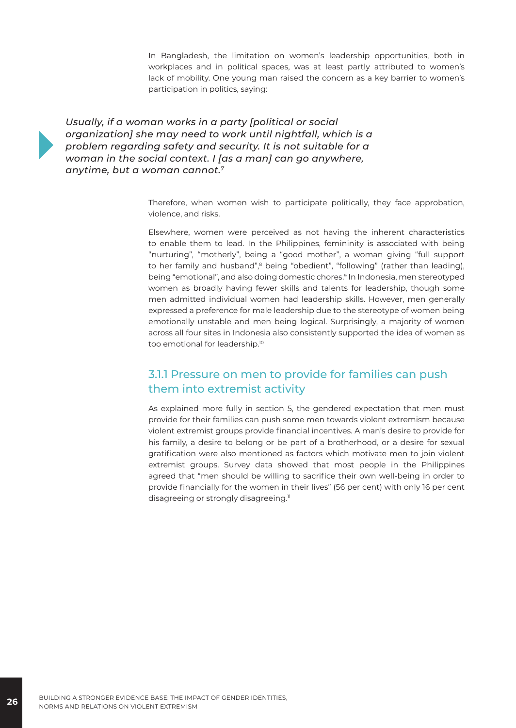In Bangladesh, the limitation on women's leadership opportunities, both in workplaces and in political spaces, was at least partly attributed to women's lack of mobility. One young man raised the concern as a key barrier to women's participation in politics, saying:

> *Usually, if a woman works in a party [political or social organization] she may need to work until nightfall, which is a problem regarding safety and security. It is not suitable for a woman in the social context. I [as a man] can go anywhere, anytime, but a woman cannot.*[7]

Therefore, when women wish to participate politically, they face approbation, violence, and risks.

Elsewhere, women were perceived as not having the inherent characteristics to enable them to lead. In the Philippines, femininity is associated with being "nurturing", "motherly", being a "good mother", a woman giving "full support to her family and husband",[8] being "obedient", "following" (rather than leading), being "emotional", and also doing domestic chores.[9] In Indonesia, men stereotyped women as broadly having fewer skills and talents for leadership, though some men admitted individual women had leadership skills. However, men generally expressed a preference for male leadership due to the stereotype of women being emotionally unstable and men being logical. Surprisingly, a majority of women across all four sites in Indonesia also consistently supported the idea of women as too emotional for leadership.[10]

### 3.1.1 Pressure on men to provide for families can push them into extremist activity

As explained more fully in section 5, the gendered expectation that men must provide for their families can push some men towards violent extremism because violent extremist groups provide financial incentives. A man's desire to provide for his family, a desire to belong or be part of a brotherhood, or a desire for sexual gratification were also mentioned as factors which motivate men to join violent extremist groups. Survey data showed that most people in the Philippines agreed that "men should be willing to sacrifice their own well-being in order to provide financially for the women in their lives" (56 per cent) with only 16 per cent disagreeing or strongly disagreeing.[11]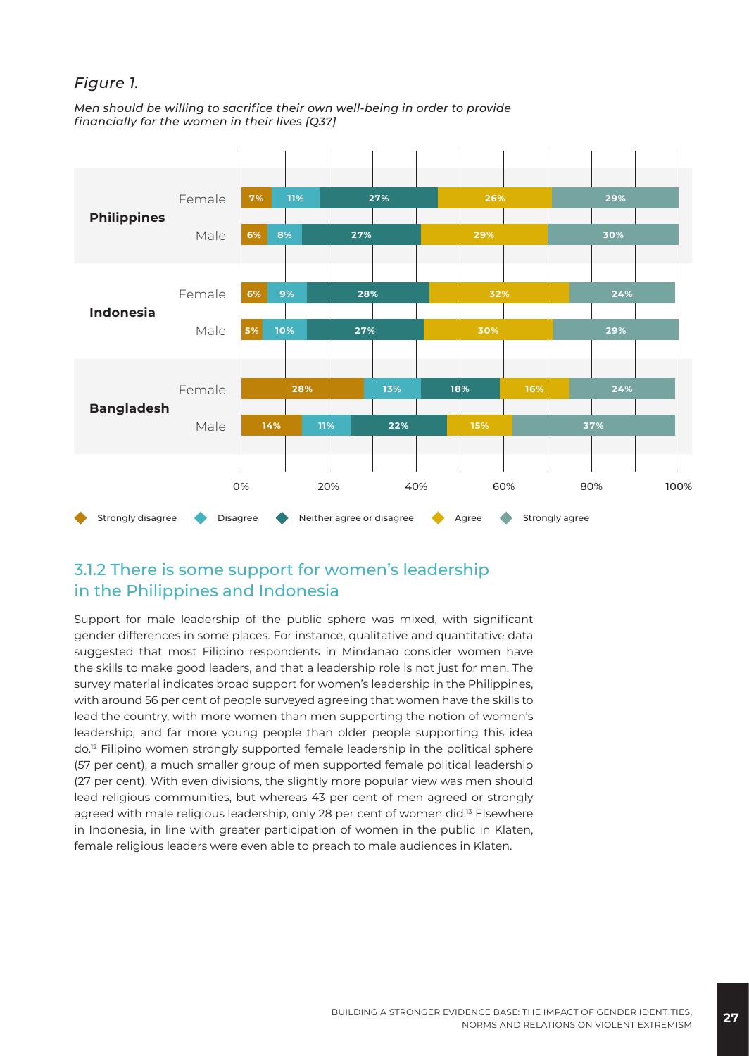*Figure 1.*

*Men should be willing to sacrifice their own well-being in order to provide financially for the women in their lives [Q37]*

| Country | Gender | Strongly disagree | Disagree | Neither agree or disagree | Agree | Strongly agree |
|---|---|---|---|---|---|---|
| Philippines | Female | 7% | 11% | 27% | 26% | 29% |
| | Male | 6% | 8% | 27% | 29% | 30% |
| Indonesia | Female | 6% | 9% | 28% | 32% | 24% |
| | Male | 5% | 10% | 27% | 30% | 29% |
| Bangladesh | Female | 28% | 13% | 18% | 16% | 24% |
| | Male | 14% | 11% | 22% | 15% | 37% |

## 3.1.2 There is some support for women's leadership in the Philippines and Indonesia

Support for male leadership of the public sphere was mixed, with significant gender differences in some places. For instance, qualitative and quantitative data suggested that most Filipino respondents in Mindanao consider women have the skills to make good leaders, and that a leadership role is not just for men. The survey material indicates broad support for women's leadership in the Philippines, with around 56 per cent of people surveyed agreeing that women have the skills to lead the country, with more women than men supporting the notion of women's leadership, and far more young people than older people supporting this idea do.[12] Filipino women strongly supported female leadership in the political sphere (57 per cent), a much smaller group of men supported female political leadership (27 per cent). With even divisions, the slightly more popular view was men should lead religious communities, but whereas 43 per cent of men agreed or strongly agreed with male religious leadership, only 28 per cent of women did.[13] Elsewhere in Indonesia, in line with greater participation of women in the public in Klaten, female religious leaders were even able to preach to male audiences in Klaten.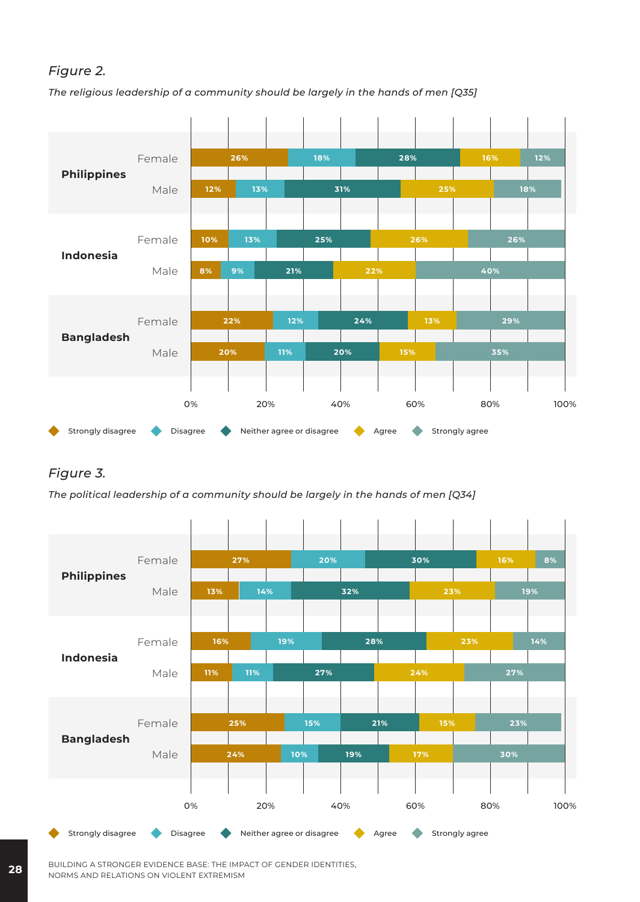*Figure 2.*

*The religious leadership of a community should be largely in the hands of men [Q35]*

| Country | Gender | Strongly disagree | Disagree | Neither agree or disagree | Agree | Strongly agree |
|---|---|---|---|---|---|---|
| Philippines | Female | 26% | 18% | 28% | 16% | 12% |
| Philippines | Male | 12% | 13% | 31% | 25% | 18% |
| Indonesia | Female | 10% | 13% | 25% | 26% | 26% |
| Indonesia | Male | 8% | 9% | 21% | 22% | 40% |
| Bangladesh | Female | 22% | 12% | 24% | 13% | 29% |
| Bangladesh | Male | 20% | 11% | 20% | 15% | 35% |

*Figure 3.*

*The political leadership of a community should be largely in the hands of men [Q34]*

| Country | Gender | Strongly disagree | Disagree | Neither agree or disagree | Agree | Strongly agree |
|---|---|---|---|---|---|---|
| Philippines | Female | 27% | 20% | 30% | 16% | 8% |
| Philippines | Male | 13% | 14% | 32% | 23% | 19% |
| Indonesia | Female | 16% | 19% | 28% | 23% | 14% |
| Indonesia | Male | 11% | 11% | 27% | 24% | 27% |
| Bangladesh | Female | 25% | 15% | 21% | 15% | 23% |
| Bangladesh | Male | 24% | 10% | 19% | 17% | 30% |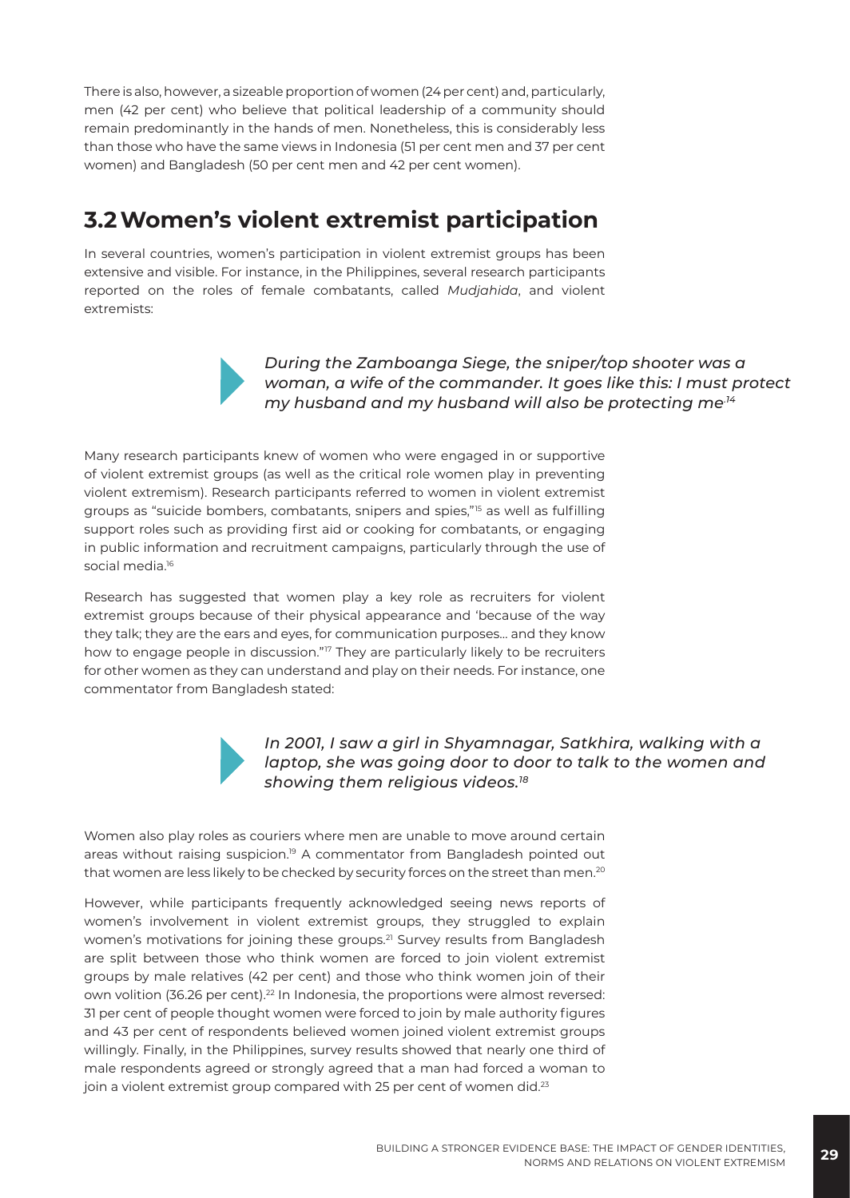There is also, however, a sizeable proportion of women (24 per cent) and, particularly, men (42 per cent) who believe that political leadership of a community should remain predominantly in the hands of men. Nonetheless, this is considerably less than those who have the same views in Indonesia (51 per cent men and 37 per cent women) and Bangladesh (50 per cent men and 42 per cent women).

## 3.2 Women's violent extremist participation

In several countries, women's participation in violent extremist groups has been extensive and visible. For instance, in the Philippines, several research participants reported on the roles of female combatants, called *Mudjahida*, and violent extremists:

> *During the Zamboanga Siege, the sniper/top shooter was a woman, a wife of the commander. It goes like this: I must protect my husband and my husband will also be protecting me.*[14]

Many research participants knew of women who were engaged in or supportive of violent extremist groups (as well as the critical role women play in preventing violent extremism). Research participants referred to women in violent extremist groups as "suicide bombers, combatants, snipers and spies,"[15] as well as fulfilling support roles such as providing first aid or cooking for combatants, or engaging in public information and recruitment campaigns, particularly through the use of social media.[16]

Research has suggested that women play a key role as recruiters for violent extremist groups because of their physical appearance and 'because of the way they talk; they are the ears and eyes, for communication purposes… and they know how to engage people in discussion."[17] They are particularly likely to be recruiters for other women as they can understand and play on their needs. For instance, one commentator from Bangladesh stated:

> *In 2001, I saw a girl in Shyamnagar, Satkhira, walking with a laptop, she was going door to door to talk to the women and showing them religious videos.*[18]

Women also play roles as couriers where men are unable to move around certain areas without raising suspicion.[19] A commentator from Bangladesh pointed out that women are less likely to be checked by security forces on the street than men.[20]

However, while participants frequently acknowledged seeing news reports of women's involvement in violent extremist groups, they struggled to explain women's motivations for joining these groups.[21] Survey results from Bangladesh are split between those who think women are forced to join violent extremist groups by male relatives (42 per cent) and those who think women join of their own volition (36.26 per cent).[22] In Indonesia, the proportions were almost reversed: 31 per cent of people thought women were forced to join by male authority figures and 43 per cent of respondents believed women joined violent extremist groups willingly. Finally, in the Philippines, survey results showed that nearly one third of male respondents agreed or strongly agreed that a man had forced a woman to join a violent extremist group compared with 25 per cent of women did.[23]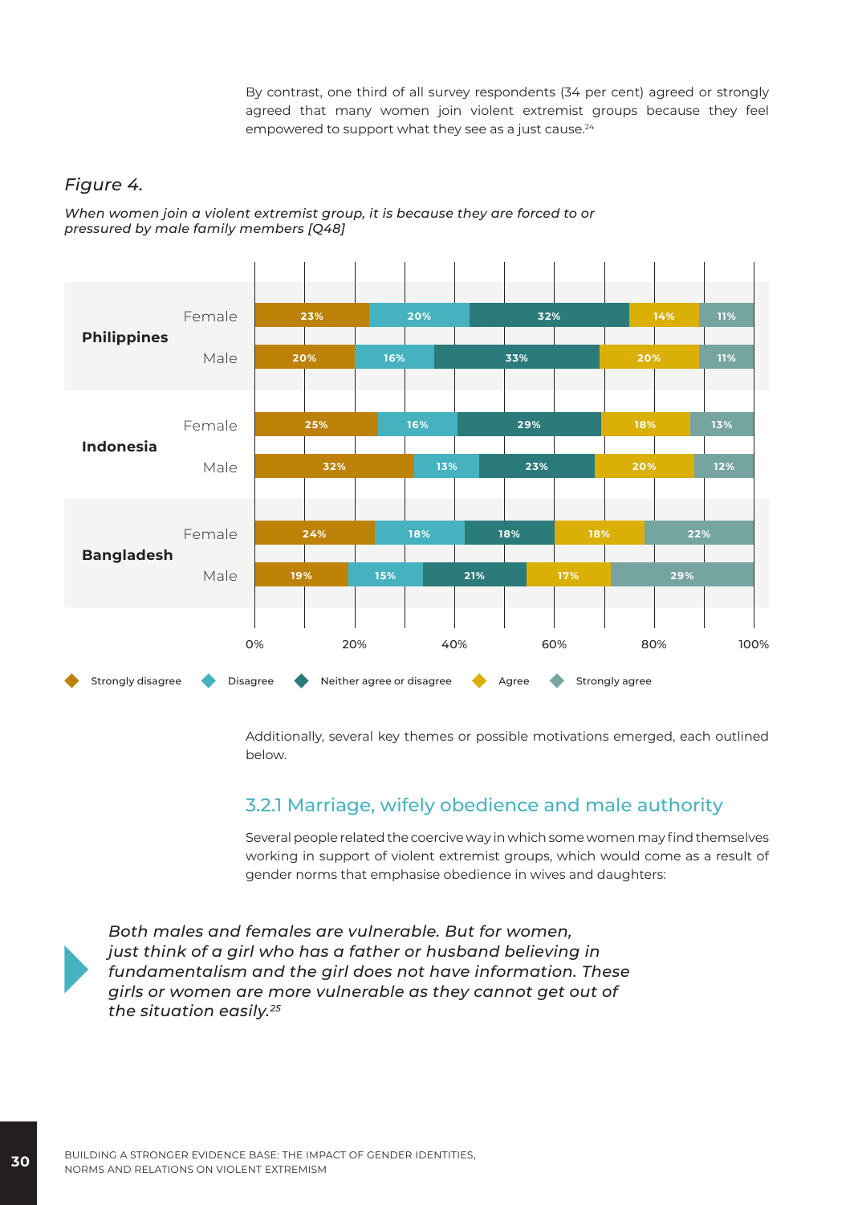By contrast, one third of all survey respondents (34 per cent) agreed or strongly agreed that many women join violent extremist groups because they feel empowered to support what they see as a just cause.[24]

*Figure 4.*

*When women join a violent extremist group, it is because they are forced to or pressured by male family members [Q48]*

| Country | Gender | Strongly disagree | Disagree | Neither agree or disagree | Agree | Strongly agree |
|---|---|---|---|---|---|---|
| Philippines | Female | 23% | 20% | 32% | 14% | 11% |
| | Male | 20% | 16% | 33% | 20% | 11% |
| Indonesia | Female | 25% | 16% | 29% | 18% | 13% |
| | Male | 32% | 13% | 23% | 20% | 12% |
| Bangladesh | Female | 24% | 18% | 18% | 18% | 22% |
| | Male | 19% | 15% | 21% | 17% | 29% |

Additionally, several key themes or possible motivations emerged, each outlined below.

### 3.2.1 Marriage, wifely obedience and male authority

Several people related the coercive way in which some women may find themselves working in support of violent extremist groups, which would come as a result of gender norms that emphasise obedience in wives and daughters:

> *Both males and females are vulnerable. But for women, just think of a girl who has a father or husband believing in fundamentalism and the girl does not have information. These girls or women are more vulnerable as they cannot get out of the situation easily.*[25]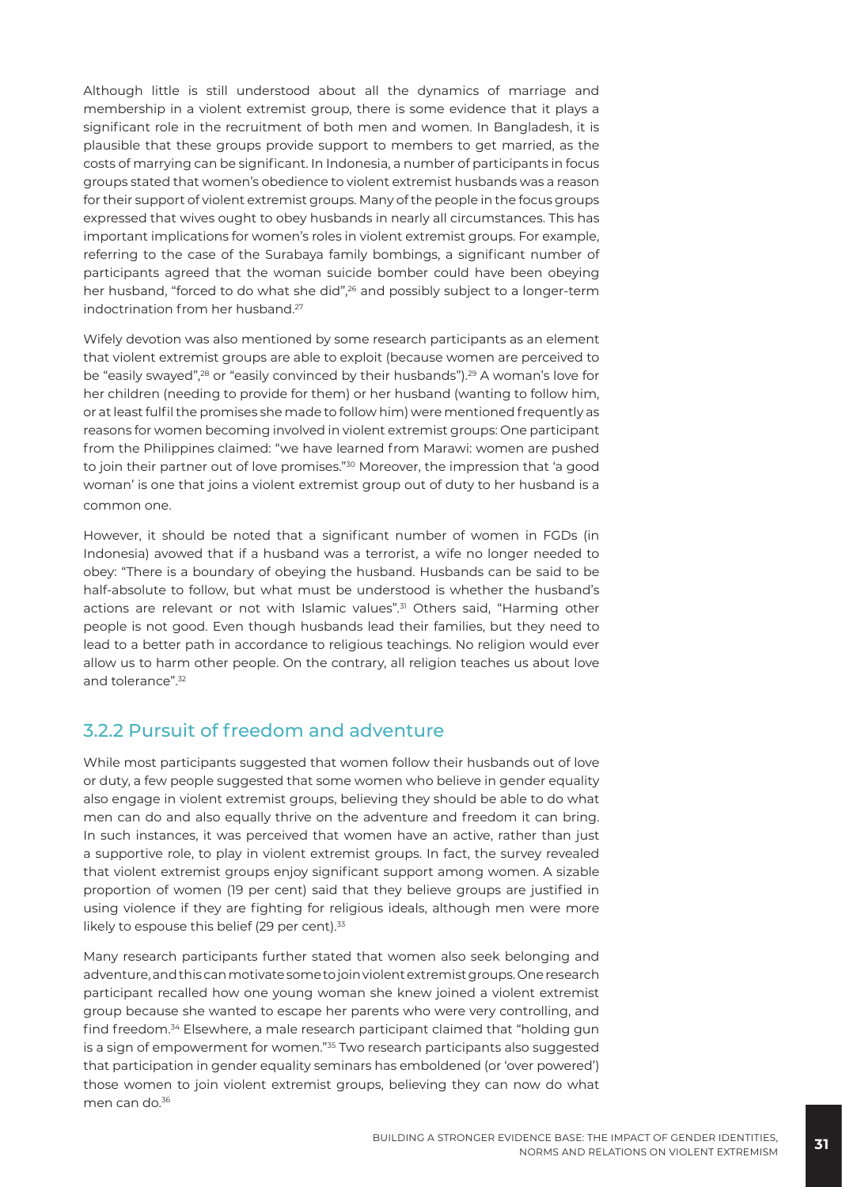Although little is still understood about all the dynamics of marriage and membership in a violent extremist group, there is some evidence that it plays a significant role in the recruitment of both men and women. In Bangladesh, it is plausible that these groups provide support to members to get married, as the costs of marrying can be significant. In Indonesia, a number of participants in focus groups stated that women's obedience to violent extremist husbands was a reason for their support of violent extremist groups. Many of the people in the focus groups expressed that wives ought to obey husbands in nearly all circumstances. This has important implications for women's roles in violent extremist groups. For example, referring to the case of the Surabaya family bombings, a significant number of participants agreed that the woman suicide bomber could have been obeying her husband, "forced to do what she did",[26] and possibly subject to a longer-term indoctrination from her husband.[27]

Wifely devotion was also mentioned by some research participants as an element that violent extremist groups are able to exploit (because women are perceived to be "easily swayed",[28] or "easily convinced by their husbands").[29] A woman's love for her children (needing to provide for them) or her husband (wanting to follow him, or at least fulfil the promises she made to follow him) were mentioned frequently as reasons for women becoming involved in violent extremist groups: One participant from the Philippines claimed: "we have learned from Marawi: women are pushed to join their partner out of love promises."[30] Moreover, the impression that 'a good woman' is one that joins a violent extremist group out of duty to her husband is a common one.

However, it should be noted that a significant number of women in FGDs (in Indonesia) avowed that if a husband was a terrorist, a wife no longer needed to obey: "There is a boundary of obeying the husband. Husbands can be said to be half-absolute to follow, but what must be understood is whether the husband's actions are relevant or not with Islamic values".[31] Others said, "Harming other people is not good. Even though husbands lead their families, but they need to lead to a better path in accordance to religious teachings. No religion would ever allow us to harm other people. On the contrary, all religion teaches us about love and tolerance".[32]

### 3.2.2 Pursuit of freedom and adventure

While most participants suggested that women follow their husbands out of love or duty, a few people suggested that some women who believe in gender equality also engage in violent extremist groups, believing they should be able to do what men can do and also equally thrive on the adventure and freedom it can bring. In such instances, it was perceived that women have an active, rather than just a supportive role, to play in violent extremist groups. In fact, the survey revealed that violent extremist groups enjoy significant support among women. A sizable proportion of women (19 per cent) said that they believe groups are justified in using violence if they are fighting for religious ideals, although men were more likely to espouse this belief (29 per cent).[33]

Many research participants further stated that women also seek belonging and adventure, and this can motivate some to join violent extremist groups. One research participant recalled how one young woman she knew joined a violent extremist group because she wanted to escape her parents who were very controlling, and find freedom.[34] Elsewhere, a male research participant claimed that "holding gun is a sign of empowerment for women."[35] Two research participants also suggested that participation in gender equality seminars has emboldened (or 'over powered') those women to join violent extremist groups, believing they can now do what men can do.[36]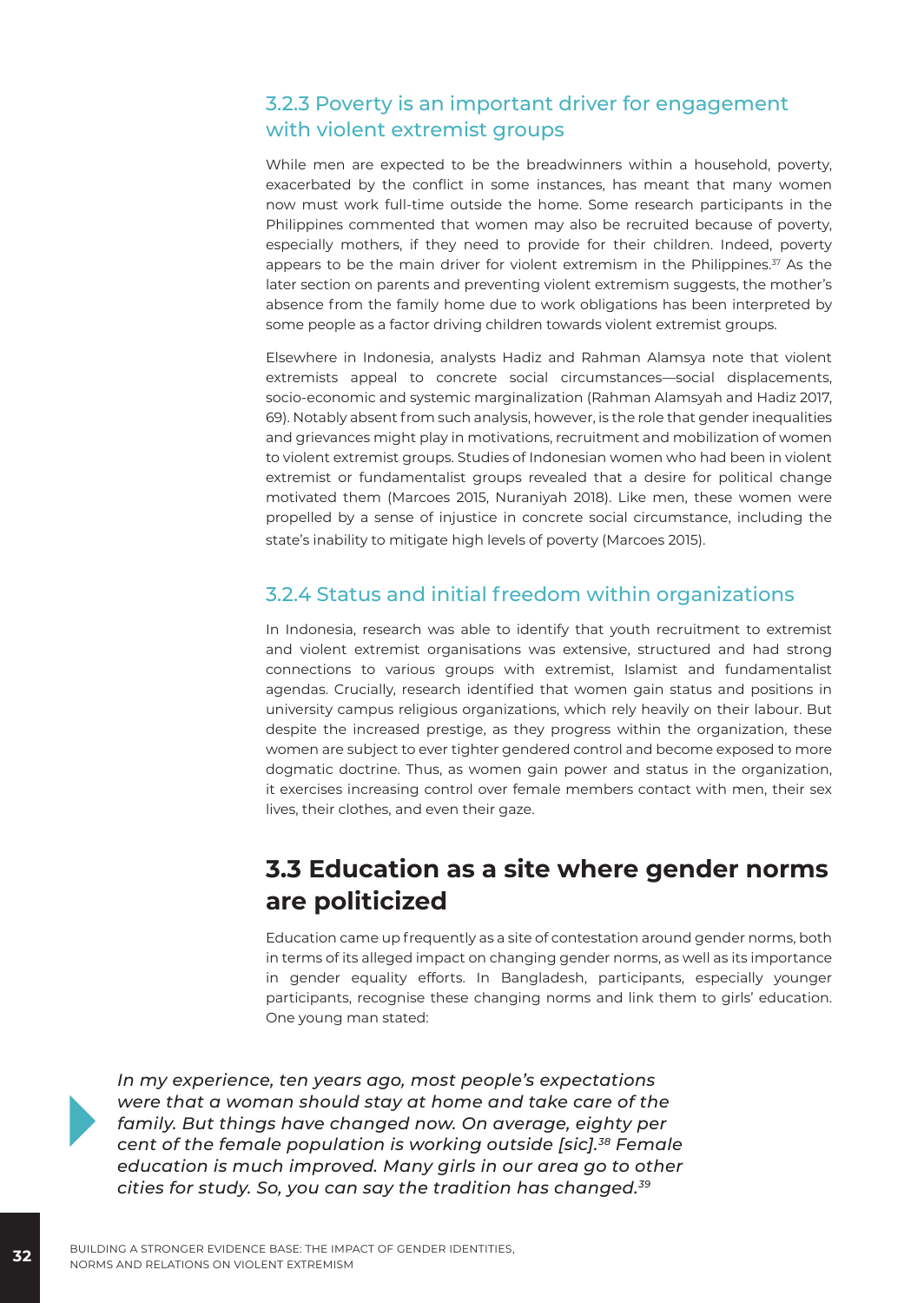### 3.2.3 Poverty is an important driver for engagement with violent extremist groups

While men are expected to be the breadwinners within a household, poverty, exacerbated by the conflict in some instances, has meant that many women now must work full-time outside the home. Some research participants in the Philippines commented that women may also be recruited because of poverty, especially mothers, if they need to provide for their children. Indeed, poverty appears to be the main driver for violent extremism in the Philippines.[37] As the later section on parents and preventing violent extremism suggests, the mother's absence from the family home due to work obligations has been interpreted by some people as a factor driving children towards violent extremist groups.

Elsewhere in Indonesia, analysts Hadiz and Rahman Alamsya note that violent extremists appeal to concrete social circumstances—social displacements, socio-economic and systemic marginalization (Rahman Alamsyah and Hadiz 2017, 69). Notably absent from such analysis, however, is the role that gender inequalities and grievances might play in motivations, recruitment and mobilization of women to violent extremist groups. Studies of Indonesian women who had been in violent extremist or fundamentalist groups revealed that a desire for political change motivated them (Marcoes 2015, Nuraniyah 2018). Like men, these women were propelled by a sense of injustice in concrete social circumstance, including the state's inability to mitigate high levels of poverty (Marcoes 2015).

### 3.2.4 Status and initial freedom within organizations

In Indonesia, research was able to identify that youth recruitment to extremist and violent extremist organisations was extensive, structured and had strong connections to various groups with extremist, Islamist and fundamentalist agendas. Crucially, research identified that women gain status and positions in university campus religious organizations, which rely heavily on their labour. But despite the increased prestige, as they progress within the organization, these women are subject to ever tighter gendered control and become exposed to more dogmatic doctrine. Thus, as women gain power and status in the organization, it exercises increasing control over female members contact with men, their sex lives, their clothes, and even their gaze.

## 3.3 Education as a site where gender norms are politicized

Education came up frequently as a site of contestation around gender norms, both in terms of its alleged impact on changing gender norms, as well as its importance in gender equality efforts. In Bangladesh, participants, especially younger participants, recognise these changing norms and link them to girls' education. One young man stated:

> *In my experience, ten years ago, most people's expectations were that a woman should stay at home and take care of the family. But things have changed now. On average, eighty per cent of the female population is working outside [sic].[38] Female education is much improved. Many girls in our area go to other cities for study. So, you can say the tradition has changed.[39]*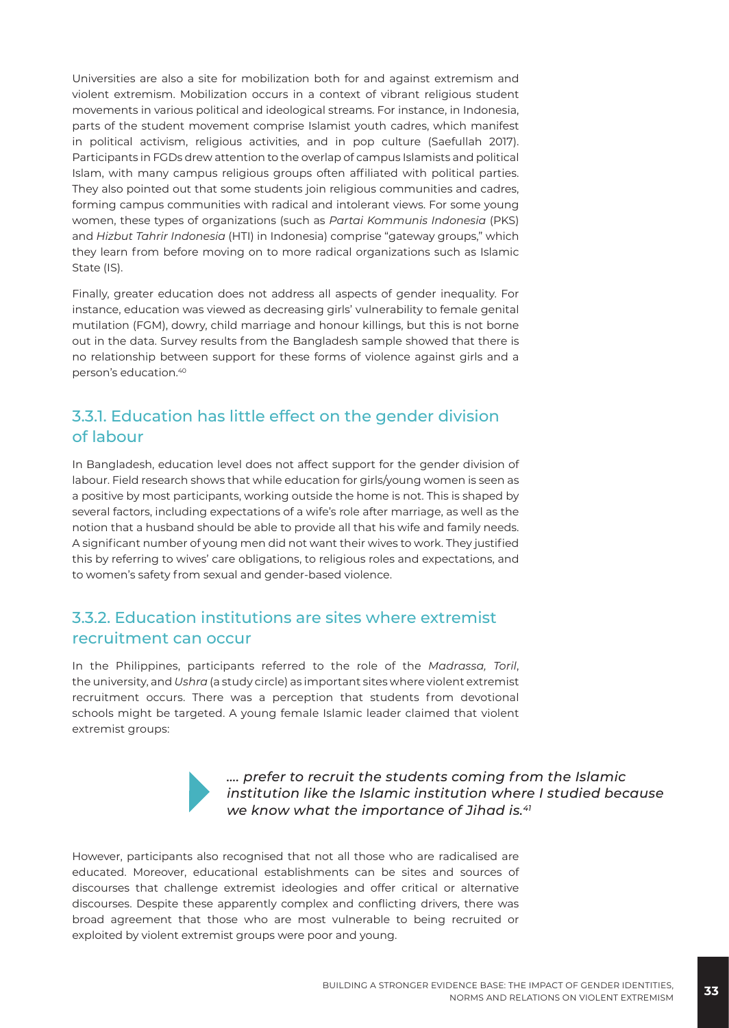Universities are also a site for mobilization both for and against extremism and violent extremism. Mobilization occurs in a context of vibrant religious student movements in various political and ideological streams. For instance, in Indonesia, parts of the student movement comprise Islamist youth cadres, which manifest in political activism, religious activities, and in pop culture (Saefullah 2017). Participants in FGDs drew attention to the overlap of campus Islamists and political Islam, with many campus religious groups often affiliated with political parties. They also pointed out that some students join religious communities and cadres, forming campus communities with radical and intolerant views. For some young women, these types of organizations (such as *Partai Kommunis Indonesia* (PKS) and *Hizbut Tahrir Indonesia* (HTI) in Indonesia) comprise "gateway groups," which they learn from before moving on to more radical organizations such as Islamic State (IS).

Finally, greater education does not address all aspects of gender inequality. For instance, education was viewed as decreasing girls' vulnerability to female genital mutilation (FGM), dowry, child marriage and honour killings, but this is not borne out in the data. Survey results from the Bangladesh sample showed that there is no relationship between support for these forms of violence against girls and a person's education.[40]

### 3.3.1. Education has little effect on the gender division of labour

In Bangladesh, education level does not affect support for the gender division of labour. Field research shows that while education for girls/young women is seen as a positive by most participants, working outside the home is not. This is shaped by several factors, including expectations of a wife's role after marriage, as well as the notion that a husband should be able to provide all that his wife and family needs. A significant number of young men did not want their wives to work. They justified this by referring to wives' care obligations, to religious roles and expectations, and to women's safety from sexual and gender-based violence.

### 3.3.2. Education institutions are sites where extremist recruitment can occur

In the Philippines, participants referred to the role of the *Madrassa, Toril*, the university, and *Ushra* (a study circle) as important sites where violent extremist recruitment occurs. There was a perception that students from devotional schools might be targeted. A young female Islamic leader claimed that violent extremist groups:

> *…. prefer to recruit the students coming from the Islamic institution like the Islamic institution where I studied because we know what the importance of Jihad is.*[41]

However, participants also recognised that not all those who are radicalised are educated. Moreover, educational establishments can be sites and sources of discourses that challenge extremist ideologies and offer critical or alternative discourses. Despite these apparently complex and conflicting drivers, there was broad agreement that those who are most vulnerable to being recruited or exploited by violent extremist groups were poor and young.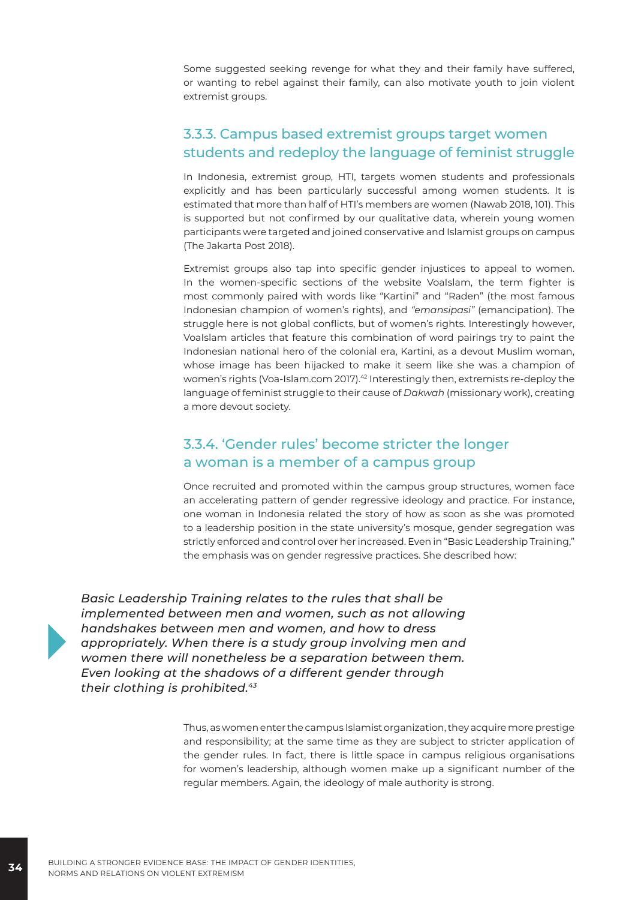Some suggested seeking revenge for what they and their family have suffered, or wanting to rebel against their family, can also motivate youth to join violent extremist groups.

### 3.3.3. Campus based extremist groups target women students and redeploy the language of feminist struggle

In Indonesia, extremist group, HTI, targets women students and professionals explicitly and has been particularly successful among women students. It is estimated that more than half of HTI's members are women (Nawab 2018, 101). This is supported but not confirmed by our qualitative data, wherein young women participants were targeted and joined conservative and Islamist groups on campus (The Jakarta Post 2018).

Extremist groups also tap into specific gender injustices to appeal to women. In the women-specific sections of the website VoaIslam, the term fighter is most commonly paired with words like "Kartini" and "Raden" (the most famous Indonesian champion of women's rights), and *"emansipasi"* (emancipation). The struggle here is not global conflicts, but of women's rights. Interestingly however, VoaIslam articles that feature this combination of word pairings try to paint the Indonesian national hero of the colonial era, Kartini, as a devout Muslim woman, whose image has been hijacked to make it seem like she was a champion of women's rights (Voa-Islam.com 2017).[42] Interestingly then, extremists re-deploy the language of feminist struggle to their cause of *Dakwah* (missionary work), creating a more devout society.

### 3.3.4. 'Gender rules' become stricter the longer a woman is a member of a campus group

Once recruited and promoted within the campus group structures, women face an accelerating pattern of gender regressive ideology and practice. For instance, one woman in Indonesia related the story of how as soon as she was promoted to a leadership position in the state university's mosque, gender segregation was strictly enforced and control over her increased. Even in "Basic Leadership Training," the emphasis was on gender regressive practices. She described how:

> *Basic Leadership Training relates to the rules that shall be implemented between men and women, such as not allowing handshakes between men and women, and how to dress appropriately. When there is a study group involving men and women there will nonetheless be a separation between them. Even looking at the shadows of a different gender through their clothing is prohibited.*[43]

Thus, as women enter the campus Islamist organization, they acquire more prestige and responsibility; at the same time as they are subject to stricter application of the gender rules. In fact, there is little space in campus religious organisations for women's leadership, although women make up a significant number of the regular members. Again, the ideology of male authority is strong.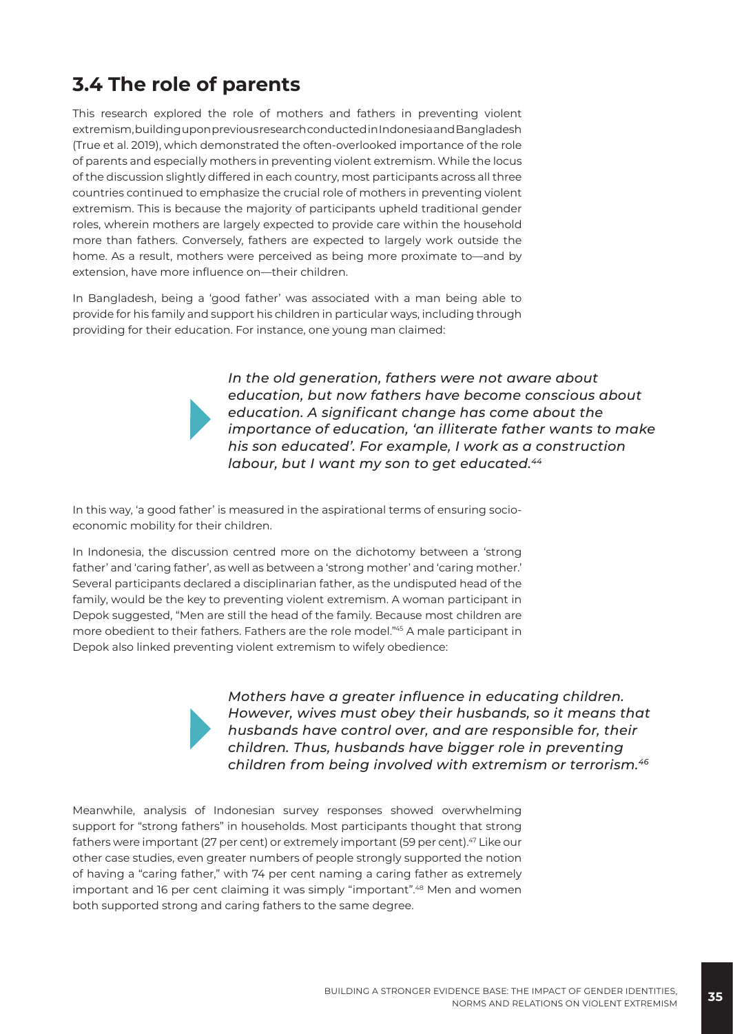## 3.4 The role of parents

This research explored the role of mothers and fathers in preventing violent extremism, building upon previous research conducted in Indonesia and Bangladesh (True et al. 2019), which demonstrated the often-overlooked importance of the role of parents and especially mothers in preventing violent extremism. While the locus of the discussion slightly differed in each country, most participants across all three countries continued to emphasize the crucial role of mothers in preventing violent extremism. This is because the majority of participants upheld traditional gender roles, wherein mothers are largely expected to provide care within the household more than fathers. Conversely, fathers are expected to largely work outside the home. As a result, mothers were perceived as being more proximate to—and by extension, have more influence on—their children.

In Bangladesh, being a 'good father' was associated with a man being able to provide for his family and support his children in particular ways, including through providing for their education. For instance, one young man claimed:

> *In the old generation, fathers were not aware about education, but now fathers have become conscious about education. A significant change has come about the importance of education, 'an illiterate father wants to make his son educated'. For example, I work as a construction labour, but I want my son to get educated.*[44]

In this way, 'a good father' is measured in the aspirational terms of ensuring socio-economic mobility for their children.

In Indonesia, the discussion centred more on the dichotomy between a 'strong father' and 'caring father', as well as between a 'strong mother' and 'caring mother.' Several participants declared a disciplinarian father, as the undisputed head of the family, would be the key to preventing violent extremism. A woman participant in Depok suggested, "Men are still the head of the family. Because most children are more obedient to their fathers. Fathers are the role model."[45] A male participant in Depok also linked preventing violent extremism to wifely obedience:

> *Mothers have a greater influence in educating children. However, wives must obey their husbands, so it means that husbands have control over, and are responsible for, their children. Thus, husbands have bigger role in preventing children from being involved with extremism or terrorism.*[46]

Meanwhile, analysis of Indonesian survey responses showed overwhelming support for "strong fathers" in households. Most participants thought that strong fathers were important (27 per cent) or extremely important (59 per cent).[47] Like our other case studies, even greater numbers of people strongly supported the notion of having a "caring father," with 74 per cent naming a caring father as extremely important and 16 per cent claiming it was simply "important".[48] Men and women both supported strong and caring fathers to the same degree.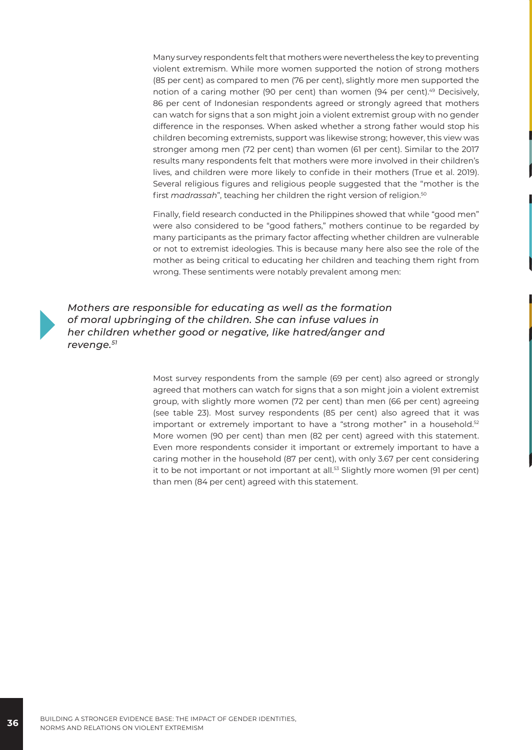Many survey respondents felt that mothers were nevertheless the key to preventing violent extremism. While more women supported the notion of strong mothers (85 per cent) as compared to men (76 per cent), slightly more men supported the notion of a caring mother (90 per cent) than women (94 per cent).[49] Decisively, 86 per cent of Indonesian respondents agreed or strongly agreed that mothers can watch for signs that a son might join a violent extremist group with no gender difference in the responses. When asked whether a strong father would stop his children becoming extremists, support was likewise strong; however, this view was stronger among men (72 per cent) than women (61 per cent). Similar to the 2017 results many respondents felt that mothers were more involved in their children's lives, and children were more likely to confide in their mothers (True et al. 2019). Several religious figures and religious people suggested that the "mother is the first *madrassah*", teaching her children the right version of religion.[50]

Finally, field research conducted in the Philippines showed that while "good men" were also considered to be "good fathers," mothers continue to be regarded by many participants as the primary factor affecting whether children are vulnerable or not to extremist ideologies. This is because many here also see the role of the mother as being critical to educating her children and teaching them right from wrong. These sentiments were notably prevalent among men:

> *Mothers are responsible for educating as well as the formation of moral upbringing of the children. She can infuse values in her children whether good or negative, like hatred/anger and revenge.*[51]

Most survey respondents from the sample (69 per cent) also agreed or strongly agreed that mothers can watch for signs that a son might join a violent extremist group, with slightly more women (72 per cent) than men (66 per cent) agreeing (see table 23). Most survey respondents (85 per cent) also agreed that it was important or extremely important to have a "strong mother" in a household.[52] More women (90 per cent) than men (82 per cent) agreed with this statement. Even more respondents consider it important or extremely important to have a caring mother in the household (87 per cent), with only 3.67 per cent considering it to be not important or not important at all.[53] Slightly more women (91 per cent) than men (84 per cent) agreed with this statement.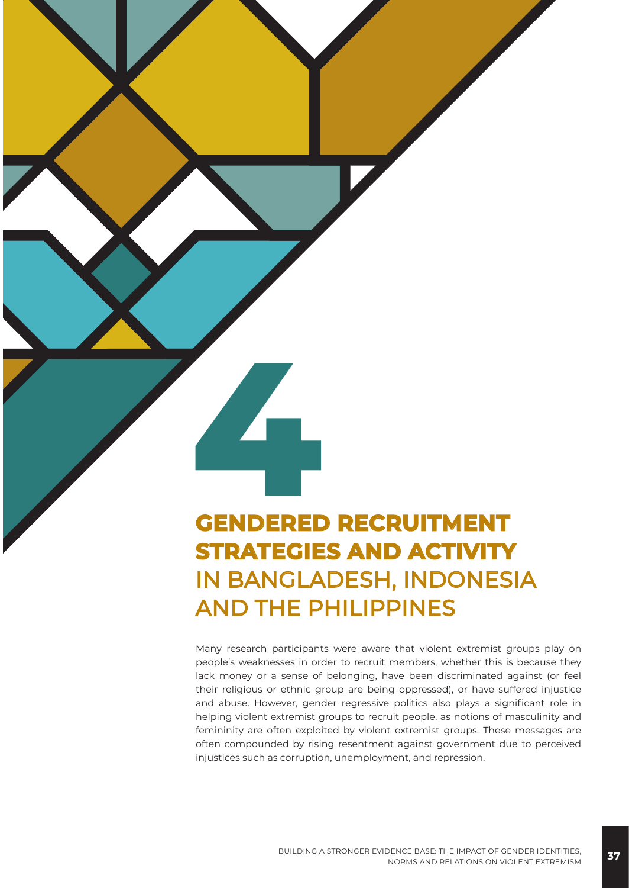# 4 GENDERED RECRUITMENT STRATEGIES AND ACTIVITY IN BANGLADESH, INDONESIA AND THE PHILIPPINES

Many research participants were aware that violent extremist groups play on people's weaknesses in order to recruit members, whether this is because they lack money or a sense of belonging, have been discriminated against (or feel their religious or ethnic group are being oppressed), or have suffered injustice and abuse. However, gender regressive politics also plays a significant role in helping violent extremist groups to recruit people, as notions of masculinity and femininity are often exploited by violent extremist groups. These messages are often compounded by rising resentment against government due to perceived injustices such as corruption, unemployment, and repression.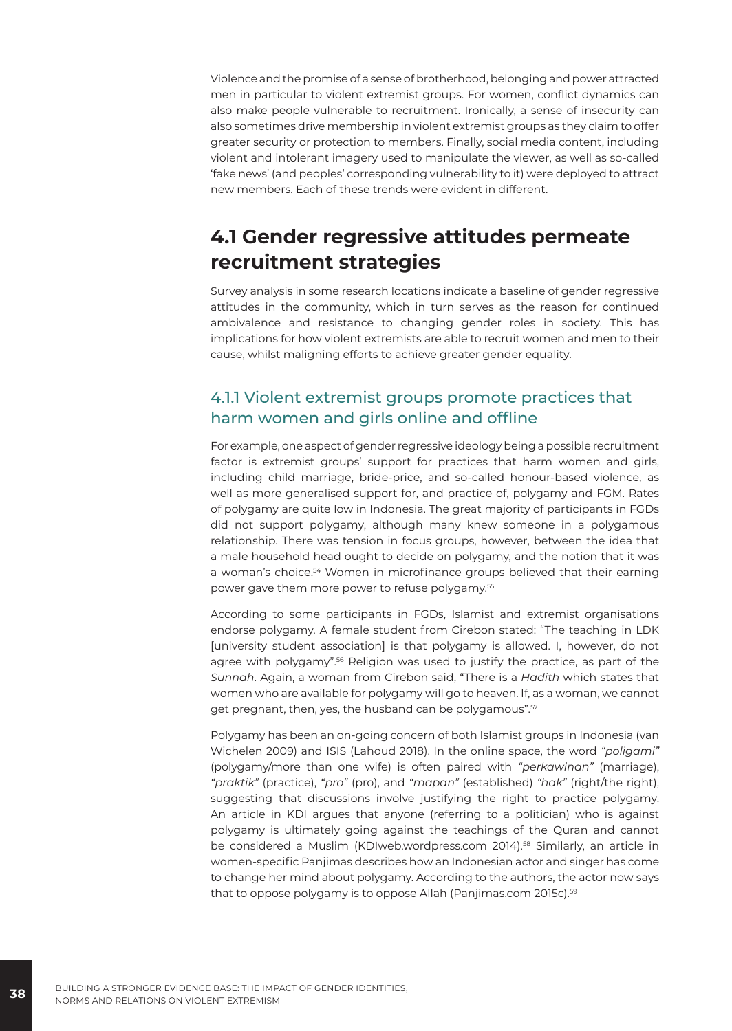Violence and the promise of a sense of brotherhood, belonging and power attracted men in particular to violent extremist groups. For women, conflict dynamics can also make people vulnerable to recruitment. Ironically, a sense of insecurity can also sometimes drive membership in violent extremist groups as they claim to offer greater security or protection to members. Finally, social media content, including violent and intolerant imagery used to manipulate the viewer, as well as so-called 'fake news' (and peoples' corresponding vulnerability to it) were deployed to attract new members. Each of these trends were evident in different.

## 4.1 Gender regressive attitudes permeate recruitment strategies

Survey analysis in some research locations indicate a baseline of gender regressive attitudes in the community, which in turn serves as the reason for continued ambivalence and resistance to changing gender roles in society. This has implications for how violent extremists are able to recruit women and men to their cause, whilst maligning efforts to achieve greater gender equality.

### 4.1.1 Violent extremist groups promote practices that harm women and girls online and offline

For example, one aspect of gender regressive ideology being a possible recruitment factor is extremist groups' support for practices that harm women and girls, including child marriage, bride-price, and so-called honour-based violence, as well as more generalised support for, and practice of, polygamy and FGM. Rates of polygamy are quite low in Indonesia. The great majority of participants in FGDs did not support polygamy, although many knew someone in a polygamous relationship. There was tension in focus groups, however, between the idea that a male household head ought to decide on polygamy, and the notion that it was a woman's choice.[54] Women in microfinance groups believed that their earning power gave them more power to refuse polygamy.[55]

According to some participants in FGDs, Islamist and extremist organisations endorse polygamy. A female student from Cirebon stated: "The teaching in LDK [university student association] is that polygamy is allowed. I, however, do not agree with polygamy".[56] Religion was used to justify the practice, as part of the *Sunnah*. Again, a woman from Cirebon said, "There is a *Hadith* which states that women who are available for polygamy will go to heaven. If, as a woman, we cannot get pregnant, then, yes, the husband can be polygamous".[57]

Polygamy has been an on-going concern of both Islamist groups in Indonesia (van Wichelen 2009) and ISIS (Lahoud 2018). In the online space, the word *"poligami"* (polygamy/more than one wife) is often paired with *"perkawinan"* (marriage), *"praktik"* (practice), *"pro"* (pro), and *"mapan"* (established) *"hak"* (right/the right), suggesting that discussions involve justifying the right to practice polygamy. An article in KDI argues that anyone (referring to a politician) who is against polygamy is ultimately going against the teachings of the Quran and cannot be considered a Muslim (KDIweb.wordpress.com 2014).[58] Similarly, an article in women-specific Panjimas describes how an Indonesian actor and singer has come to change her mind about polygamy. According to the authors, the actor now says that to oppose polygamy is to oppose Allah (Panjimas.com 2015c).[59]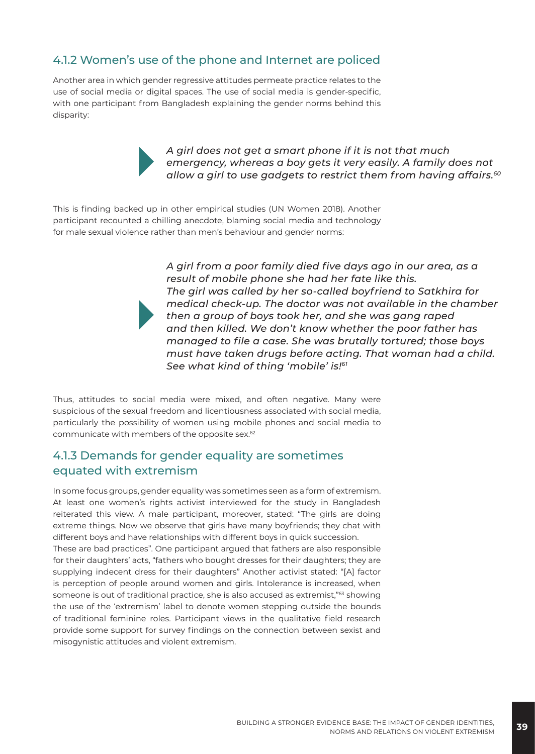### 4.1.2 Women's use of the phone and Internet are policed

Another area in which gender regressive attitudes permeate practice relates to the use of social media or digital spaces. The use of social media is gender-specific, with one participant from Bangladesh explaining the gender norms behind this disparity:

> *A girl does not get a smart phone if it is not that much emergency, whereas a boy gets it very easily. A family does not allow a girl to use gadgets to restrict them from having affairs.*[60]

This is finding backed up in other empirical studies (UN Women 2018). Another participant recounted a chilling anecdote, blaming social media and technology for male sexual violence rather than men's behaviour and gender norms:

> *A girl from a poor family died five days ago in our area, as a result of mobile phone she had her fate like this. The girl was called by her so-called boyfriend to Satkhira for medical check-up. The doctor was not available in the chamber then a group of boys took her, and she was gang raped and then killed. We don't know whether the poor father has managed to file a case. She was brutally tortured; those boys must have taken drugs before acting. That woman had a child. See what kind of thing 'mobile' is!*[61]

Thus, attitudes to social media were mixed, and often negative. Many were suspicious of the sexual freedom and licentiousness associated with social media, particularly the possibility of women using mobile phones and social media to communicate with members of the opposite sex.[62]

### 4.1.3 Demands for gender equality are sometimes equated with extremism

In some focus groups, gender equality was sometimes seen as a form of extremism. At least one women's rights activist interviewed for the study in Bangladesh reiterated this view. A male participant, moreover, stated: "The girls are doing extreme things. Now we observe that girls have many boyfriends; they chat with different boys and have relationships with different boys in quick succession.
These are bad practices". One participant argued that fathers are also responsible for their daughters' acts, "fathers who bought dresses for their daughters; they are supplying indecent dress for their daughters" Another activist stated: "[A] factor is perception of people around women and girls. Intolerance is increased, when someone is out of traditional practice, she is also accused as extremist,"[63] showing the use of the 'extremism' label to denote women stepping outside the bounds of traditional feminine roles. Participant views in the qualitative field research provide some support for survey findings on the connection between sexist and misogynistic attitudes and violent extremism.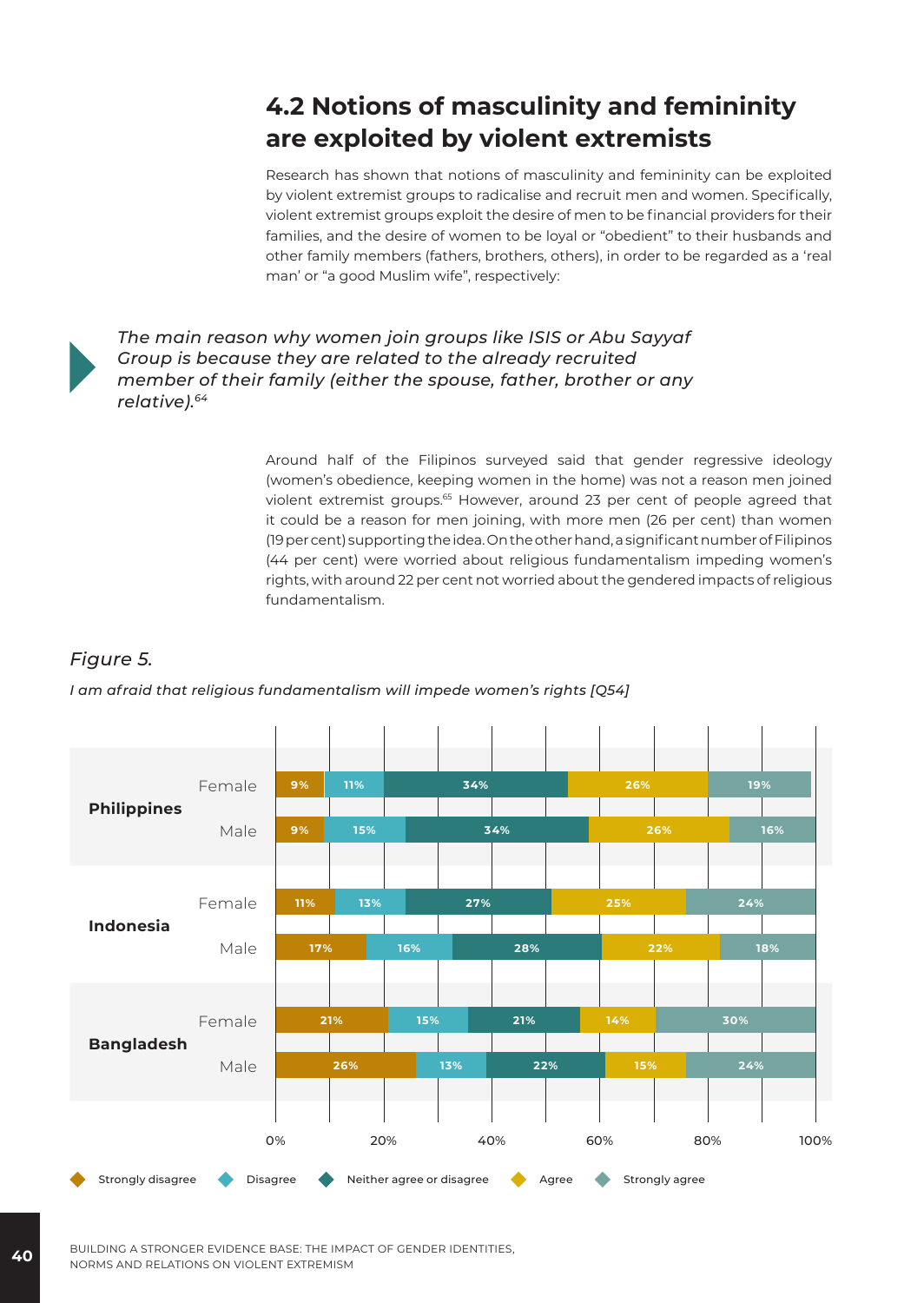## 4.2 Notions of masculinity and femininity are exploited by violent extremists

Research has shown that notions of masculinity and femininity can be exploited by violent extremist groups to radicalise and recruit men and women. Specifically, violent extremist groups exploit the desire of men to be financial providers for their families, and the desire of women to be loyal or "obedient" to their husbands and other family members (fathers, brothers, others), in order to be regarded as a 'real man' or "a good Muslim wife", respectively:

> *The main reason why women join groups like ISIS or Abu Sayyaf Group is because they are related to the already recruited member of their family (either the spouse, father, brother or any relative).*[64]

Around half of the Filipinos surveyed said that gender regressive ideology (women's obedience, keeping women in the home) was not a reason men joined violent extremist groups.[65] However, around 23 per cent of people agreed that it could be a reason for men joining, with more men (26 per cent) than women (19 per cent) supporting the idea. On the other hand, a significant number of Filipinos (44 per cent) were worried about religious fundamentalism impeding women's rights, with around 22 per cent not worried about the gendered impacts of religious fundamentalism.

*Figure 5.*

*I am afraid that religious fundamentalism will impede women's rights [Q54]*

| Country | Gender | Strongly disagree | Disagree | Neither agree or disagree | Agree | Strongly agree |
|---|---|---|---|---|---|---|
| Philippines | Female | 9% | 11% | 34% | 26% | 19% |
| | Male | 9% | 15% | 34% | 26% | 16% |
| Indonesia | Female | 11% | 13% | 27% | 25% | 24% |
| | Male | 17% | 16% | 28% | 22% | 18% |
| Bangladesh | Female | 21% | 15% | 21% | 14% | 30% |
| | Male | 26% | 13% | 22% | 15% | 24% |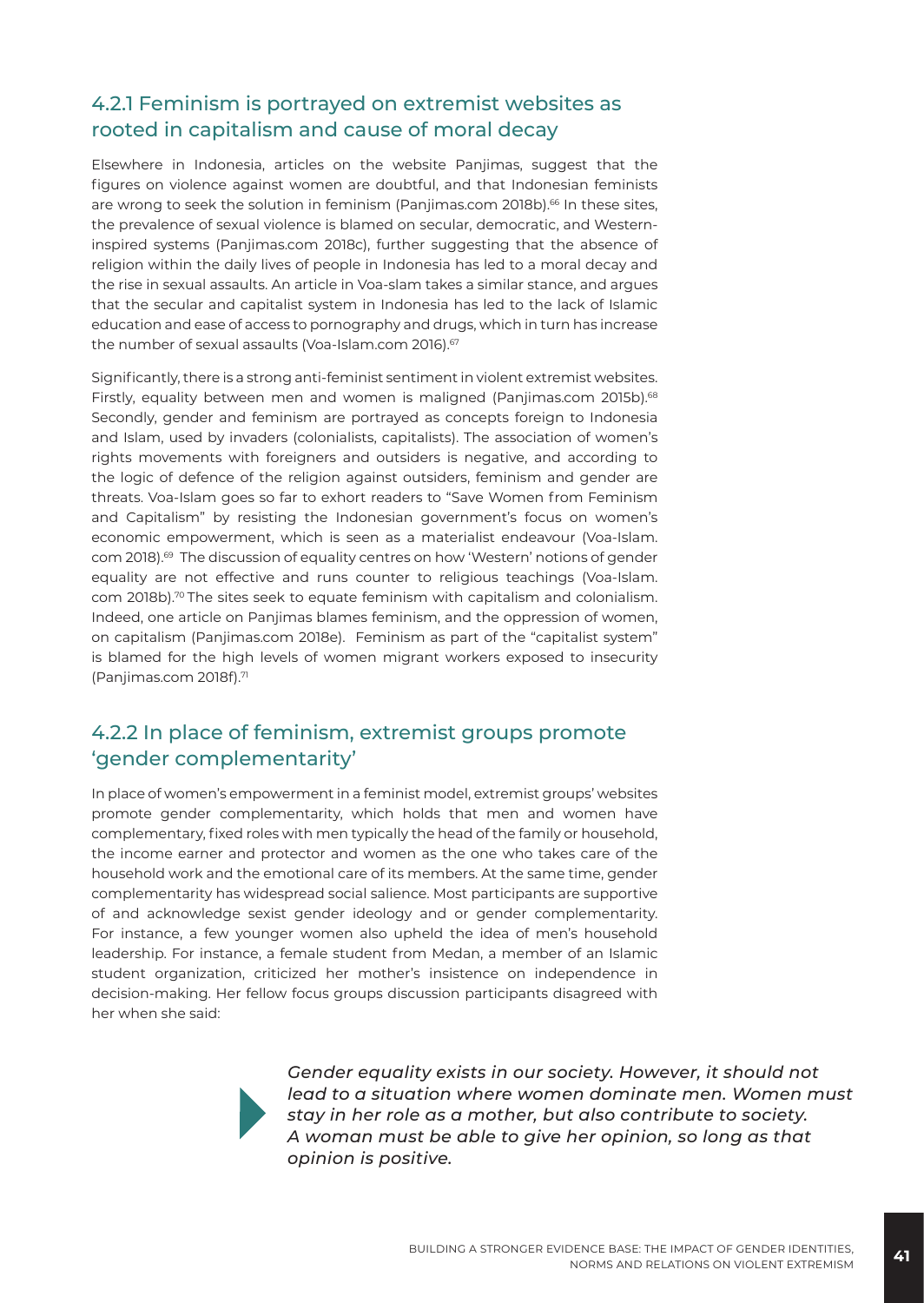### 4.2.1 Feminism is portrayed on extremist websites as rooted in capitalism and cause of moral decay

Elsewhere in Indonesia, articles on the website Panjimas, suggest that the figures on violence against women are doubtful, and that Indonesian feminists are wrong to seek the solution in feminism (Panjimas.com 2018b).[66] In these sites, the prevalence of sexual violence is blamed on secular, democratic, and Western-inspired systems (Panjimas.com 2018c), further suggesting that the absence of religion within the daily lives of people in Indonesia has led to a moral decay and the rise in sexual assaults. An article in Voa-slam takes a similar stance, and argues that the secular and capitalist system in Indonesia has led to the lack of Islamic education and ease of access to pornography and drugs, which in turn has increase the number of sexual assaults (Voa-Islam.com 2016).[67]

Significantly, there is a strong anti-feminist sentiment in violent extremist websites. Firstly, equality between men and women is maligned (Panjimas.com 2015b).[68] Secondly, gender and feminism are portrayed as concepts foreign to Indonesia and Islam, used by invaders (colonialists, capitalists). The association of women's rights movements with foreigners and outsiders is negative, and according to the logic of defence of the religion against outsiders, feminism and gender are threats. Voa-Islam goes so far to exhort readers to "Save Women from Feminism and Capitalism" by resisting the Indonesian government's focus on women's economic empowerment, which is seen as a materialist endeavour (Voa-Islam.com 2018).[69] The discussion of equality centres on how 'Western' notions of gender equality are not effective and runs counter to religious teachings (Voa-Islam.com 2018b).[70] The sites seek to equate feminism with capitalism and colonialism. Indeed, one article on Panjimas blames feminism, and the oppression of women, on capitalism (Panjimas.com 2018e). Feminism as part of the "capitalist system" is blamed for the high levels of women migrant workers exposed to insecurity (Panjimas.com 2018f).[71]

### 4.2.2 In place of feminism, extremist groups promote 'gender complementarity'

In place of women's empowerment in a feminist model, extremist groups' websites promote gender complementarity, which holds that men and women have complementary, fixed roles with men typically the head of the family or household, the income earner and protector and women as the one who takes care of the household work and the emotional care of its members. At the same time, gender complementarity has widespread social salience. Most participants are supportive of and acknowledge sexist gender ideology and or gender complementarity. For instance, a few younger women also upheld the idea of men's household leadership. For instance, a female student from Medan, a member of an Islamic student organization, criticized her mother's insistence on independence in decision-making. Her fellow focus groups discussion participants disagreed with her when she said:

> *Gender equality exists in our society. However, it should not lead to a situation where women dominate men. Women must stay in her role as a mother, but also contribute to society. A woman must be able to give her opinion, so long as that opinion is positive.*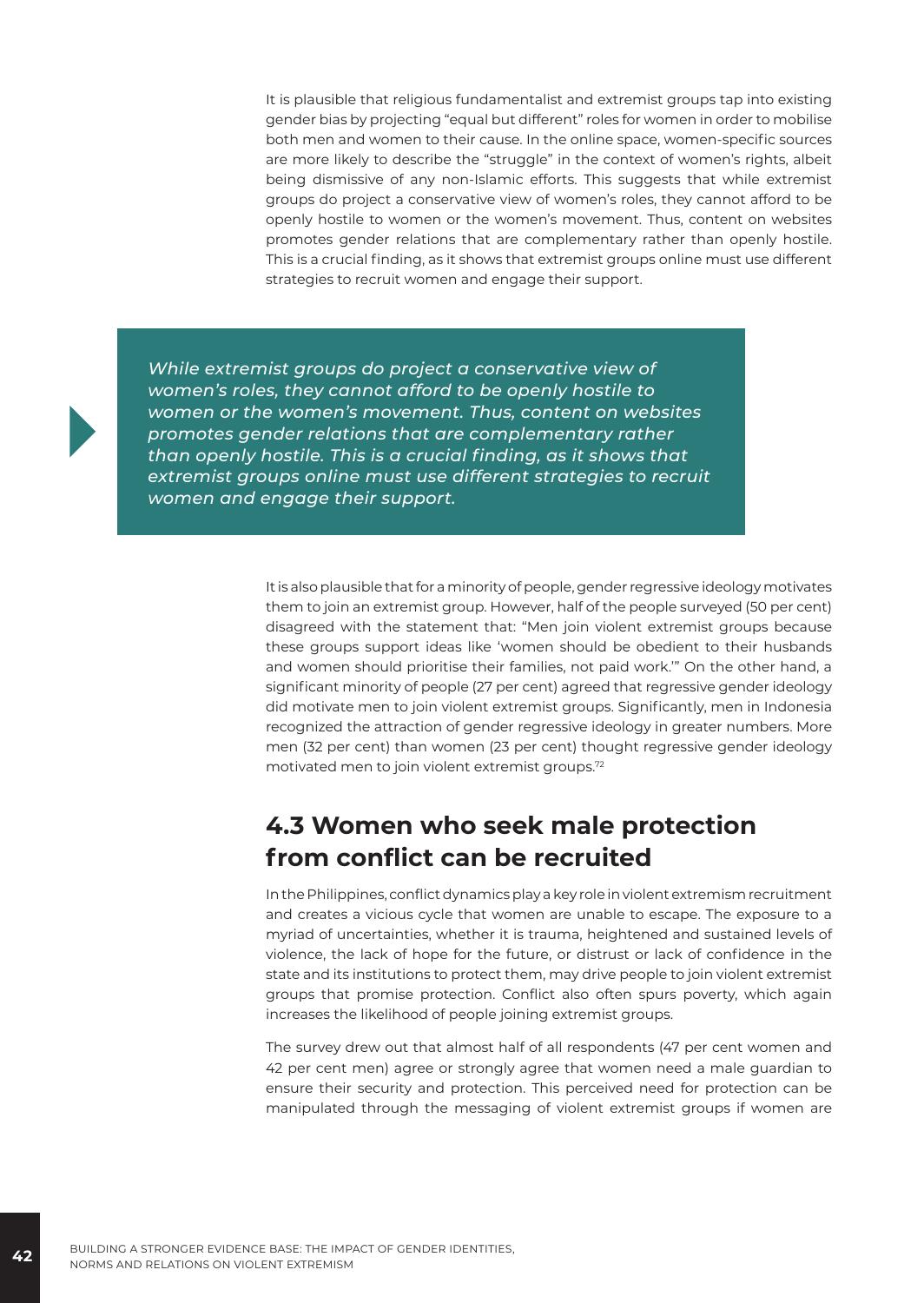It is plausible that religious fundamentalist and extremist groups tap into existing gender bias by projecting "equal but different" roles for women in order to mobilise both men and women to their cause. In the online space, women-specific sources are more likely to describe the "struggle" in the context of women's rights, albeit being dismissive of any non-Islamic efforts. This suggests that while extremist groups do project a conservative view of women's roles, they cannot afford to be openly hostile to women or the women's movement. Thus, content on websites promotes gender relations that are complementary rather than openly hostile. This is a crucial finding, as it shows that extremist groups online must use different strategies to recruit women and engage their support.

> *While extremist groups do project a conservative view of women's roles, they cannot afford to be openly hostile to women or the women's movement. Thus, content on websites promotes gender relations that are complementary rather than openly hostile. This is a crucial finding, as it shows that extremist groups online must use different strategies to recruit women and engage their support.*

It is also plausible that for a minority of people, gender regressive ideology motivates them to join an extremist group. However, half of the people surveyed (50 per cent) disagreed with the statement that: "Men join violent extremist groups because these groups support ideas like 'women should be obedient to their husbands and women should prioritise their families, not paid work.'" On the other hand, a significant minority of people (27 per cent) agreed that regressive gender ideology did motivate men to join violent extremist groups. Significantly, men in Indonesia recognized the attraction of gender regressive ideology in greater numbers. More men (32 per cent) than women (23 per cent) thought regressive gender ideology motivated men to join violent extremist groups.[72]

## 4.3 Women who seek male protection from conflict can be recruited

In the Philippines, conflict dynamics play a key role in violent extremism recruitment and creates a vicious cycle that women are unable to escape. The exposure to a myriad of uncertainties, whether it is trauma, heightened and sustained levels of violence, the lack of hope for the future, or distrust or lack of confidence in the state and its institutions to protect them, may drive people to join violent extremist groups that promise protection. Conflict also often spurs poverty, which again increases the likelihood of people joining extremist groups.

The survey drew out that almost half of all respondents (47 per cent women and 42 per cent men) agree or strongly agree that women need a male guardian to ensure their security and protection. This perceived need for protection can be manipulated through the messaging of violent extremist groups if women are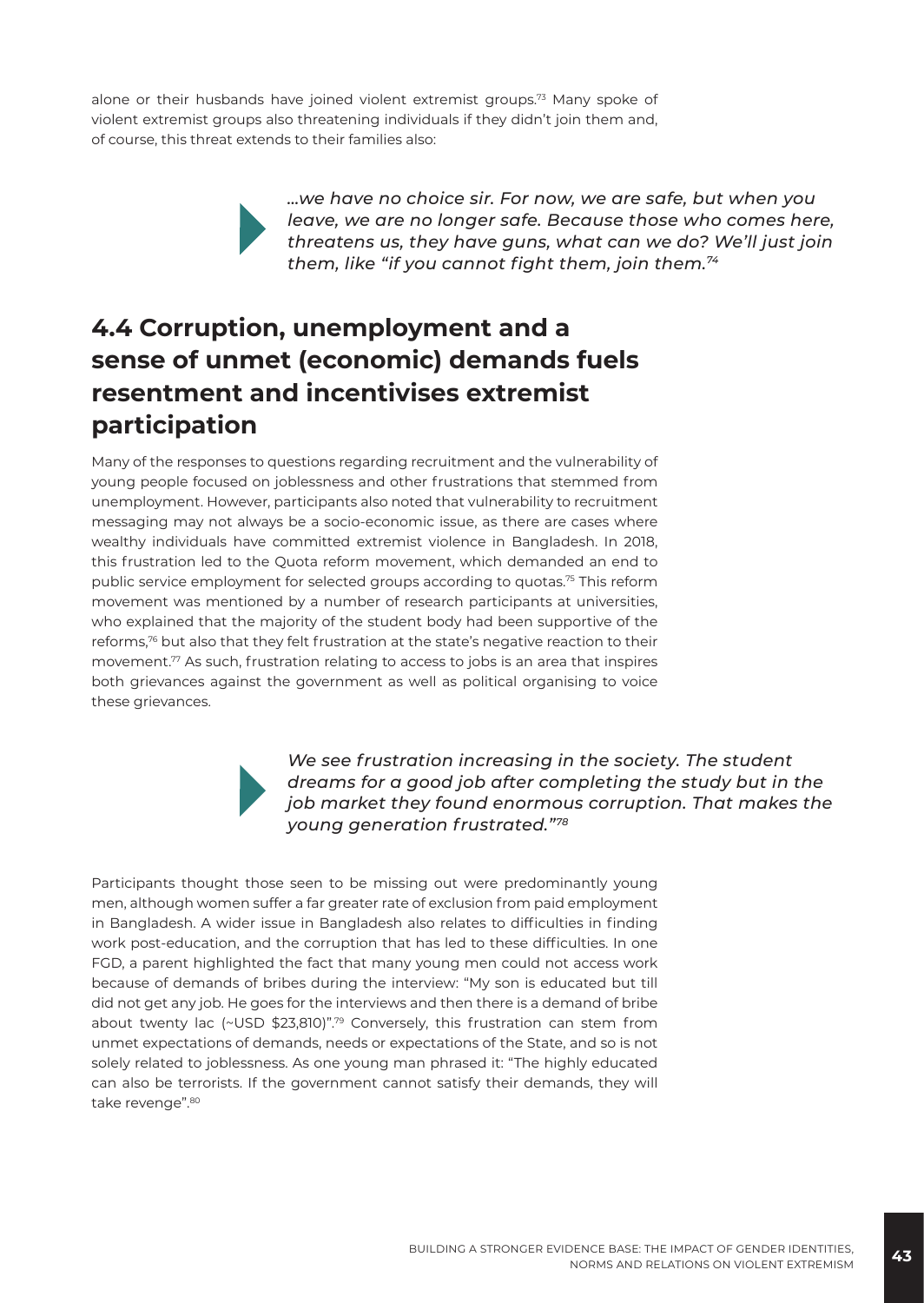alone or their husbands have joined violent extremist groups.[73] Many spoke of violent extremist groups also threatening individuals if they didn't join them and, of course, this threat extends to their families also:

> *…we have no choice sir. For now, we are safe, but when you leave, we are no longer safe. Because those who comes here, threatens us, they have guns, what can we do? We'll just join them, like "if you cannot fight them, join them.*[74]

## 4.4 Corruption, unemployment and a sense of unmet (economic) demands fuels resentment and incentivises extremist participation

Many of the responses to questions regarding recruitment and the vulnerability of young people focused on joblessness and other frustrations that stemmed from unemployment. However, participants also noted that vulnerability to recruitment messaging may not always be a socio-economic issue, as there are cases where wealthy individuals have committed extremist violence in Bangladesh. In 2018, this frustration led to the Quota reform movement, which demanded an end to public service employment for selected groups according to quotas.[75] This reform movement was mentioned by a number of research participants at universities, who explained that the majority of the student body had been supportive of the reforms,[76] but also that they felt frustration at the state's negative reaction to their movement.[77] As such, frustration relating to access to jobs is an area that inspires both grievances against the government as well as political organising to voice these grievances.

> *We see frustration increasing in the society. The student dreams for a good job after completing the study but in the job market they found enormous corruption. That makes the young generation frustrated."*[78]

Participants thought those seen to be missing out were predominantly young men, although women suffer a far greater rate of exclusion from paid employment in Bangladesh. A wider issue in Bangladesh also relates to difficulties in finding work post-education, and the corruption that has led to these difficulties. In one FGD, a parent highlighted the fact that many young men could not access work because of demands of bribes during the interview: "My son is educated but till did not get any job. He goes for the interviews and then there is a demand of bribe about twenty lac (~USD $23,810)".[79] Conversely, this frustration can stem from unmet expectations of demands, needs or expectations of the State, and so is not solely related to joblessness. As one young man phrased it: "The highly educated can also be terrorists. If the government cannot satisfy their demands, they will take revenge".[80]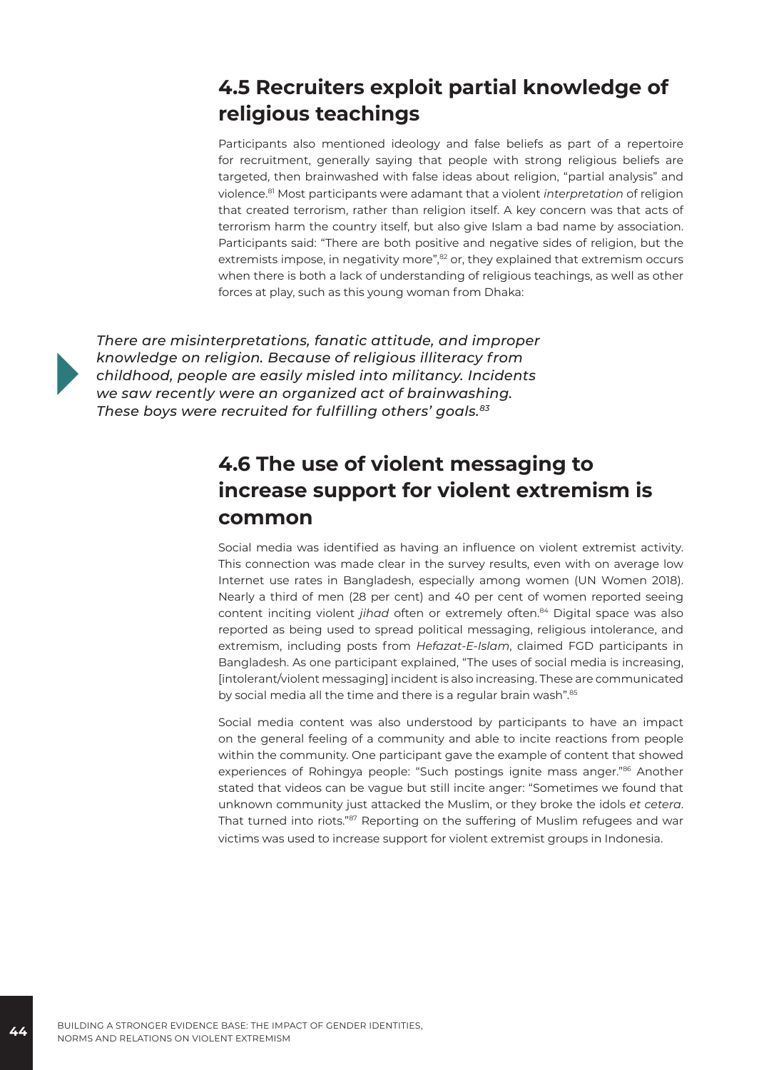## 4.5 Recruiters exploit partial knowledge of religious teachings

Participants also mentioned ideology and false beliefs as part of a repertoire for recruitment, generally saying that people with strong religious beliefs are targeted, then brainwashed with false ideas about religion, "partial analysis" and violence.[81] Most participants were adamant that a violent *interpretation* of religion that created terrorism, rather than religion itself. A key concern was that acts of terrorism harm the country itself, but also give Islam a bad name by association. Participants said: "There are both positive and negative sides of religion, but the extremists impose, in negativity more",[82] or, they explained that extremism occurs when there is both a lack of understanding of religious teachings, as well as other forces at play, such as this young woman from Dhaka:

> ***There are misinterpretations, fanatic attitude, and improper knowledge on religion. Because of religious illiteracy from childhood, people are easily misled into militancy. Incidents we saw recently were an organized act of brainwashing. These boys were recruited for fulfilling others' goals.***[83]

## 4.6 The use of violent messaging to increase support for violent extremism is common

Social media was identified as having an influence on violent extremist activity. This connection was made clear in the survey results, even with on average low Internet use rates in Bangladesh, especially among women (UN Women 2018). Nearly a third of men (28 per cent) and 40 per cent of women reported seeing content inciting violent *jihad* often or extremely often.[84] Digital space was also reported as being used to spread political messaging, religious intolerance, and extremism, including posts from *Hefazat-E-Islam*, claimed FGD participants in Bangladesh. As one participant explained, "The uses of social media is increasing, [intolerant/violent messaging] incident is also increasing. These are communicated by social media all the time and there is a regular brain wash".[85]

Social media content was also understood by participants to have an impact on the general feeling of a community and able to incite reactions from people within the community. One participant gave the example of content that showed experiences of Rohingya people: "Such postings ignite mass anger."[86] Another stated that videos can be vague but still incite anger: "Sometimes we found that unknown community just attacked the Muslim, or they broke the idols *et cetera*. That turned into riots."[87] Reporting on the suffering of Muslim refugees and war victims was used to increase support for violent extremist groups in Indonesia.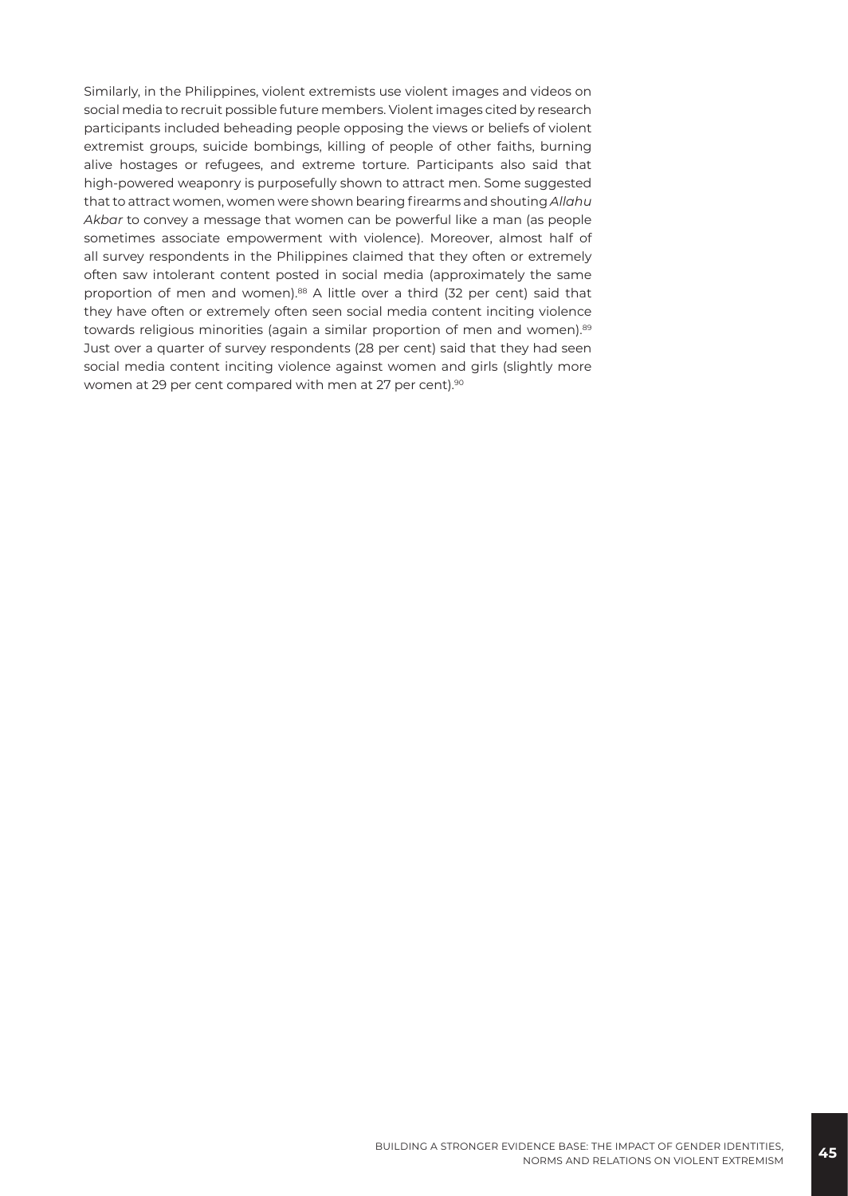Similarly, in the Philippines, violent extremists use violent images and videos on social media to recruit possible future members. Violent images cited by research participants included beheading people opposing the views or beliefs of violent extremist groups, suicide bombings, killing of people of other faiths, burning alive hostages or refugees, and extreme torture. Participants also said that high-powered weaponry is purposefully shown to attract men. Some suggested that to attract women, women were shown bearing firearms and shouting *Allahu Akbar* to convey a message that women can be powerful like a man (as people sometimes associate empowerment with violence). Moreover, almost half of all survey respondents in the Philippines claimed that they often or extremely often saw intolerant content posted in social media (approximately the same proportion of men and women).[88] A little over a third (32 per cent) said that they have often or extremely often seen social media content inciting violence towards religious minorities (again a similar proportion of men and women).[89] Just over a quarter of survey respondents (28 per cent) said that they had seen social media content inciting violence against women and girls (slightly more women at 29 per cent compared with men at 27 per cent).[90]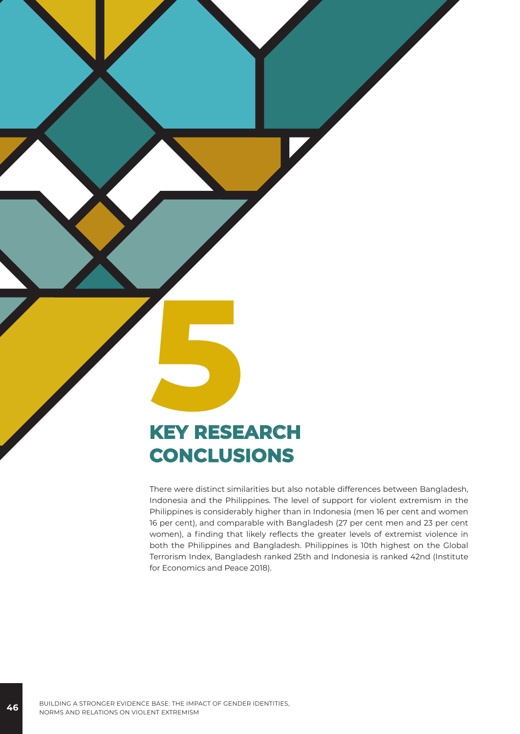# 5 KEY RESEARCH CONCLUSIONS

There were distinct similarities but also notable differences between Bangladesh, Indonesia and the Philippines. The level of support for violent extremism in the Philippines is considerably higher than in Indonesia (men 16 per cent and women 16 per cent), and comparable with Bangladesh (27 per cent men and 23 per cent women), a finding that likely reflects the greater levels of extremist violence in both the Philippines and Bangladesh. Philippines is 10th highest on the Global Terrorism Index, Bangladesh ranked 25th and Indonesia is ranked 42nd (Institute for Economics and Peace 2018).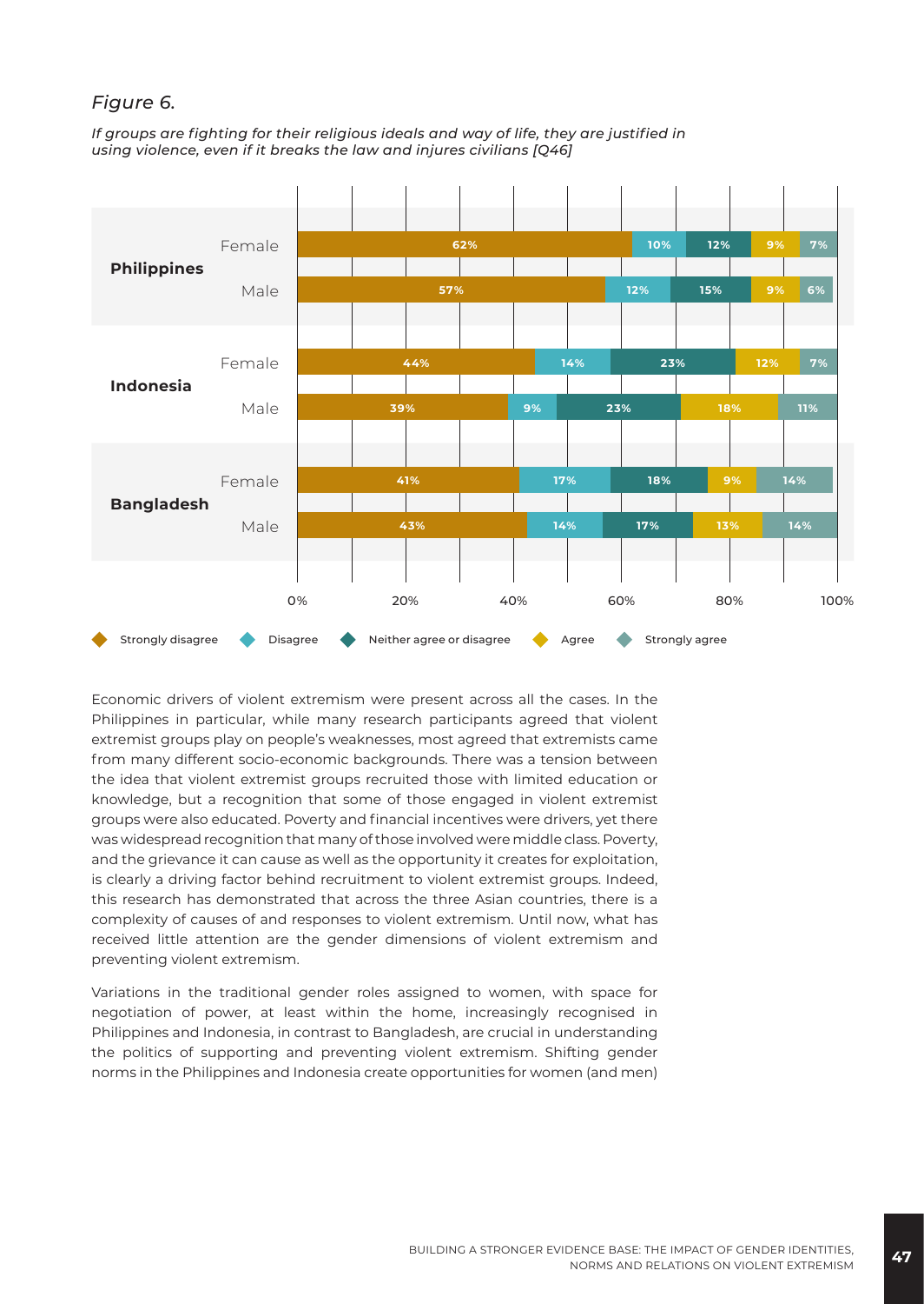*Figure 6.*

*If groups are fighting for their religious ideals and way of life, they are justified in using violence, even if it breaks the law and injures civilians [Q46]*

| Country | Gender | Strongly disagree | Disagree | Neither agree or disagree | Agree | Strongly agree |
|---|---|---|---|---|---|---|
| Philippines | Female | 62% | 10% | 12% | 9% | 7% |
| | Male | 57% | 12% | 15% | 9% | 6% |
| Indonesia | Female | 44% | 14% | 23% | 12% | 7% |
| | Male | 39% | 9% | 23% | 18% | 11% |
| Bangladesh | Female | 41% | 17% | 18% | 9% | 14% |
| | Male | 43% | 14% | 17% | 13% | 14% |

Economic drivers of violent extremism were present across all the cases. In the Philippines in particular, while many research participants agreed that violent extremist groups play on people's weaknesses, most agreed that extremists came from many different socio-economic backgrounds. There was a tension between the idea that violent extremist groups recruited those with limited education or knowledge, but a recognition that some of those engaged in violent extremist groups were also educated. Poverty and financial incentives were drivers, yet there was widespread recognition that many of those involved were middle class. Poverty, and the grievance it can cause as well as the opportunity it creates for exploitation, is clearly a driving factor behind recruitment to violent extremist groups. Indeed, this research has demonstrated that across the three Asian countries, there is a complexity of causes of and responses to violent extremism. Until now, what has received little attention are the gender dimensions of violent extremism and preventing violent extremism.

Variations in the traditional gender roles assigned to women, with space for negotiation of power, at least within the home, increasingly recognised in Philippines and Indonesia, in contrast to Bangladesh, are crucial in understanding the politics of supporting and preventing violent extremism. Shifting gender norms in the Philippines and Indonesia create opportunities for women (and men)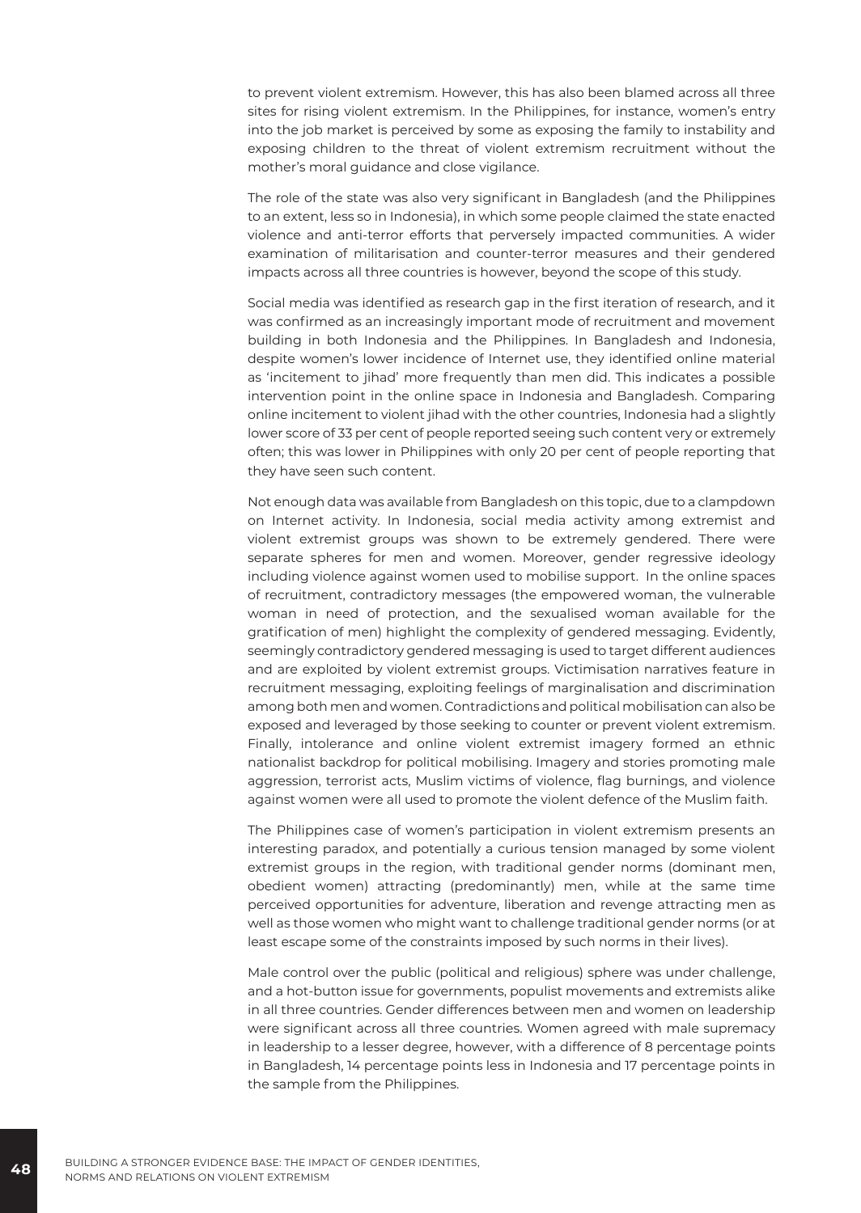to prevent violent extremism. However, this has also been blamed across all three sites for rising violent extremism. In the Philippines, for instance, women's entry into the job market is perceived by some as exposing the family to instability and exposing children to the threat of violent extremism recruitment without the mother's moral guidance and close vigilance.

The role of the state was also very significant in Bangladesh (and the Philippines to an extent, less so in Indonesia), in which some people claimed the state enacted violence and anti-terror efforts that perversely impacted communities. A wider examination of militarisation and counter-terror measures and their gendered impacts across all three countries is however, beyond the scope of this study.

Social media was identified as research gap in the first iteration of research, and it was confirmed as an increasingly important mode of recruitment and movement building in both Indonesia and the Philippines. In Bangladesh and Indonesia, despite women's lower incidence of Internet use, they identified online material as 'incitement to jihad' more frequently than men did. This indicates a possible intervention point in the online space in Indonesia and Bangladesh. Comparing online incitement to violent jihad with the other countries, Indonesia had a slightly lower score of 33 per cent of people reported seeing such content very or extremely often; this was lower in Philippines with only 20 per cent of people reporting that they have seen such content.

Not enough data was available from Bangladesh on this topic, due to a clampdown on Internet activity. In Indonesia, social media activity among extremist and violent extremist groups was shown to be extremely gendered. There were separate spheres for men and women. Moreover, gender regressive ideology including violence against women used to mobilise support. In the online spaces of recruitment, contradictory messages (the empowered woman, the vulnerable woman in need of protection, and the sexualised woman available for the gratification of men) highlight the complexity of gendered messaging. Evidently, seemingly contradictory gendered messaging is used to target different audiences and are exploited by violent extremist groups. Victimisation narratives feature in recruitment messaging, exploiting feelings of marginalisation and discrimination among both men and women. Contradictions and political mobilisation can also be exposed and leveraged by those seeking to counter or prevent violent extremism. Finally, intolerance and online violent extremist imagery formed an ethnic nationalist backdrop for political mobilising. Imagery and stories promoting male aggression, terrorist acts, Muslim victims of violence, flag burnings, and violence against women were all used to promote the violent defence of the Muslim faith.

The Philippines case of women's participation in violent extremism presents an interesting paradox, and potentially a curious tension managed by some violent extremist groups in the region, with traditional gender norms (dominant men, obedient women) attracting (predominantly) men, while at the same time perceived opportunities for adventure, liberation and revenge attracting men as well as those women who might want to challenge traditional gender norms (or at least escape some of the constraints imposed by such norms in their lives).

Male control over the public (political and religious) sphere was under challenge, and a hot-button issue for governments, populist movements and extremists alike in all three countries. Gender differences between men and women on leadership were significant across all three countries. Women agreed with male supremacy in leadership to a lesser degree, however, with a difference of 8 percentage points in Bangladesh, 14 percentage points less in Indonesia and 17 percentage points in the sample from the Philippines.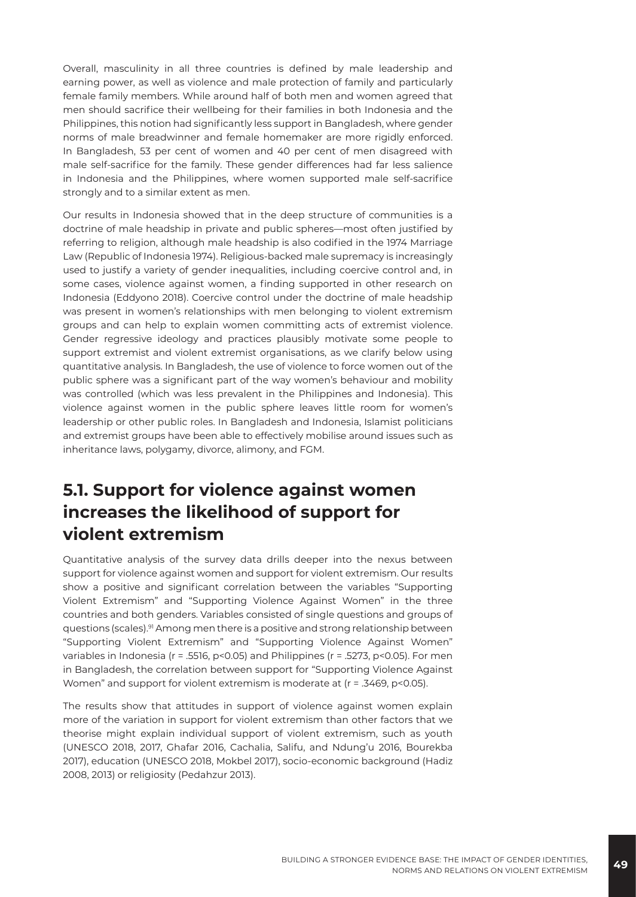Overall, masculinity in all three countries is defined by male leadership and earning power, as well as violence and male protection of family and particularly female family members. While around half of both men and women agreed that men should sacrifice their wellbeing for their families in both Indonesia and the Philippines, this notion had significantly less support in Bangladesh, where gender norms of male breadwinner and female homemaker are more rigidly enforced. In Bangladesh, 53 per cent of women and 40 per cent of men disagreed with male self-sacrifice for the family. These gender differences had far less salience in Indonesia and the Philippines, where women supported male self-sacrifice strongly and to a similar extent as men.

Our results in Indonesia showed that in the deep structure of communities is a doctrine of male headship in private and public spheres—most often justified by referring to religion, although male headship is also codified in the 1974 Marriage Law (Republic of Indonesia 1974). Religious-backed male supremacy is increasingly used to justify a variety of gender inequalities, including coercive control and, in some cases, violence against women, a finding supported in other research on Indonesia (Eddyono 2018). Coercive control under the doctrine of male headship was present in women's relationships with men belonging to violent extremism groups and can help to explain women committing acts of extremist violence. Gender regressive ideology and practices plausibly motivate some people to support extremist and violent extremist organisations, as we clarify below using quantitative analysis. In Bangladesh, the use of violence to force women out of the public sphere was a significant part of the way women's behaviour and mobility was controlled (which was less prevalent in the Philippines and Indonesia). This violence against women in the public sphere leaves little room for women's leadership or other public roles. In Bangladesh and Indonesia, Islamist politicians and extremist groups have been able to effectively mobilise around issues such as inheritance laws, polygamy, divorce, alimony, and FGM.

## 5.1. Support for violence against women increases the likelihood of support for violent extremism

Quantitative analysis of the survey data drills deeper into the nexus between support for violence against women and support for violent extremism. Our results show a positive and significant correlation between the variables "Supporting Violent Extremism" and "Supporting Violence Against Women" in the three countries and both genders. Variables consisted of single questions and groups of questions (scales).[91] Among men there is a positive and strong relationship between "Supporting Violent Extremism" and "Supporting Violence Against Women" variables in Indonesia ($r = .5516$, $p<0.05$) and Philippines ($r = .5273$, $p<0.05$). For men in Bangladesh, the correlation between support for "Supporting Violence Against Women" and support for violent extremism is moderate at ($r = .3469$, $p<0.05$).

The results show that attitudes in support of violence against women explain more of the variation in support for violent extremism than other factors that we theorise might explain individual support of violent extremism, such as youth (UNESCO 2018, 2017, Ghafar 2016, Cachalia, Salifu, and Ndung'u 2016, Bourekba 2017), education (UNESCO 2018, Mokbel 2017), socio-economic background (Hadiz 2008, 2013) or religiosity (Pedahzur 2013).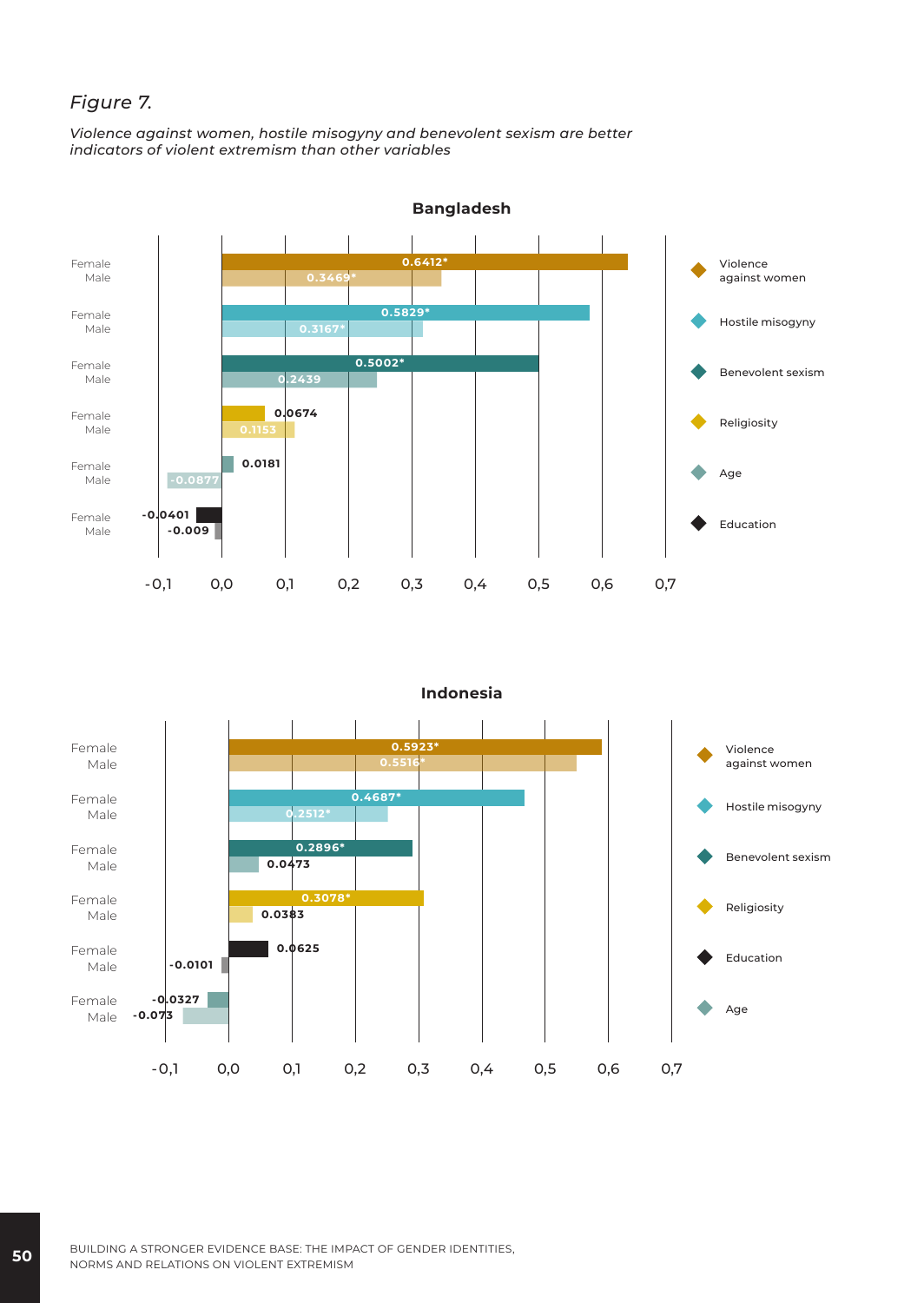*Figure 7.*

*Violence against women, hostile misogyny and benevolent sexism are better indicators of violent extremism than other variables*

**Bangladesh**

| Variable | Female | Male |
|---|---|---|
| Violence against women | 0.6412* | 0.3469* |
| Hostile misogyny | 0.5829* | 0.3167* |
| Benevolent sexism | 0.5002* | 0.2439 |
| Religiosity | 0.0674 | 0.1153 |
| Age | 0.0181 | -0.0877 |
| Education | -0.0401 | -0.009 |

**Indonesia**

| Variable | Female | Male |
|---|---|---|
| Violence against women | 0.5923* | 0.5516* |
| Hostile misogyny | 0.4687* | 0.2512* |
| Benevolent sexism | 0.2896* | 0.0473 |
| Religiosity | 0.3078* | 0.0383 |
| Education | 0.0625 | -0.0101 |
| Age | -0.0327 | -0.073 |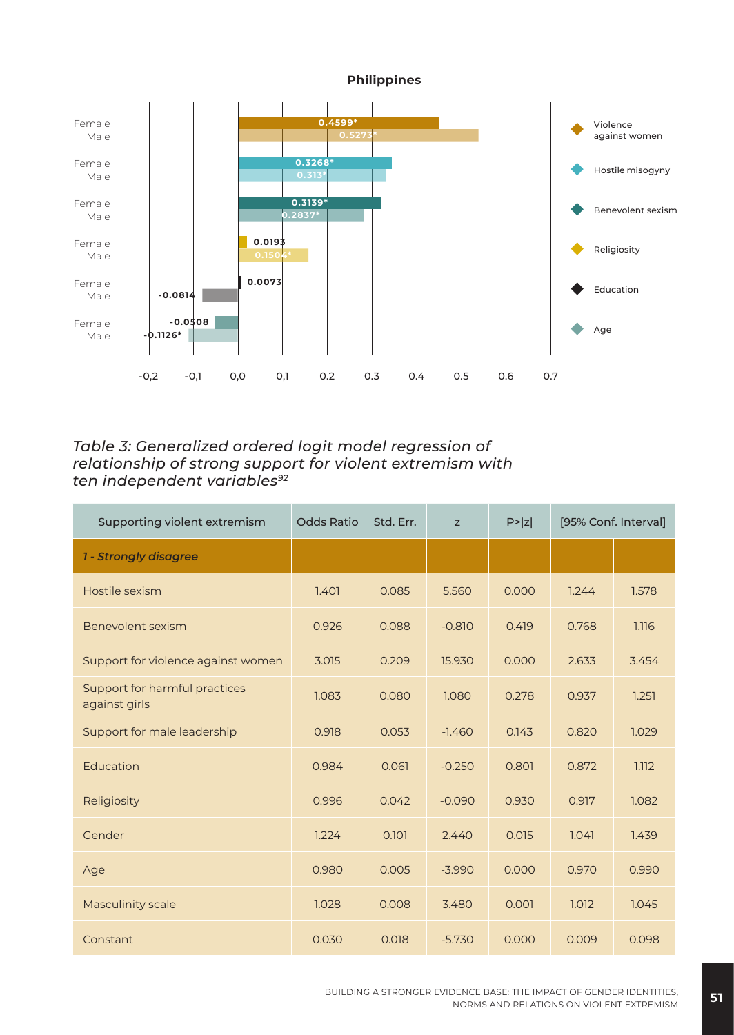**Philippines**

| | Violence against women | Hostile misogyny | Benevolent sexism | Religiosity | Education | Age |
|---|---|---|---|---|---|---|
| Female | 0.4599* | 0.3268* | 0.3139* | 0.0193 | 0.0073 | -0.0508 |
| Male | 0.5273* | 0.313* | 0.2837* | 0.1504* | -0.0814 | -0.1126* |

*Table 3: Generalized ordered logit model regression of relationship of strong support for violent extremism with ten independent variables[92]*

| Supporting violent extremism | Odds Ratio | Std. Err. | z | P>\|z\| | [95% Conf. Interval] | |
|---|---|---|---|---|---|---|
| ***1 - Strongly disagree*** | | | | | | |
| Hostile sexism | 1.401 | 0.085 | 5.560 | 0.000 | 1.244 | 1.578 |
| Benevolent sexism | 0.926 | 0.088 | -0.810 | 0.419 | 0.768 | 1.116 |
| Support for violence against women | 3.015 | 0.209 | 15.930 | 0.000 | 2.633 | 3.454 |
| Support for harmful practices against girls | 1.083 | 0.080 | 1.080 | 0.278 | 0.937 | 1.251 |
| Support for male leadership | 0.918 | 0.053 | -1.460 | 0.143 | 0.820 | 1.029 |
| Education | 0.984 | 0.061 | -0.250 | 0.801 | 0.872 | 1.112 |
| Religiosity | 0.996 | 0.042 | -0.090 | 0.930 | 0.917 | 1.082 |
| Gender | 1.224 | 0.101 | 2.440 | 0.015 | 1.041 | 1.439 |
| Age | 0.980 | 0.005 | -3.990 | 0.000 | 0.970 | 0.990 |
| Masculinity scale | 1.028 | 0.008 | 3.480 | 0.001 | 1.012 | 1.045 |
| Constant | 0.030 | 0.018 | -5.730 | 0.000 | 0.009 | 0.098 |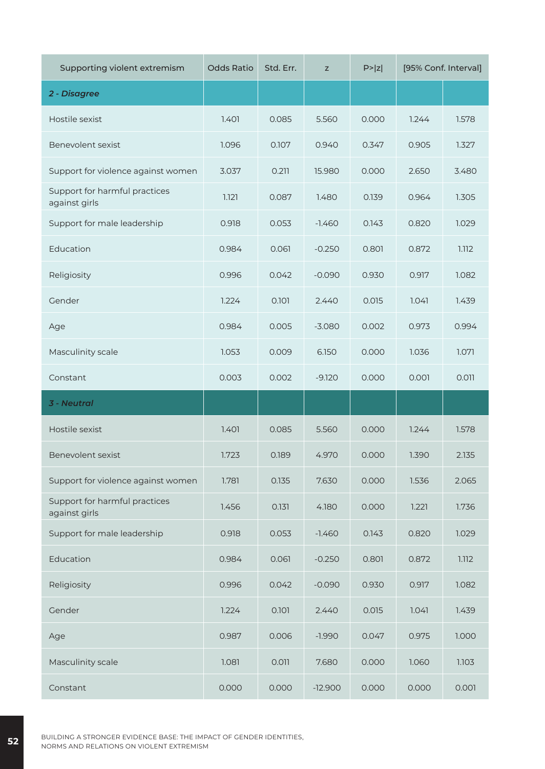| Supporting violent extremism | Odds Ratio | Std. Err. | z | P>\|z\| | [95% Conf. Interval] | |
|---|---|---|---|---|---|---|
| ***2 - Disagree*** | | | | | | |
| Hostile sexist | 1.401 | 0.085 | 5.560 | 0.000 | 1.244 | 1.578 |
| Benevolent sexist | 1.096 | 0.107 | 0.940 | 0.347 | 0.905 | 1.327 |
| Support for violence against women | 3.037 | 0.211 | 15.980 | 0.000 | 2.650 | 3.480 |
| Support for harmful practices against girls | 1.121 | 0.087 | 1.480 | 0.139 | 0.964 | 1.305 |
| Support for male leadership | 0.918 | 0.053 | -1.460 | 0.143 | 0.820 | 1.029 |
| Education | 0.984 | 0.061 | -0.250 | 0.801 | 0.872 | 1.112 |
| Religiosity | 0.996 | 0.042 | -0.090 | 0.930 | 0.917 | 1.082 |
| Gender | 1.224 | 0.101 | 2.440 | 0.015 | 1.041 | 1.439 |
| Age | 0.984 | 0.005 | -3.080 | 0.002 | 0.973 | 0.994 |
| Masculinity scale | 1.053 | 0.009 | 6.150 | 0.000 | 1.036 | 1.071 |
| Constant | 0.003 | 0.002 | -9.120 | 0.000 | 0.001 | 0.011 |
| ***3 - Neutral*** | | | | | | |
| Hostile sexist | 1.401 | 0.085 | 5.560 | 0.000 | 1.244 | 1.578 |
| Benevolent sexist | 1.723 | 0.189 | 4.970 | 0.000 | 1.390 | 2.135 |
| Support for violence against women | 1.781 | 0.135 | 7.630 | 0.000 | 1.536 | 2.065 |
| Support for harmful practices against girls | 1.456 | 0.131 | 4.180 | 0.000 | 1.221 | 1.736 |
| Support for male leadership | 0.918 | 0.053 | -1.460 | 0.143 | 0.820 | 1.029 |
| Education | 0.984 | 0.061 | -0.250 | 0.801 | 0.872 | 1.112 |
| Religiosity | 0.996 | 0.042 | -0.090 | 0.930 | 0.917 | 1.082 |
| Gender | 1.224 | 0.101 | 2.440 | 0.015 | 1.041 | 1.439 |
| Age | 0.987 | 0.006 | -1.990 | 0.047 | 0.975 | 1.000 |
| Masculinity scale | 1.081 | 0.011 | 7.680 | 0.000 | 1.060 | 1.103 |
| Constant | 0.000 | 0.000 | -12.900 | 0.000 | 0.000 | 0.001 |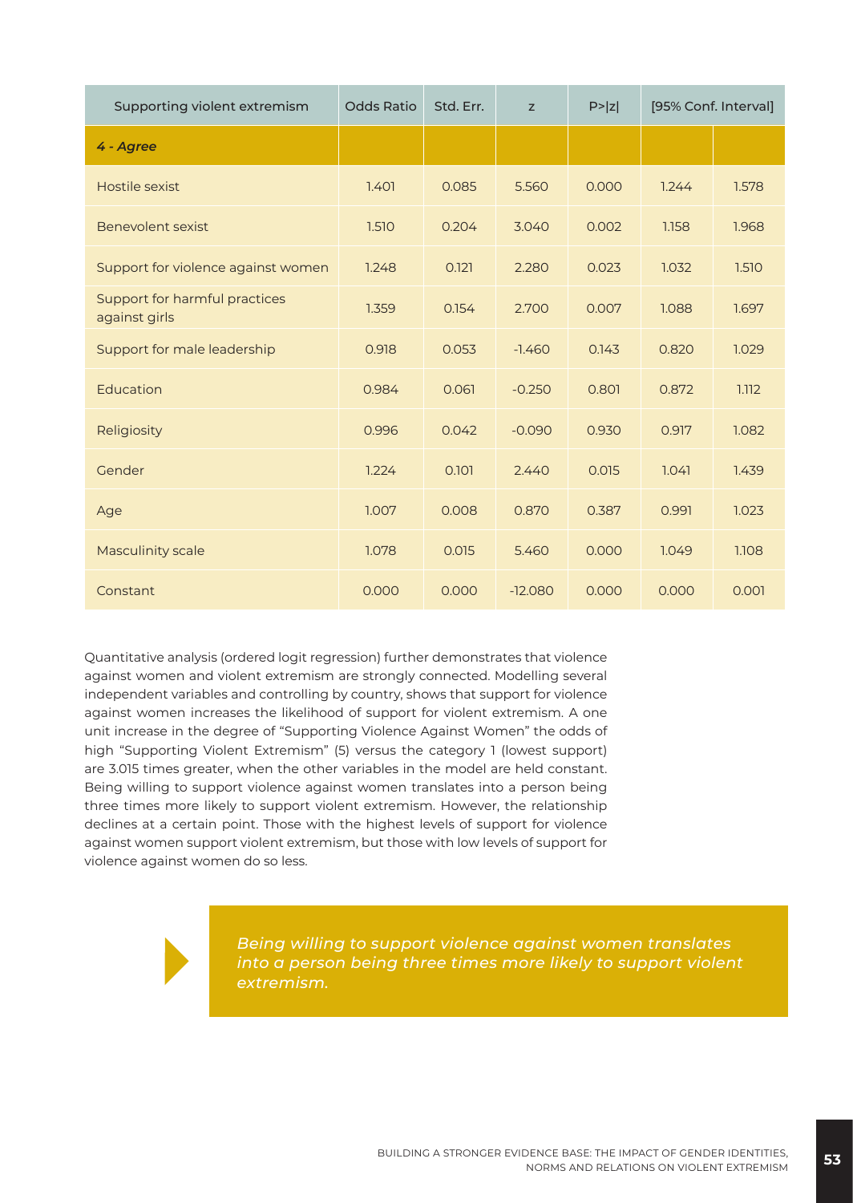| Supporting violent extremism | Odds Ratio | Std. Err. | z | P>\|z\| | [95% Conf. Interval] | |
|---|---|---|---|---|---|---|
| *4 - Agree* | | | | | | |
| Hostile sexist | 1.401 | 0.085 | 5.560 | 0.000 | 1.244 | 1.578 |
| Benevolent sexist | 1.510 | 0.204 | 3.040 | 0.002 | 1.158 | 1.968 |
| Support for violence against women | 1.248 | 0.121 | 2.280 | 0.023 | 1.032 | 1.510 |
| Support for harmful practices against girls | 1.359 | 0.154 | 2.700 | 0.007 | 1.088 | 1.697 |
| Support for male leadership | 0.918 | 0.053 | -1.460 | 0.143 | 0.820 | 1.029 |
| Education | 0.984 | 0.061 | -0.250 | 0.801 | 0.872 | 1.112 |
| Religiosity | 0.996 | 0.042 | -0.090 | 0.930 | 0.917 | 1.082 |
| Gender | 1.224 | 0.101 | 2.440 | 0.015 | 1.041 | 1.439 |
| Age | 1.007 | 0.008 | 0.870 | 0.387 | 0.991 | 1.023 |
| Masculinity scale | 1.078 | 0.015 | 5.460 | 0.000 | 1.049 | 1.108 |
| Constant | 0.000 | 0.000 | -12.080 | 0.000 | 0.000 | 0.001 |

Quantitative analysis (ordered logit regression) further demonstrates that violence against women and violent extremism are strongly connected. Modelling several independent variables and controlling by country, shows that support for violence against women increases the likelihood of support for violent extremism. A one unit increase in the degree of "Supporting Violence Against Women" the odds of high "Supporting Violent Extremism" (5) versus the category 1 (lowest support) are 3.015 times greater, when the other variables in the model are held constant. Being willing to support violence against women translates into a person being three times more likely to support violent extremism. However, the relationship declines at a certain point. Those with the highest levels of support for violence against women support violent extremism, but those with low levels of support for violence against women do so less.

> *Being willing to support violence against women translates into a person being three times more likely to support violent extremism.*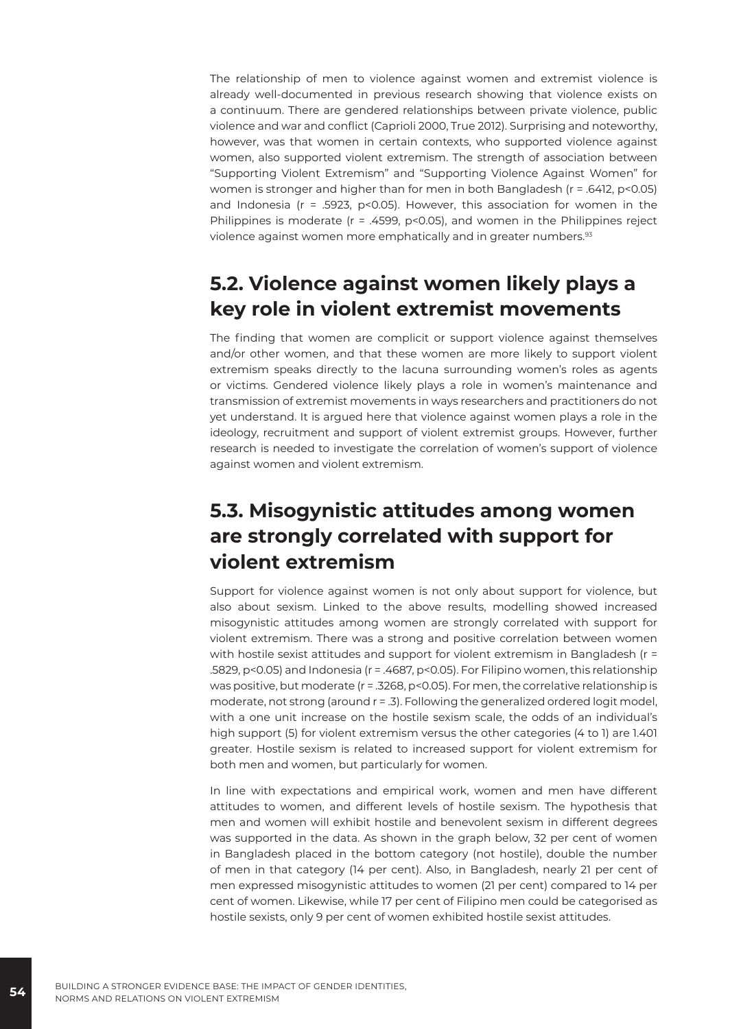The relationship of men to violence against women and extremist violence is already well-documented in previous research showing that violence exists on a continuum. There are gendered relationships between private violence, public violence and war and conflict (Caprioli 2000, True 2012). Surprising and noteworthy, however, was that women in certain contexts, who supported violence against women, also supported violent extremism. The strength of association between "Supporting Violent Extremism" and "Supporting Violence Against Women" for women is stronger and higher than for men in both Bangladesh ($r = .6412$, $p<0.05$) and Indonesia ($r = .5923$, $p<0.05$). However, this association for women in the Philippines is moderate ($r = .4599$, $p<0.05$), and women in the Philippines reject violence against women more emphatically and in greater numbers.[93]

## 5.2. Violence against women likely plays a key role in violent extremist movements

The finding that women are complicit or support violence against themselves and/or other women, and that these women are more likely to support violent extremism speaks directly to the lacuna surrounding women's roles as agents or victims. Gendered violence likely plays a role in women's maintenance and transmission of extremist movements in ways researchers and practitioners do not yet understand. It is argued here that violence against women plays a role in the ideology, recruitment and support of violent extremist groups. However, further research is needed to investigate the correlation of women's support of violence against women and violent extremism.

## 5.3. Misogynistic attitudes among women are strongly correlated with support for violent extremism

Support for violence against women is not only about support for violence, but also about sexism. Linked to the above results, modelling showed increased misogynistic attitudes among women are strongly correlated with support for violent extremism. There was a strong and positive correlation between women with hostile sexist attitudes and support for violent extremism in Bangladesh ($r = .5829$, $p<0.05$) and Indonesia ($r = .4687$, $p<0.05$). For Filipino women, this relationship was positive, but moderate ($r = .3268$, $p<0.05$). For men, the correlative relationship is moderate, not strong (around $r = .3$). Following the generalized ordered logit model, with a one unit increase on the hostile sexism scale, the odds of an individual's high support (5) for violent extremism versus the other categories (4 to 1) are 1.401 greater. Hostile sexism is related to increased support for violent extremism for both men and women, but particularly for women.

In line with expectations and empirical work, women and men have different attitudes to women, and different levels of hostile sexism. The hypothesis that men and women will exhibit hostile and benevolent sexism in different degrees was supported in the data. As shown in the graph below, 32 per cent of women in Bangladesh placed in the bottom category (not hostile), double the number of men in that category (14 per cent). Also, in Bangladesh, nearly 21 per cent of men expressed misogynistic attitudes to women (21 per cent) compared to 14 per cent of women. Likewise, while 17 per cent of Filipino men could be categorised as hostile sexists, only 9 per cent of women exhibited hostile sexist attitudes.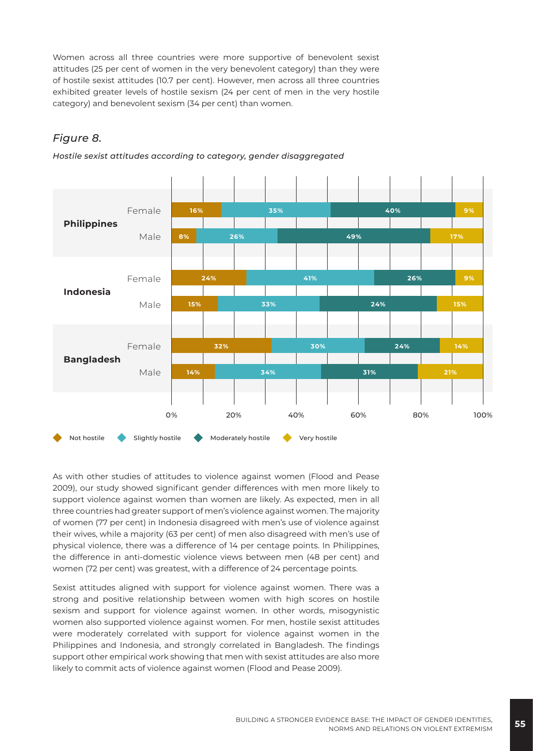Women across all three countries were more supportive of benevolent sexist attitudes (25 per cent of women in the very benevolent category) than they were of hostile sexist attitudes (10.7 per cent). However, men across all three countries exhibited greater levels of hostile sexism (24 per cent of men in the very hostile category) and benevolent sexism (34 per cent) than women.

## *Figure 8.*

*Hostile sexist attitudes according to category, gender disaggregated*

| Country | Gender | Not hostile | Slightly hostile | Moderately hostile | Very hostile |
| --- | --- | --- | --- | --- | --- |
| Philippines | Female | 16% | 35% | 40% | 9% |
| Philippines | Male | 8% | 26% | 49% | 17% |
| Indonesia | Female | 24% | 41% | 26% | 9% |
| Indonesia | Male | 15% | 33% | 24% | 15% |
| Bangladesh | Female | 32% | 30% | 24% | 14% |
| Bangladesh | Male | 14% | 34% | 31% | 21% |

As with other studies of attitudes to violence against women (Flood and Pease 2009), our study showed significant gender differences with men more likely to support violence against women than women are likely. As expected, men in all three countries had greater support of men's violence against women. The majority of women (77 per cent) in Indonesia disagreed with men's use of violence against their wives, while a majority (63 per cent) of men also disagreed with men's use of physical violence, there was a difference of 14 per centage points. In Philippines, the difference in anti-domestic violence views between men (48 per cent) and women (72 per cent) was greatest, with a difference of 24 percentage points.

Sexist attitudes aligned with support for violence against women. There was a strong and positive relationship between women with high scores on hostile sexism and support for violence against women. In other words, misogynistic women also supported violence against women. For men, hostile sexist attitudes were moderately correlated with support for violence against women in the Philippines and Indonesia, and strongly correlated in Bangladesh. The findings support other empirical work showing that men with sexist attitudes are also more likely to commit acts of violence against women (Flood and Pease 2009).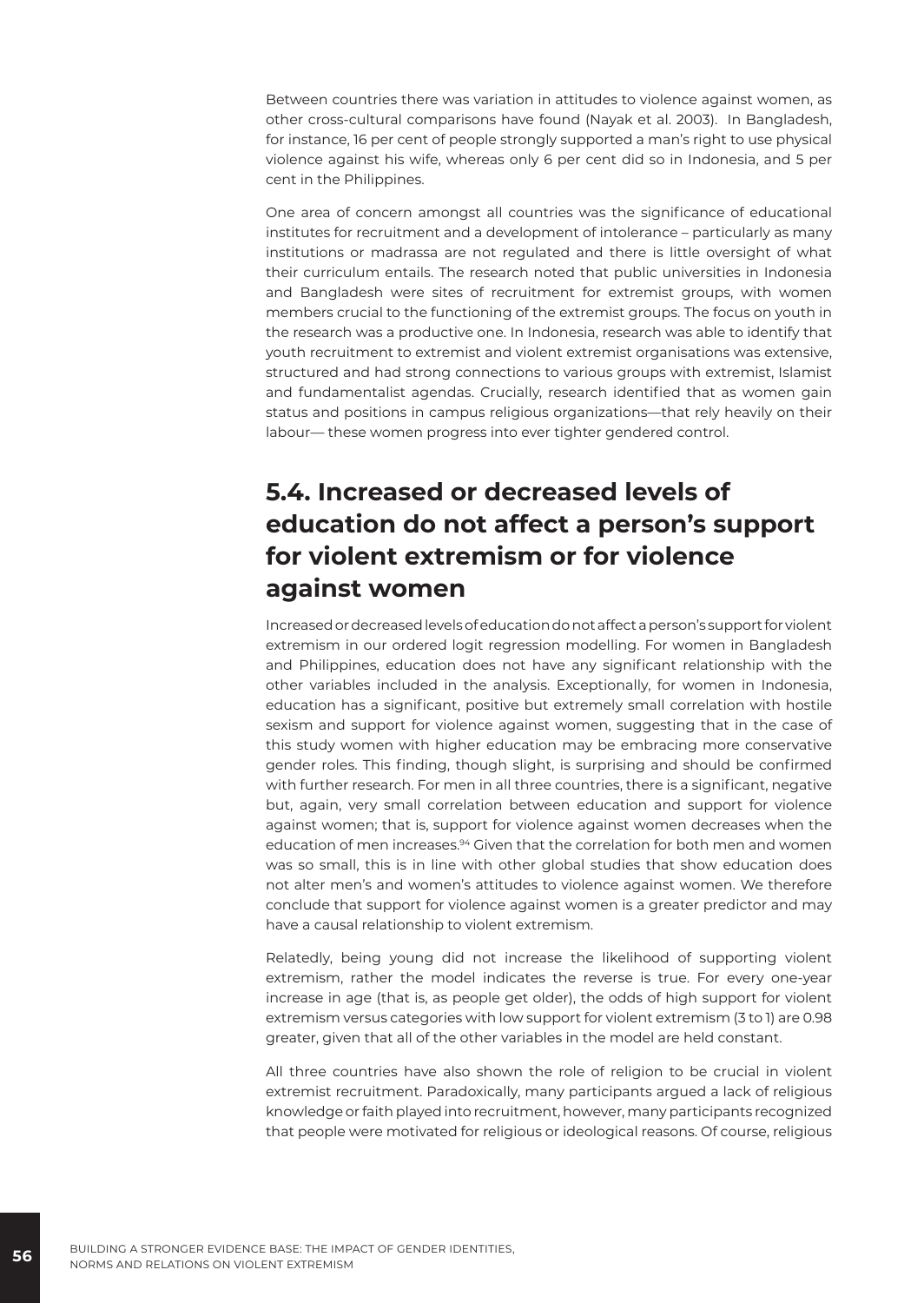Between countries there was variation in attitudes to violence against women, as other cross-cultural comparisons have found (Nayak et al. 2003). In Bangladesh, for instance, 16 per cent of people strongly supported a man's right to use physical violence against his wife, whereas only 6 per cent did so in Indonesia, and 5 per cent in the Philippines.

One area of concern amongst all countries was the significance of educational institutes for recruitment and a development of intolerance – particularly as many institutions or madrassa are not regulated and there is little oversight of what their curriculum entails. The research noted that public universities in Indonesia and Bangladesh were sites of recruitment for extremist groups, with women members crucial to the functioning of the extremist groups. The focus on youth in the research was a productive one. In Indonesia, research was able to identify that youth recruitment to extremist and violent extremist organisations was extensive, structured and had strong connections to various groups with extremist, Islamist and fundamentalist agendas. Crucially, research identified that as women gain status and positions in campus religious organizations—that rely heavily on their labour— these women progress into ever tighter gendered control.

## 5.4. Increased or decreased levels of education do not affect a person's support for violent extremism or for violence against women

Increased or decreased levels of education do not affect a person's support for violent extremism in our ordered logit regression modelling. For women in Bangladesh and Philippines, education does not have any significant relationship with the other variables included in the analysis. Exceptionally, for women in Indonesia, education has a significant, positive but extremely small correlation with hostile sexism and support for violence against women, suggesting that in the case of this study women with higher education may be embracing more conservative gender roles. This finding, though slight, is surprising and should be confirmed with further research. For men in all three countries, there is a significant, negative but, again, very small correlation between education and support for violence against women; that is, support for violence against women decreases when the education of men increases.[94] Given that the correlation for both men and women was so small, this is in line with other global studies that show education does not alter men's and women's attitudes to violence against women. We therefore conclude that support for violence against women is a greater predictor and may have a causal relationship to violent extremism.

Relatedly, being young did not increase the likelihood of supporting violent extremism, rather the model indicates the reverse is true. For every one-year increase in age (that is, as people get older), the odds of high support for violent extremism versus categories with low support for violent extremism (3 to 1) are 0.98 greater, given that all of the other variables in the model are held constant.

All three countries have also shown the role of religion to be crucial in violent extremist recruitment. Paradoxically, many participants argued a lack of religious knowledge or faith played into recruitment, however, many participants recognized that people were motivated for religious or ideological reasons. Of course, religious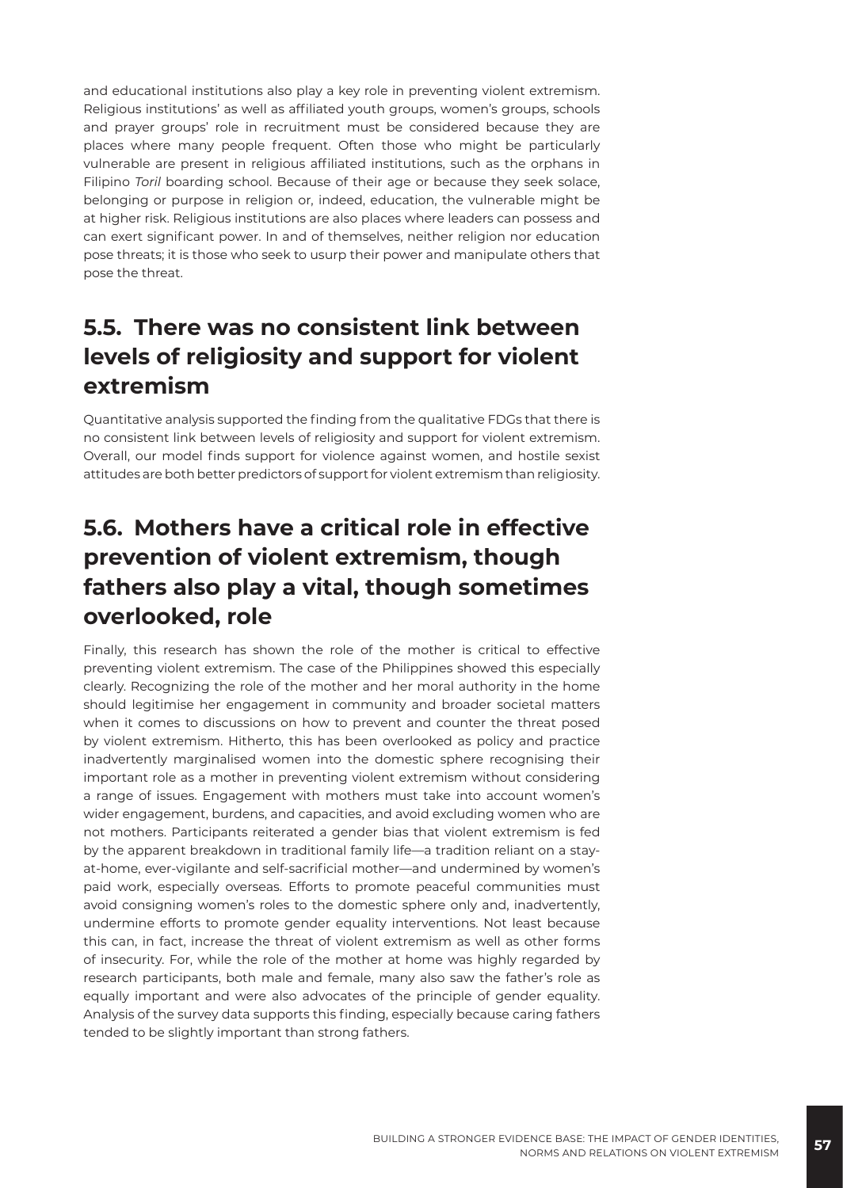and educational institutions also play a key role in preventing violent extremism. Religious institutions' as well as affiliated youth groups, women's groups, schools and prayer groups' role in recruitment must be considered because they are places where many people frequent. Often those who might be particularly vulnerable are present in religious affiliated institutions, such as the orphans in Filipino *Toril* boarding school. Because of their age or because they seek solace, belonging or purpose in religion or, indeed, education, the vulnerable might be at higher risk. Religious institutions are also places where leaders can possess and can exert significant power. In and of themselves, neither religion nor education pose threats; it is those who seek to usurp their power and manipulate others that pose the threat.

## 5.5. There was no consistent link between levels of religiosity and support for violent extremism

Quantitative analysis supported the finding from the qualitative FDGs that there is no consistent link between levels of religiosity and support for violent extremism. Overall, our model finds support for violence against women, and hostile sexist attitudes are both better predictors of support for violent extremism than religiosity.

## 5.6. Mothers have a critical role in effective prevention of violent extremism, though fathers also play a vital, though sometimes overlooked, role

Finally, this research has shown the role of the mother is critical to effective preventing violent extremism. The case of the Philippines showed this especially clearly. Recognizing the role of the mother and her moral authority in the home should legitimise her engagement in community and broader societal matters when it comes to discussions on how to prevent and counter the threat posed by violent extremism. Hitherto, this has been overlooked as policy and practice inadvertently marginalised women into the domestic sphere recognising their important role as a mother in preventing violent extremism without considering a range of issues. Engagement with mothers must take into account women's wider engagement, burdens, and capacities, and avoid excluding women who are not mothers. Participants reiterated a gender bias that violent extremism is fed by the apparent breakdown in traditional family life—a tradition reliant on a stay-at-home, ever-vigilante and self-sacrificial mother—and undermined by women's paid work, especially overseas. Efforts to promote peaceful communities must avoid consigning women's roles to the domestic sphere only and, inadvertently, undermine efforts to promote gender equality interventions. Not least because this can, in fact, increase the threat of violent extremism as well as other forms of insecurity. For, while the role of the mother at home was highly regarded by research participants, both male and female, many also saw the father's role as equally important and were also advocates of the principle of gender equality. Analysis of the survey data supports this finding, especially because caring fathers tended to be slightly important than strong fathers.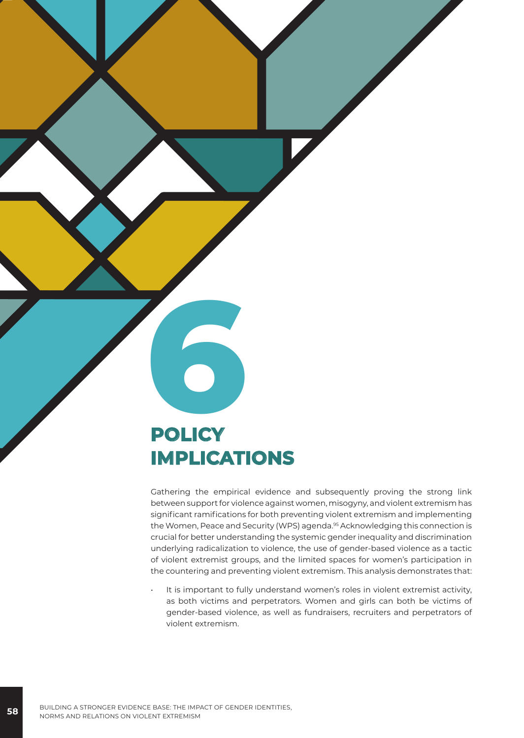# 6

# POLICY IMPLICATIONS

Gathering the empirical evidence and subsequently proving the strong link between support for violence against women, misogyny, and violent extremism has significant ramifications for both preventing violent extremism and implementing the Women, Peace and Security (WPS) agenda.[95] Acknowledging this connection is crucial for better understanding the systemic gender inequality and discrimination underlying radicalization to violence, the use of gender-based violence as a tactic of violent extremist groups, and the limited spaces for women's participation in the countering and preventing violent extremism. This analysis demonstrates that:

- It is important to fully understand women's roles in violent extremist activity, as both victims and perpetrators. Women and girls can both be victims of gender-based violence, as well as fundraisers, recruiters and perpetrators of violent extremism.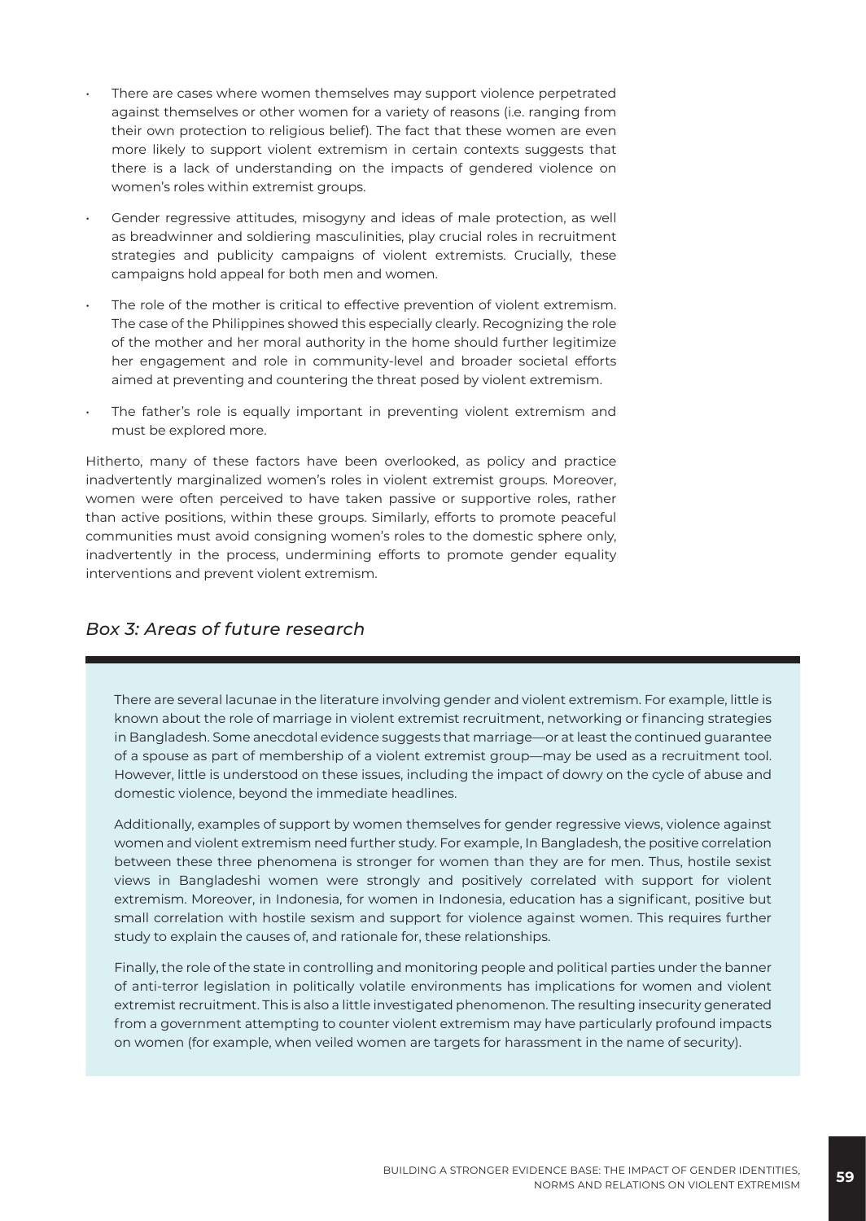- There are cases where women themselves may support violence perpetrated against themselves or other women for a variety of reasons (i.e. ranging from their own protection to religious belief). The fact that these women are even more likely to support violent extremism in certain contexts suggests that there is a lack of understanding on the impacts of gendered violence on women's roles within extremist groups.
- Gender regressive attitudes, misogyny and ideas of male protection, as well as breadwinner and soldiering masculinities, play crucial roles in recruitment strategies and publicity campaigns of violent extremists. Crucially, these campaigns hold appeal for both men and women.
- The role of the mother is critical to effective prevention of violent extremism. The case of the Philippines showed this especially clearly. Recognizing the role of the mother and her moral authority in the home should further legitimize her engagement and role in community-level and broader societal efforts aimed at preventing and countering the threat posed by violent extremism.
- The father's role is equally important in preventing violent extremism and must be explored more.

Hitherto, many of these factors have been overlooked, as policy and practice inadvertently marginalized women's roles in violent extremist groups. Moreover, women were often perceived to have taken passive or supportive roles, rather than active positions, within these groups. Similarly, efforts to promote peaceful communities must avoid consigning women's roles to the domestic sphere only, inadvertently in the process, undermining efforts to promote gender equality interventions and prevent violent extremism.

## *Box 3: Areas of future research*

There are several lacunae in the literature involving gender and violent extremism. For example, little is known about the role of marriage in violent extremist recruitment, networking or financing strategies in Bangladesh. Some anecdotal evidence suggests that marriage—or at least the continued guarantee of a spouse as part of membership of a violent extremist group—may be used as a recruitment tool. However, little is understood on these issues, including the impact of dowry on the cycle of abuse and domestic violence, beyond the immediate headlines.

Additionally, examples of support by women themselves for gender regressive views, violence against women and violent extremism need further study. For example, In Bangladesh, the positive correlation between these three phenomena is stronger for women than they are for men. Thus, hostile sexist views in Bangladeshi women were strongly and positively correlated with support for violent extremism. Moreover, in Indonesia, for women in Indonesia, education has a significant, positive but small correlation with hostile sexism and support for violence against women. This requires further study to explain the causes of, and rationale for, these relationships.

Finally, the role of the state in controlling and monitoring people and political parties under the banner of anti-terror legislation in politically volatile environments has implications for women and violent extremist recruitment. This is also a little investigated phenomenon. The resulting insecurity generated from a government attempting to counter violent extremism may have particularly profound impacts on women (for example, when veiled women are targets for harassment in the name of security).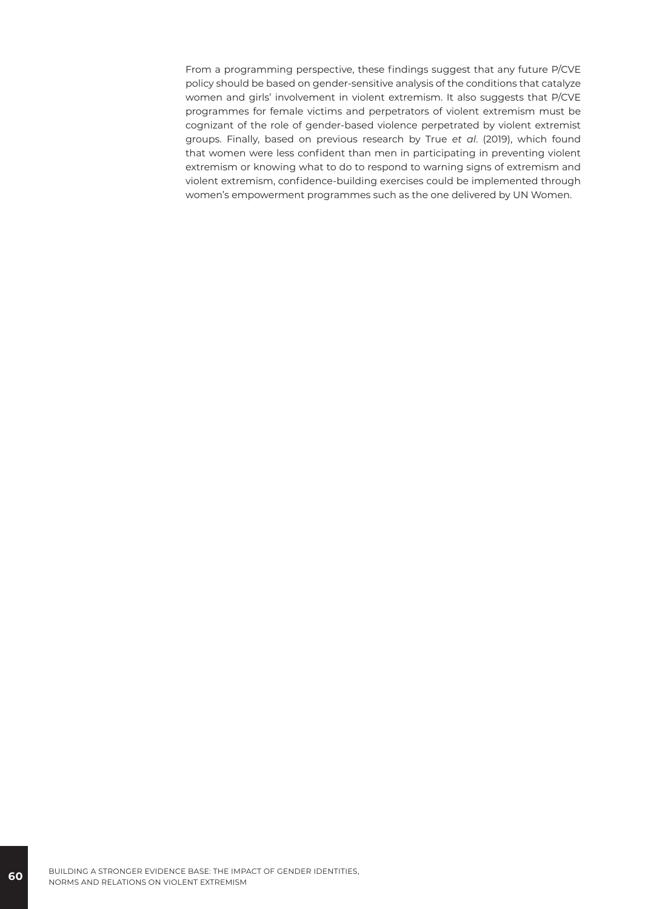From a programming perspective, these findings suggest that any future P/CVE policy should be based on gender-sensitive analysis of the conditions that catalyze women and girls' involvement in violent extremism. It also suggests that P/CVE programmes for female victims and perpetrators of violent extremism must be cognizant of the role of gender-based violence perpetrated by violent extremist groups. Finally, based on previous research by True *et al*. (2019), which found that women were less confident than men in participating in preventing violent extremism or knowing what to do to respond to warning signs of extremism and violent extremism, confidence-building exercises could be implemented through women's empowerment programmes such as the one delivered by UN Women.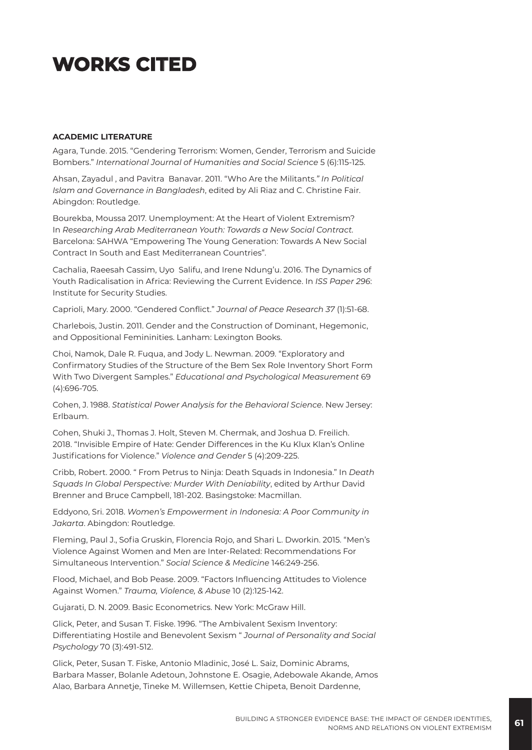# WORKS CITED

**ACADEMIC LITERATURE**

Agara, Tunde. 2015. "Gendering Terrorism: Women, Gender, Terrorism and Suicide Bombers." *International Journal of Humanities and Social Science* 5 (6):115-125.

Ahsan, Zayadul , and Pavitra Banavar. 2011. "Who Are the Militants." *In Political Islam and Governance in Bangladesh*, edited by Ali Riaz and C. Christine Fair. Abingdon: Routledge.

Bourekba, Moussa 2017. Unemployment: At the Heart of Violent Extremism? In *Researching Arab Mediterranean Youth: Towards a New Social Contract.* Barcelona: SAHWA "Empowering The Young Generation: Towards A New Social Contract In South and East Mediterranean Countries".

Cachalia, Raeesah Cassim, Uyo Salifu, and Irene Ndung'u. 2016. The Dynamics of Youth Radicalisation in Africa: Reviewing the Current Evidence. In *ISS Paper 296*: Institute for Security Studies.

Caprioli, Mary. 2000. "Gendered Conflict." *Journal of Peace Research 37* (1):51-68.

Charlebois, Justin. 2011. Gender and the Construction of Dominant, Hegemonic, and Oppositional Femininities. Lanham: Lexington Books.

Choi, Namok, Dale R. Fuqua, and Jody L. Newman. 2009. "Exploratory and Confirmatory Studies of the Structure of the Bem Sex Role Inventory Short Form With Two Divergent Samples." *Educational and Psychological Measurement* 69 (4):696-705.

Cohen, J. 1988. *Statistical Power Analysis for the Behavioral Science*. New Jersey: Erlbaum.

Cohen, Shuki J., Thomas J. Holt, Steven M. Chermak, and Joshua D. Freilich. 2018. "Invisible Empire of Hate: Gender Differences in the Ku Klux Klan's Online Justifications for Violence." *Violence and Gender* 5 (4):209-225.

Cribb, Robert. 2000. " From Petrus to Ninja: Death Squads in Indonesia." In *Death Squads In Global Perspective: Murder With Deniability*, edited by Arthur David Brenner and Bruce Campbell, 181-202. Basingstoke: Macmillan.

Eddyono, Sri. 2018. *Women's Empowerment in Indonesia: A Poor Community in Jakarta*. Abingdon: Routledge.

Fleming, Paul J., Sofia Gruskin, Florencia Rojo, and Shari L. Dworkin. 2015. "Men's Violence Against Women and Men are Inter-Related: Recommendations For Simultaneous Intervention." *Social Science & Medicine* 146:249-256.

Flood, Michael, and Bob Pease. 2009. "Factors Influencing Attitudes to Violence Against Women." *Trauma, Violence, & Abuse* 10 (2):125-142.

Gujarati, D. N. 2009. Basic Econometrics. New York: McGraw Hill.

Glick, Peter, and Susan T. Fiske. 1996. "The Ambivalent Sexism Inventory: Differentiating Hostile and Benevolent Sexism " *Journal of Personality and Social Psychology* 70 (3):491-512.

Glick, Peter, Susan T. Fiske, Antonio Mladinic, José L. Saiz, Dominic Abrams, Barbara Masser, Bolanle Adetoun, Johnstone E. Osagie, Adebowale Akande, Amos Alao, Barbara Annetje, Tineke M. Willemsen, Kettie Chipeta, Benoit Dardenne,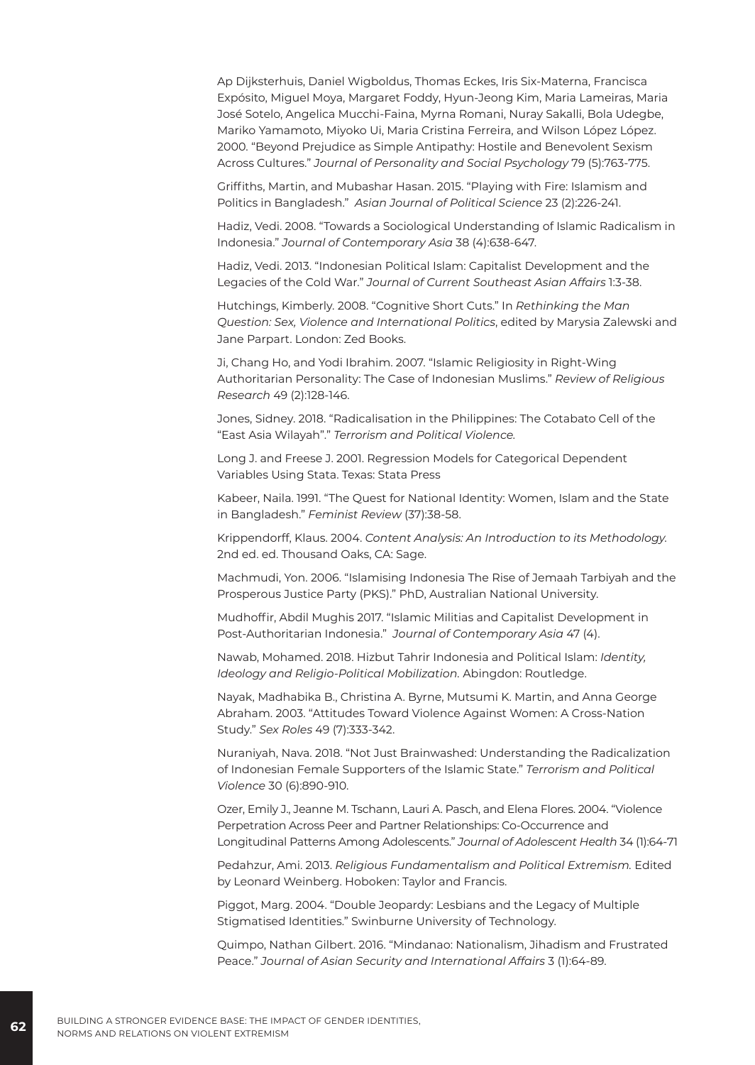Ap Dijksterhuis, Daniel Wigboldus, Thomas Eckes, Iris Six-Materna, Francisca Expósito, Miguel Moya, Margaret Foddy, Hyun-Jeong Kim, Maria Lameiras, Maria José Sotelo, Angelica Mucchi-Faina, Myrna Romani, Nuray Sakalli, Bola Udegbe, Mariko Yamamoto, Miyoko Ui, Maria Cristina Ferreira, and Wilson López López. 2000. "Beyond Prejudice as Simple Antipathy: Hostile and Benevolent Sexism Across Cultures." *Journal of Personality and Social Psychology* 79 (5):763-775.

Griffiths, Martin, and Mubashar Hasan. 2015. "Playing with Fire: Islamism and Politics in Bangladesh." *Asian Journal of Political Science* 23 (2):226-241.

Hadiz, Vedi. 2008. "Towards a Sociological Understanding of Islamic Radicalism in Indonesia." *Journal of Contemporary Asia* 38 (4):638-647.

Hadiz, Vedi. 2013. "Indonesian Political Islam: Capitalist Development and the Legacies of the Cold War." *Journal of Current Southeast Asian Affairs* 1:3-38.

Hutchings, Kimberly. 2008. "Cognitive Short Cuts." In *Rethinking the Man Question: Sex, Violence and International Politics*, edited by Marysia Zalewski and Jane Parpart. London: Zed Books.

Ji, Chang Ho, and Yodi Ibrahim. 2007. "Islamic Religiosity in Right-Wing Authoritarian Personality: The Case of Indonesian Muslims." *Review of Religious Research* 49 (2):128-146.

Jones, Sidney. 2018. "Radicalisation in the Philippines: The Cotabato Cell of the "East Asia Wilayah"." *Terrorism and Political Violence.*

Long J. and Freese J. 2001. Regression Models for Categorical Dependent Variables Using Stata. Texas: Stata Press

Kabeer, Naila. 1991. "The Quest for National Identity: Women, Islam and the State in Bangladesh." *Feminist Review* (37):38-58.

Krippendorff, Klaus. 2004. *Content Analysis: An Introduction to its Methodology.* 2nd ed. ed. Thousand Oaks, CA: Sage.

Machmudi, Yon. 2006. "Islamising Indonesia The Rise of Jemaah Tarbiyah and the Prosperous Justice Party (PKS)." PhD, Australian National University.

Mudhoffir, Abdil Mughis 2017. "Islamic Militias and Capitalist Development in Post-Authoritarian Indonesia." *Journal of Contemporary Asia* 47 (4).

Nawab, Mohamed. 2018. Hizbut Tahrir Indonesia and Political Islam: *Identity, Ideology and Religio-Political Mobilization.* Abingdon: Routledge.

Nayak, Madhabika B., Christina A. Byrne, Mutsumi K. Martin, and Anna George Abraham. 2003. "Attitudes Toward Violence Against Women: A Cross-Nation Study." *Sex Roles* 49 (7):333-342.

Nuraniyah, Nava. 2018. "Not Just Brainwashed: Understanding the Radicalization of Indonesian Female Supporters of the Islamic State." *Terrorism and Political Violence* 30 (6):890-910.

Ozer, Emily J., Jeanne M. Tschann, Lauri A. Pasch, and Elena Flores. 2004. "Violence Perpetration Across Peer and Partner Relationships: Co-Occurrence and Longitudinal Patterns Among Adolescents." *Journal of Adolescent Health* 34 (1):64-71

Pedahzur, Ami. 2013. *Religious Fundamentalism and Political Extremism.* Edited by Leonard Weinberg. Hoboken: Taylor and Francis.

Piggot, Marg. 2004. "Double Jeopardy: Lesbians and the Legacy of Multiple Stigmatised Identities." Swinburne University of Technology.

Quimpo, Nathan Gilbert. 2016. "Mindanao: Nationalism, Jihadism and Frustrated Peace." *Journal of Asian Security and International Affairs* 3 (1):64-89.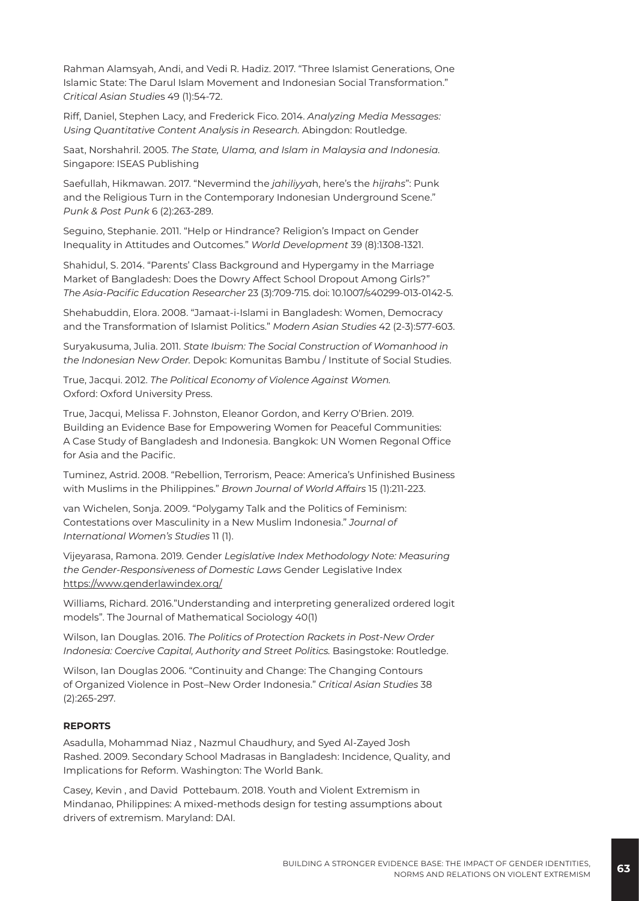Rahman Alamsyah, Andi, and Vedi R. Hadiz. 2017. "Three Islamist Generations, One Islamic State: The Darul Islam Movement and Indonesian Social Transformation." *Critical Asian Studies* 49 (1):54-72.

Riff, Daniel, Stephen Lacy, and Frederick Fico. 2014. *Analyzing Media Messages: Using Quantitative Content Analysis in Research.* Abingdon: Routledge.

Saat, Norshahril. 2005. *The State, Ulama, and Islam in Malaysia and Indonesia.* Singapore: ISEAS Publishing

Saefullah, Hikmawan. 2017. "Nevermind the *jahiliyya*h, here's the *hijrahs*": Punk and the Religious Turn in the Contemporary Indonesian Underground Scene." *Punk & Post Punk* 6 (2):263-289.

Seguino, Stephanie. 2011. "Help or Hindrance? Religion's Impact on Gender Inequality in Attitudes and Outcomes." *World Development* 39 (8):1308-1321.

Shahidul, S. 2014. "Parents' Class Background and Hypergamy in the Marriage Market of Bangladesh: Does the Dowry Affect School Dropout Among Girls?" *The Asia-Pacific Education Researcher* 23 (3):709-715. doi: 10.1007/s40299-013-0142-5.

Shehabuddin, Elora. 2008. "Jamaat-i-Islami in Bangladesh: Women, Democracy and the Transformation of Islamist Politics." *Modern Asian Studies* 42 (2-3):577-603.

Suryakusuma, Julia. 2011. *State Ibuism: The Social Construction of Womanhood in the Indonesian New Order.* Depok: Komunitas Bambu / Institute of Social Studies.

True, Jacqui. 2012. *The Political Economy of Violence Against Women.* Oxford: Oxford University Press.

True, Jacqui, Melissa F. Johnston, Eleanor Gordon, and Kerry O'Brien. 2019. Building an Evidence Base for Empowering Women for Peaceful Communities: A Case Study of Bangladesh and Indonesia. Bangkok: UN Women Regonal Office for Asia and the Pacific.

Tuminez, Astrid. 2008. "Rebellion, Terrorism, Peace: America's Unfinished Business with Muslims in the Philippines." *Brown Journal of World Affairs* 15 (1):211-223.

van Wichelen, Sonja. 2009. "Polygamy Talk and the Politics of Feminism: Contestations over Masculinity in a New Muslim Indonesia." *Journal of International Women's Studies* 11 (1).

Vijeyarasa, Ramona. 2019. Gender *Legislative Index Methodology Note: Measuring the Gender-Responsiveness of Domestic Laws* Gender Legislative Index https://www.genderlawindex.org/

Williams, Richard. 2016."Understanding and interpreting generalized ordered logit models". The Journal of Mathematical Sociology 40(1)

Wilson, Ian Douglas. 2016. *The Politics of Protection Rackets in Post-New Order Indonesia: Coercive Capital, Authority and Street Politics.* Basingstoke: Routledge.

Wilson, Ian Douglas 2006. "Continuity and Change: The Changing Contours of Organized Violence in Post–New Order Indonesia." *Critical Asian Studies* 38 (2):265-297.

**REPORTS**

Asadulla, Mohammad Niaz , Nazmul Chaudhury, and Syed Al-Zayed Josh Rashed. 2009. Secondary School Madrasas in Bangladesh: Incidence, Quality, and Implications for Reform. Washington: The World Bank.

Casey, Kevin , and David Pottebaum. 2018. Youth and Violent Extremism in Mindanao, Philippines: A mixed-methods design for testing assumptions about drivers of extremism. Maryland: DAI.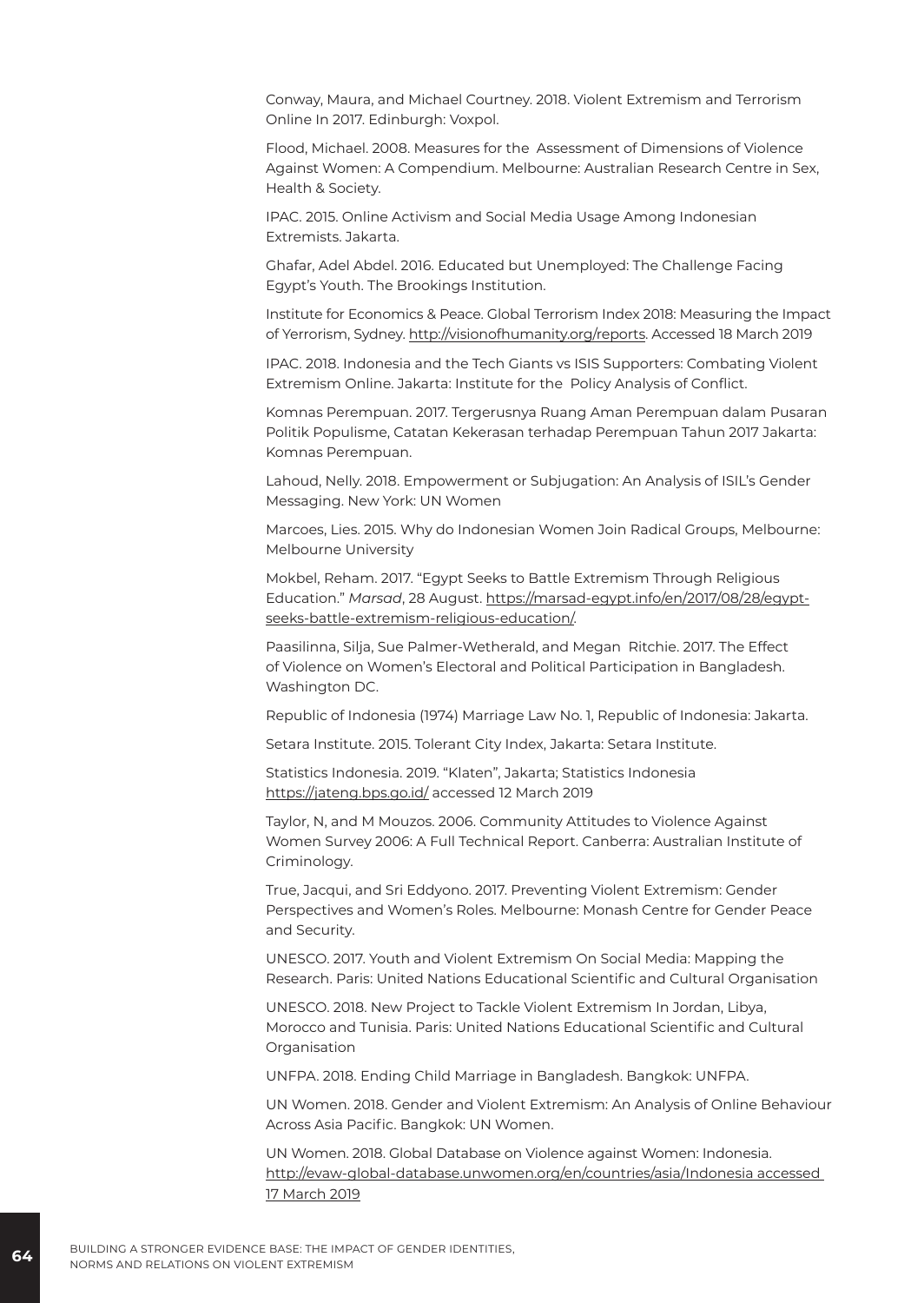Conway, Maura, and Michael Courtney. 2018. Violent Extremism and Terrorism Online In 2017. Edinburgh: Voxpol.

Flood, Michael. 2008. Measures for the  Assessment of Dimensions of Violence Against Women: A Compendium. Melbourne: Australian Research Centre in Sex, Health & Society.

IPAC. 2015. Online Activism and Social Media Usage Among Indonesian Extremists. Jakarta.

Ghafar, Adel Abdel. 2016. Educated but Unemployed: The Challenge Facing Egypt's Youth. The Brookings Institution.

Institute for Economics & Peace. Global Terrorism Index 2018: Measuring the Impact of Yerrorism, Sydney. http://visionofhumanity.org/reports. Accessed 18 March 2019

IPAC. 2018. Indonesia and the Tech Giants vs ISIS Supporters: Combating Violent Extremism Online. Jakarta: Institute for the  Policy Analysis of Conflict.

Komnas Perempuan. 2017. Tergerusnya Ruang Aman Perempuan dalam Pusaran Politik Populisme, Catatan Kekerasan terhadap Perempuan Tahun 2017 Jakarta: Komnas Perempuan.

Lahoud, Nelly. 2018. Empowerment or Subjugation: An Analysis of ISIL's Gender Messaging. New York: UN Women

Marcoes, Lies. 2015. Why do Indonesian Women Join Radical Groups, Melbourne: Melbourne University

Mokbel, Reham. 2017. "Egypt Seeks to Battle Extremism Through Religious Education." *Marsad*, 28 August. https://marsad-egypt.info/en/2017/08/28/egypt-seeks-battle-extremism-religious-education/.

Paasilinna, Silja, Sue Palmer-Wetherald, and Megan  Ritchie. 2017. The Effect of Violence on Women's Electoral and Political Participation in Bangladesh. Washington DC.

Republic of Indonesia (1974) Marriage Law No. 1, Republic of Indonesia: Jakarta.

Setara Institute. 2015. Tolerant City Index, Jakarta: Setara Institute.

Statistics Indonesia. 2019. "Klaten", Jakarta; Statistics Indonesia https://jateng.bps.go.id/ accessed 12 March 2019

Taylor, N, and M Mouzos. 2006. Community Attitudes to Violence Against Women Survey 2006: A Full Technical Report. Canberra: Australian Institute of Criminology.

True, Jacqui, and Sri Eddyono. 2017. Preventing Violent Extremism: Gender Perspectives and Women's Roles. Melbourne: Monash Centre for Gender Peace and Security.

UNESCO. 2017. Youth and Violent Extremism On Social Media: Mapping the Research. Paris: United Nations Educational Scientific and Cultural Organisation

UNESCO. 2018. New Project to Tackle Violent Extremism In Jordan, Libya, Morocco and Tunisia. Paris: United Nations Educational Scientific and Cultural Organisation

UNFPA. 2018. Ending Child Marriage in Bangladesh. Bangkok: UNFPA.

UN Women. 2018. Gender and Violent Extremism: An Analysis of Online Behaviour Across Asia Pacific. Bangkok: UN Women.

UN Women. 2018. Global Database on Violence against Women: Indonesia. http://evaw-global-database.unwomen.org/en/countries/asia/Indonesia accessed 17 March 2019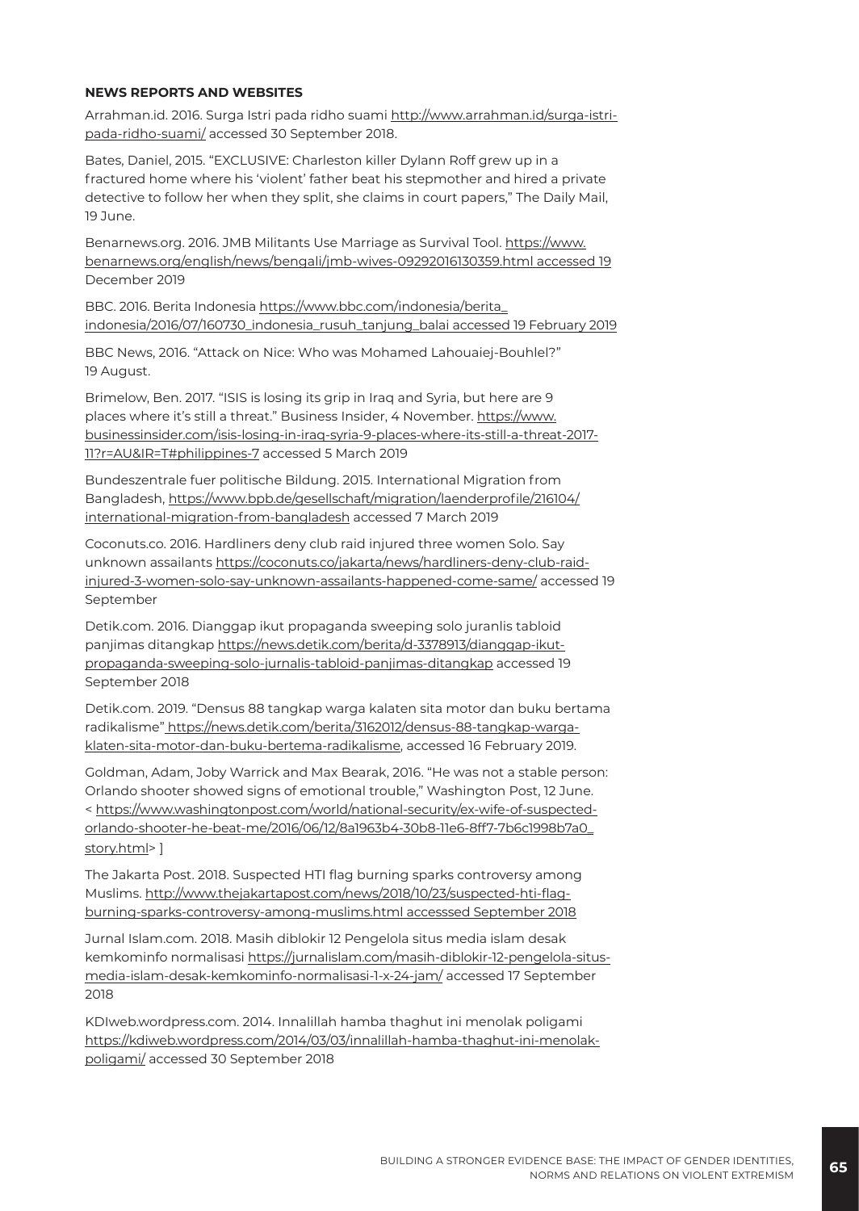**NEWS REPORTS AND WEBSITES**

Arrahman.id. 2016. Surga Istri pada ridho suami http://www.arrahman.id/surga-istri-pada-ridho-suami/ accessed 30 September 2018.

Bates, Daniel, 2015. "EXCLUSIVE: Charleston killer Dylann Roff grew up in a fractured home where his 'violent' father beat his stepmother and hired a private detective to follow her when they split, she claims in court papers," The Daily Mail, 19 June.

Benarnews.org. 2016. JMB Militants Use Marriage as Survival Tool. https://www.benarnews.org/english/news/bengali/jmb-wives-09292016130359.html accessed 19 December 2019

BBC. 2016. Berita Indonesia https://www.bbc.com/indonesia/berita_indonesia/2016/07/160730_indonesia_rusuh_tanjung_balai accessed 19 February 2019

BBC News, 2016. "Attack on Nice: Who was Mohamed Lahouaiej-Bouhlel?" 19 August.

Brimelow, Ben. 2017. "ISIS is losing its grip in Iraq and Syria, but here are 9 places where it's still a threat." Business Insider, 4 November. https://www.businessinsider.com/isis-losing-in-iraq-syria-9-places-where-its-still-a-threat-2017-11?r=AU&IR=T#philippines-7 accessed 5 March 2019

Bundeszentrale fuer politische Bildung. 2015. International Migration from Bangladesh, https://www.bpb.de/gesellschaft/migration/laenderprofile/216104/international-migration-from-bangladesh accessed 7 March 2019

Coconuts.co. 2016. Hardliners deny club raid injured three women Solo. Say unknown assailants https://coconuts.co/jakarta/news/hardliners-deny-club-raid-injured-3-women-solo-say-unknown-assailants-happened-come-same/ accessed 19 September

Detik.com. 2016. Dianggap ikut propaganda sweeping solo juranlis tabloid panjimas ditangkap https://news.detik.com/berita/d-3378913/dianggap-ikut-propaganda-sweeping-solo-jurnalis-tabloid-panjimas-ditangkap accessed 19 September 2018

Detik.com. 2019. "Densus 88 tangkap warga kalaten sita motor dan buku bertama radikalisme" https://news.detik.com/berita/3162012/densus-88-tangkap-warga-klaten-sita-motor-dan-buku-bertema-radikalisme, accessed 16 February 2019.

Goldman, Adam, Joby Warrick and Max Bearak, 2016. "He was not a stable person: Orlando shooter showed signs of emotional trouble," Washington Post, 12 June. < https://www.washingtonpost.com/world/national-security/ex-wife-of-suspected-orlando-shooter-he-beat-me/2016/06/12/8a1963b4-30b8-11e6-8ff7-7b6c1998b7a0_story.html> ]

The Jakarta Post. 2018. Suspected HTI flag burning sparks controversy among Muslims. http://www.thejakartapost.com/news/2018/10/23/suspected-hti-flag-burning-sparks-controversy-among-muslims.html accesssed September 2018

Jurnal Islam.com. 2018. Masih diblokir 12 Pengelola situs media islam desak kemkominfo normalisasi https://jurnalislam.com/masih-diblokir-12-pengelola-situs-media-islam-desak-kemkominfo-normalisasi-1-x-24-jam/ accessed 17 September 2018

KDIweb.wordpress.com. 2014. Innalillah hamba thaghut ini menolak poligami https://kdiweb.wordpress.com/2014/03/03/innalillah-hamba-thaghut-ini-menolak-poligami/ accessed 30 September 2018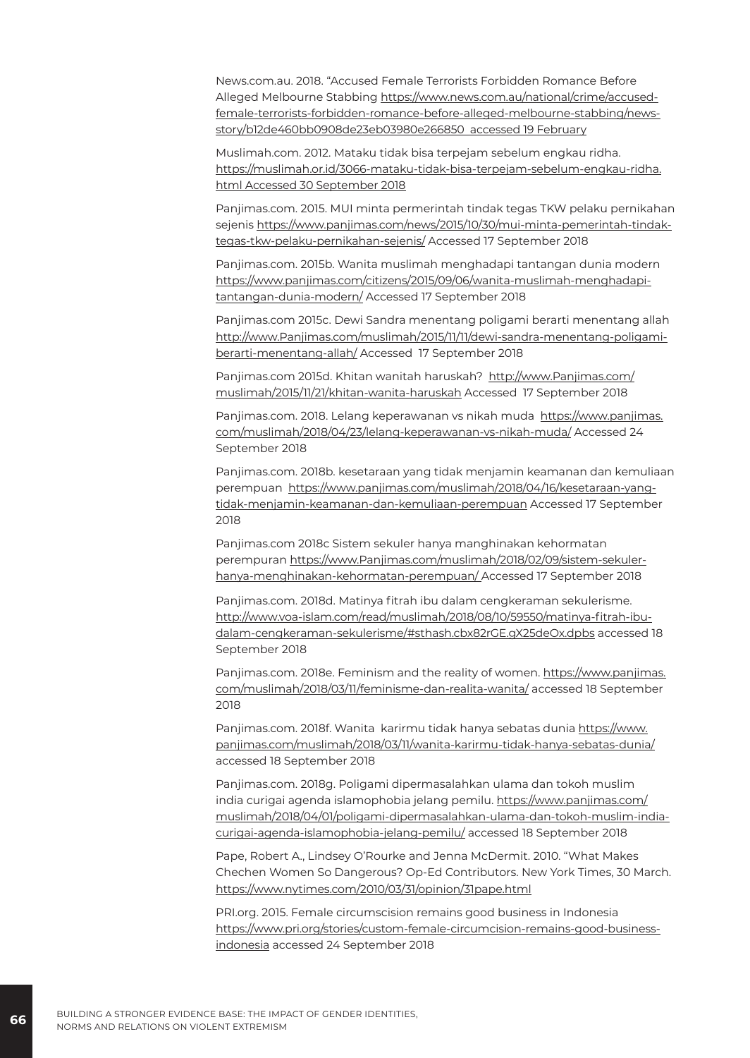News.com.au. 2018. "Accused Female Terrorists Forbidden Romance Before Alleged Melbourne Stabbing https://www.news.com.au/national/crime/accused-female-terrorists-forbidden-romance-before-alleged-melbourne-stabbing/news-story/b12de460bb0908de23eb03980e266850 accessed 19 February

Muslimah.com. 2012. Mataku tidak bisa terpejam sebelum engkau ridha. https://muslimah.or.id/3066-mataku-tidak-bisa-terpejam-sebelum-engkau-ridha.html Accessed 30 September 2018

Panjimas.com. 2015. MUI minta permerintah tindak tegas TKW pelaku pernikahan sejenis https://www.panjimas.com/news/2015/10/30/mui-minta-pemerintah-tindak-tegas-tkw-pelaku-pernikahan-sejenis/ Accessed 17 September 2018

Panjimas.com. 2015b. Wanita muslimah menghadapi tantangan dunia modern https://www.panjimas.com/citizens/2015/09/06/wanita-muslimah-menghadapi-tantangan-dunia-modern/ Accessed 17 September 2018

Panjimas.com 2015c. Dewi Sandra menentang poligami berarti menentang allah http://www.Panjimas.com/muslimah/2015/11/11/dewi-sandra-menentang-poligami-berarti-menentang-allah/ Accessed 17 September 2018

Panjimas.com 2015d. Khitan wanitah haruskah? http://www.Panjimas.com/muslimah/2015/11/21/khitan-wanita-haruskah Accessed 17 September 2018

Panjimas.com. 2018. Lelang keperawanan vs nikah muda https://www.panjimas.com/muslimah/2018/04/23/lelang-keperawanan-vs-nikah-muda/ Accessed 24 September 2018

Panjimas.com. 2018b. kesetaraan yang tidak menjamin keamanan dan kemuliaan perempuan https://www.panjimas.com/muslimah/2018/04/16/kesetaraan-yang-tidak-menjamin-keamanan-dan-kemuliaan-perempuan Accessed 17 September 2018

Panjimas.com 2018c Sistem sekuler hanya manghinakan kehormatan perempuran https://www.Panjimas.com/muslimah/2018/02/09/sistem-sekuler-hanya-menghinakan-kehormatan-perempuan/ Accessed 17 September 2018

Panjimas.com. 2018d. Matinya fitrah ibu dalam cengkeraman sekulerisme. http://www.voa-islam.com/read/muslimah/2018/08/10/59550/matinya-fitrah-ibu-dalam-cengkeraman-sekulerisme/#sthash.cbx82rGE.gX25deOx.dpbs accessed 18 September 2018

Panjimas.com. 2018e. Feminism and the reality of women. https://www.panjimas.com/muslimah/2018/03/11/feminisme-dan-realita-wanita/ accessed 18 September 2018

Panjimas.com. 2018f. Wanita karirmu tidak hanya sebatas dunia https://www.panjimas.com/muslimah/2018/03/11/wanita-karirmu-tidak-hanya-sebatas-dunia/ accessed 18 September 2018

Panjimas.com. 2018g. Poligami dipermasalahkan ulama dan tokoh muslim india curigai agenda islamophobia jelang pemilu. https://www.panjimas.com/muslimah/2018/04/01/poligami-dipermasalahkan-ulama-dan-tokoh-muslim-india-curigai-agenda-islamophobia-jelang-pemilu/ accessed 18 September 2018

Pape, Robert A., Lindsey O'Rourke and Jenna McDermit. 2010. "What Makes Chechen Women So Dangerous? Op-Ed Contributors. New York Times, 30 March. https://www.nytimes.com/2010/03/31/opinion/31pape.html

PRI.org. 2015. Female circumscision remains good business in Indonesia https://www.pri.org/stories/custom-female-circumcision-remains-good-business-indonesia accessed 24 September 2018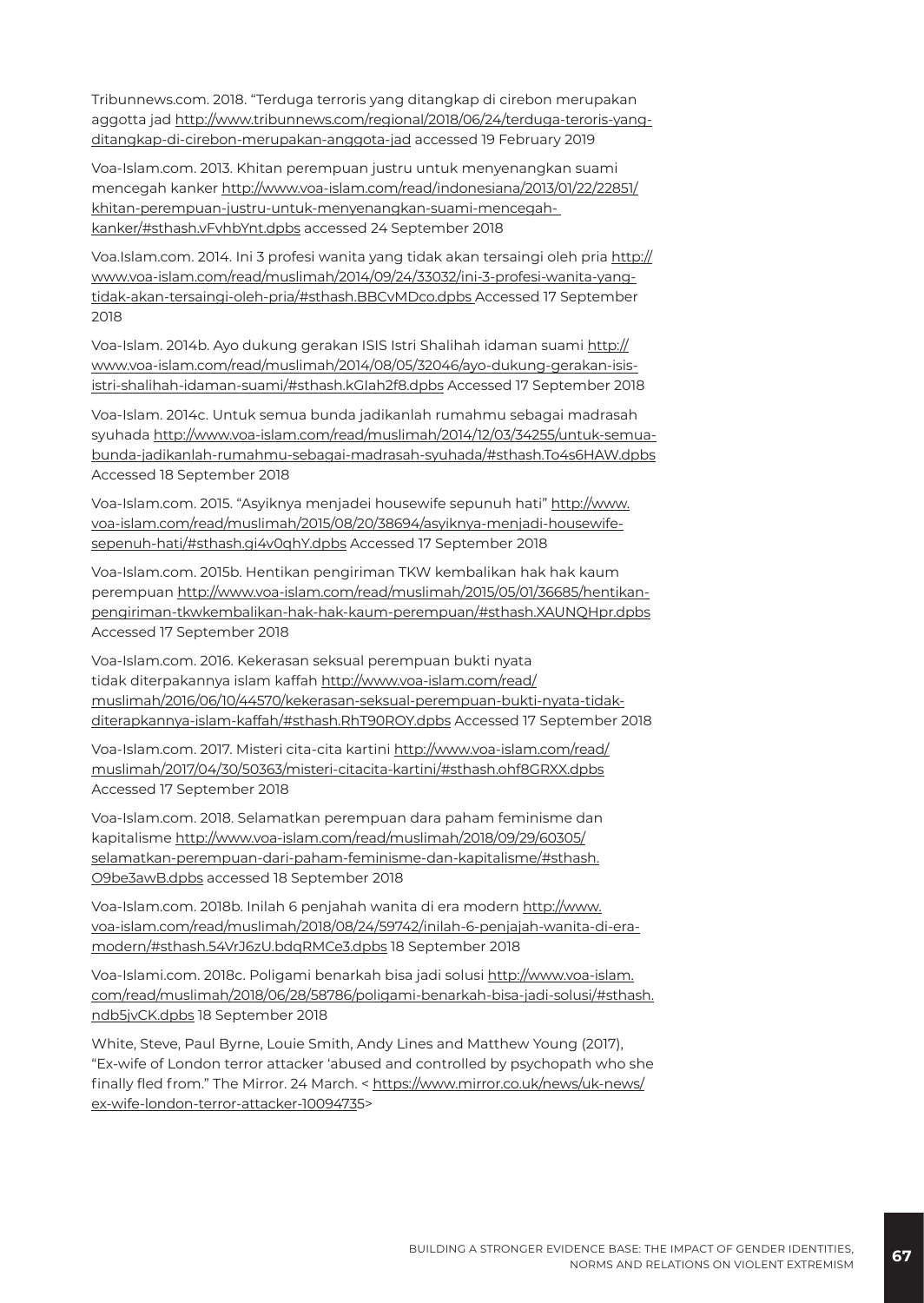Tribunnews.com. 2018. "Terduga terroris yang ditangkap di cirebon merupakan aggotta jad http://www.tribunnews.com/regional/2018/06/24/terduga-teroris-yang-ditangkap-di-cirebon-merupakan-anggota-jad accessed 19 February 2019

Voa-Islam.com. 2013. Khitan perempuan justru untuk menyenangkan suami mencegah kanker http://www.voa-islam.com/read/indonesiana/2013/01/22/22851/khitan-perempuan-justru-untuk-menyenangkan-suami-mencegah-kanker/#sthash.vFvhbYnt.dpbs accessed 24 September 2018

Voa.Islam.com. 2014. Ini 3 profesi wanita yang tidak akan tersaingi oleh pria http://www.voa-islam.com/read/muslimah/2014/09/24/33032/ini-3-profesi-wanita-yang-tidak-akan-tersaingi-oleh-pria/#sthash.BBCvMDco.dpbs Accessed 17 September 2018

Voa-Islam. 2014b. Ayo dukung gerakan ISIS Istri Shalihah idaman suami http://www.voa-islam.com/read/muslimah/2014/08/05/32046/ayo-dukung-gerakan-isis-istri-shalihah-idaman-suami/#sthash.kGIah2f8.dpbs Accessed 17 September 2018

Voa-Islam. 2014c. Untuk semua bunda jadikanlah rumahmu sebagai madrasah syuhada http://www.voa-islam.com/read/muslimah/2014/12/03/34255/untuk-semua-bunda-jadikanlah-rumahmu-sebagai-madrasah-syuhada/#sthash.To4s6HAW.dpbs Accessed 18 September 2018

Voa-Islam.com. 2015. "Asyiknya menjadei housewife sepunuh hati" http://www.voa-islam.com/read/muslimah/2015/08/20/38694/asyiknya-menjadi-housewife-sepenuh-hati/#sthash.gi4v0qhY.dpbs Accessed 17 September 2018

Voa-Islam.com. 2015b. Hentikan pengiriman TKW kembalikan hak hak kaum perempuan http://www.voa-islam.com/read/muslimah/2015/05/01/36685/hentikan-pengiriman-tkwkembalikan-hak-hak-kaum-perempuan/#sthash.XAUNQHpr.dpbs Accessed 17 September 2018

Voa-Islam.com. 2016. Kekerasan seksual perempuan bukti nyata tidak diterpakannya islam kaffah http://www.voa-islam.com/read/muslimah/2016/06/10/44570/kekerasan-seksual-perempuan-bukti-nyata-tidak-diterapkannya-islam-kaffah/#sthash.RhT90ROY.dpbs Accessed 17 September 2018

Voa-Islam.com. 2017. Misteri cita-cita kartini http://www.voa-islam.com/read/muslimah/2017/04/30/50363/misteri-citacita-kartini/#sthash.ohf8GRXX.dpbs Accessed 17 September 2018

Voa-Islam.com. 2018. Selamatkan perempuan dara paham feminisme dan kapitalisme http://www.voa-islam.com/read/muslimah/2018/09/29/60305/selamatkan-perempuan-dari-paham-feminisme-dan-kapitalisme/#sthash.O9be3awB.dpbs accessed 18 September 2018

Voa-Islam.com. 2018b. Inilah 6 penjahah wanita di era modern http://www.voa-islam.com/read/muslimah/2018/08/24/59742/inilah-6-penjajah-wanita-di-era-modern/#sthash.54VrJ6zU.bdqRMCe3.dpbs 18 September 2018

Voa-Islami.com. 2018c. Poligami benarkah bisa jadi solusi http://www.voa-islam.com/read/muslimah/2018/06/28/58786/poligami-benarkah-bisa-jadi-solusi/#sthash.ndb5jvCK.dpbs 18 September 2018

White, Steve, Paul Byrne, Louie Smith, Andy Lines and Matthew Young (2017), "Ex-wife of London terror attacker 'abused and controlled by psychopath who she finally fled from." The Mirror. 24 March. < https://www.mirror.co.uk/news/uk-news/ex-wife-london-terror-attacker-10094735>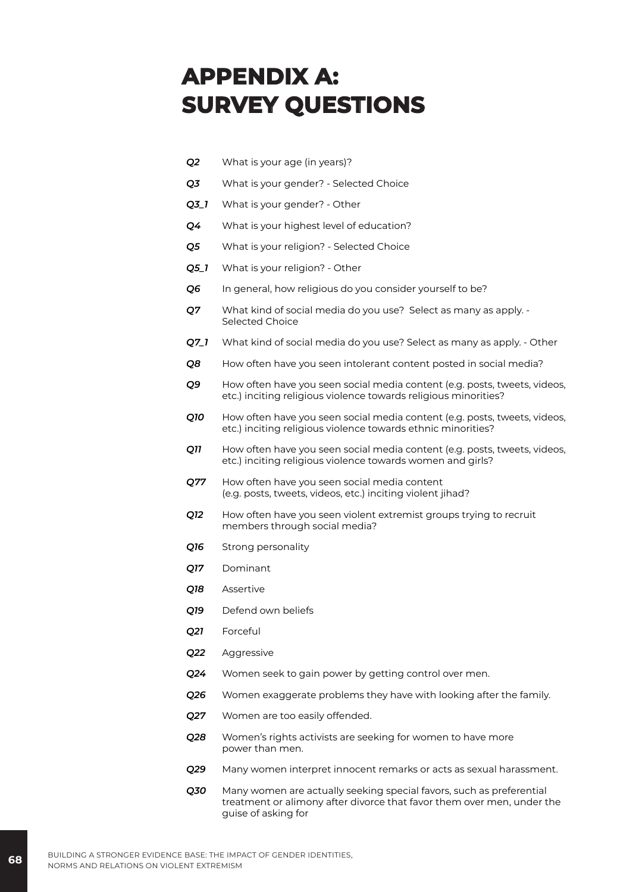# APPENDIX A: SURVEY QUESTIONS

| | |
|---|---|
| *Q2* | What is your age (in years)? |
| *Q3* | What is your gender? - Selected Choice |
| *Q3_1* | What is your gender? - Other |
| *Q4* | What is your highest level of education? |
| *Q5* | What is your religion? - Selected Choice |
| *Q5_1* | What is your religion? - Other |
| *Q6* | In general, how religious do you consider yourself to be? |
| *Q7* | What kind of social media do you use? Select as many as apply. - Selected Choice |
| *Q7_1* | What kind of social media do you use? Select as many as apply. - Other |
| *Q8* | How often have you seen intolerant content posted in social media? |
| *Q9* | How often have you seen social media content (e.g. posts, tweets, videos, etc.) inciting religious violence towards religious minorities? |
| *Q10* | How often have you seen social media content (e.g. posts, tweets, videos, etc.) inciting religious violence towards ethnic minorities? |
| *Q11* | How often have you seen social media content (e.g. posts, tweets, videos, etc.) inciting religious violence towards women and girls? |
| *Q77* | How often have you seen social media content (e.g. posts, tweets, videos, etc.) inciting violent jihad? |
| *Q12* | How often have you seen violent extremist groups trying to recruit members through social media? |
| *Q16* | Strong personality |
| *Q17* | Dominant |
| *Q18* | Assertive |
| *Q19* | Defend own beliefs |
| *Q21* | Forceful |
| *Q22* | Aggressive |
| *Q24* | Women seek to gain power by getting control over men. |
| *Q26* | Women exaggerate problems they have with looking after the family. |
| *Q27* | Women are too easily offended. |
| *Q28* | Women's rights activists are seeking for women to have more power than men. |
| *Q29* | Many women interpret innocent remarks or acts as sexual harassment. |
| *Q30* | Many women are actually seeking special favors, such as preferential treatment or alimony after divorce that favor them over men, under the guise of asking for |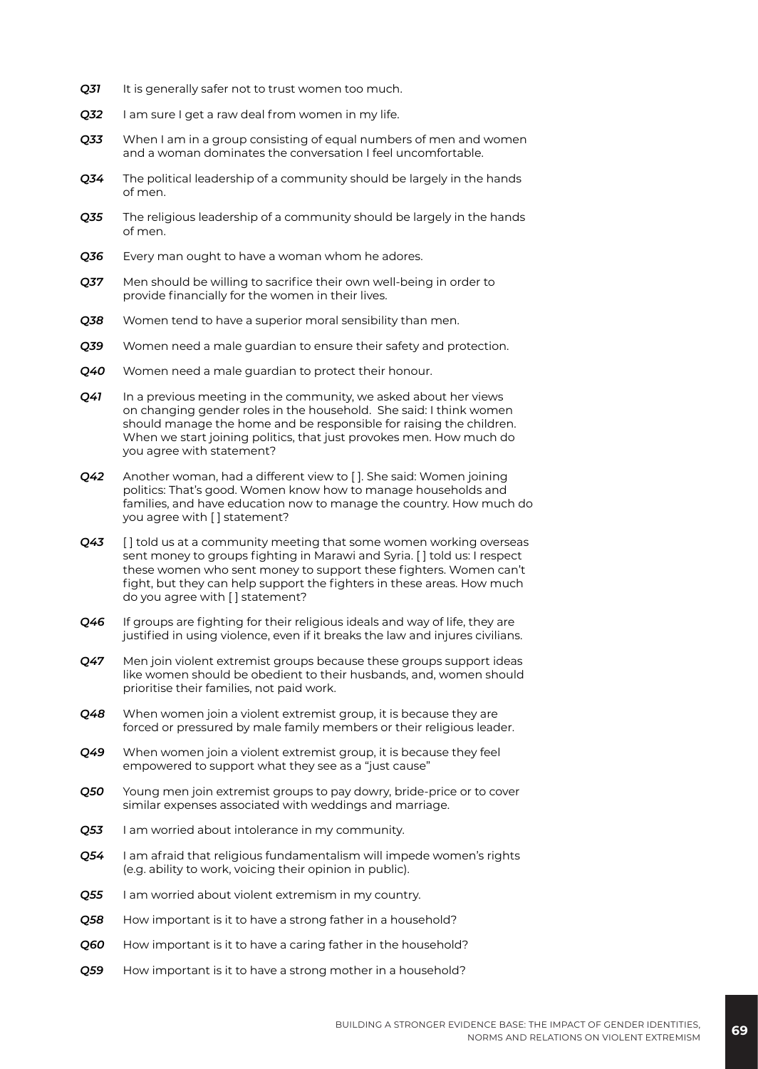***Q31*** It is generally safer not to trust women too much.

***Q32*** I am sure I get a raw deal from women in my life.

***Q33*** When I am in a group consisting of equal numbers of men and women and a woman dominates the conversation I feel uncomfortable.

***Q34*** The political leadership of a community should be largely in the hands of men.

***Q35*** The religious leadership of a community should be largely in the hands of men.

***Q36*** Every man ought to have a woman whom he adores.

***Q37*** Men should be willing to sacrifice their own well-being in order to provide financially for the women in their lives.

***Q38*** Women tend to have a superior moral sensibility than men.

***Q39*** Women need a male guardian to ensure their safety and protection.

***Q40*** Women need a male guardian to protect their honour.

***Q41*** In a previous meeting in the community, we asked about her views on changing gender roles in the household. She said: I think women should manage the home and be responsible for raising the children. When we start joining politics, that just provokes men. How much do you agree with statement?

***Q42*** Another woman, had a different view to [ ]. She said: Women joining politics: That's good. Women know how to manage households and families, and have education now to manage the country. How much do you agree with [ ] statement?

***Q43*** [ ] told us at a community meeting that some women working overseas sent money to groups fighting in Marawi and Syria. [ ] told us: I respect these women who sent money to support these fighters. Women can't fight, but they can help support the fighters in these areas. How much do you agree with [ ] statement?

***Q46*** If groups are fighting for their religious ideals and way of life, they are justified in using violence, even if it breaks the law and injures civilians.

***Q47*** Men join violent extremist groups because these groups support ideas like women should be obedient to their husbands, and, women should prioritise their families, not paid work.

***Q48*** When women join a violent extremist group, it is because they are forced or pressured by male family members or their religious leader.

***Q49*** When women join a violent extremist group, it is because they feel empowered to support what they see as a "just cause"

***Q50*** Young men join extremist groups to pay dowry, bride-price or to cover similar expenses associated with weddings and marriage.

***Q53*** I am worried about intolerance in my community.

***Q54*** I am afraid that religious fundamentalism will impede women's rights (e.g. ability to work, voicing their opinion in public).

***Q55*** I am worried about violent extremism in my country.

***Q58*** How important is it to have a strong father in a household?

***Q60*** How important is it to have a caring father in the household?

***Q59*** How important is it to have a strong mother in a household?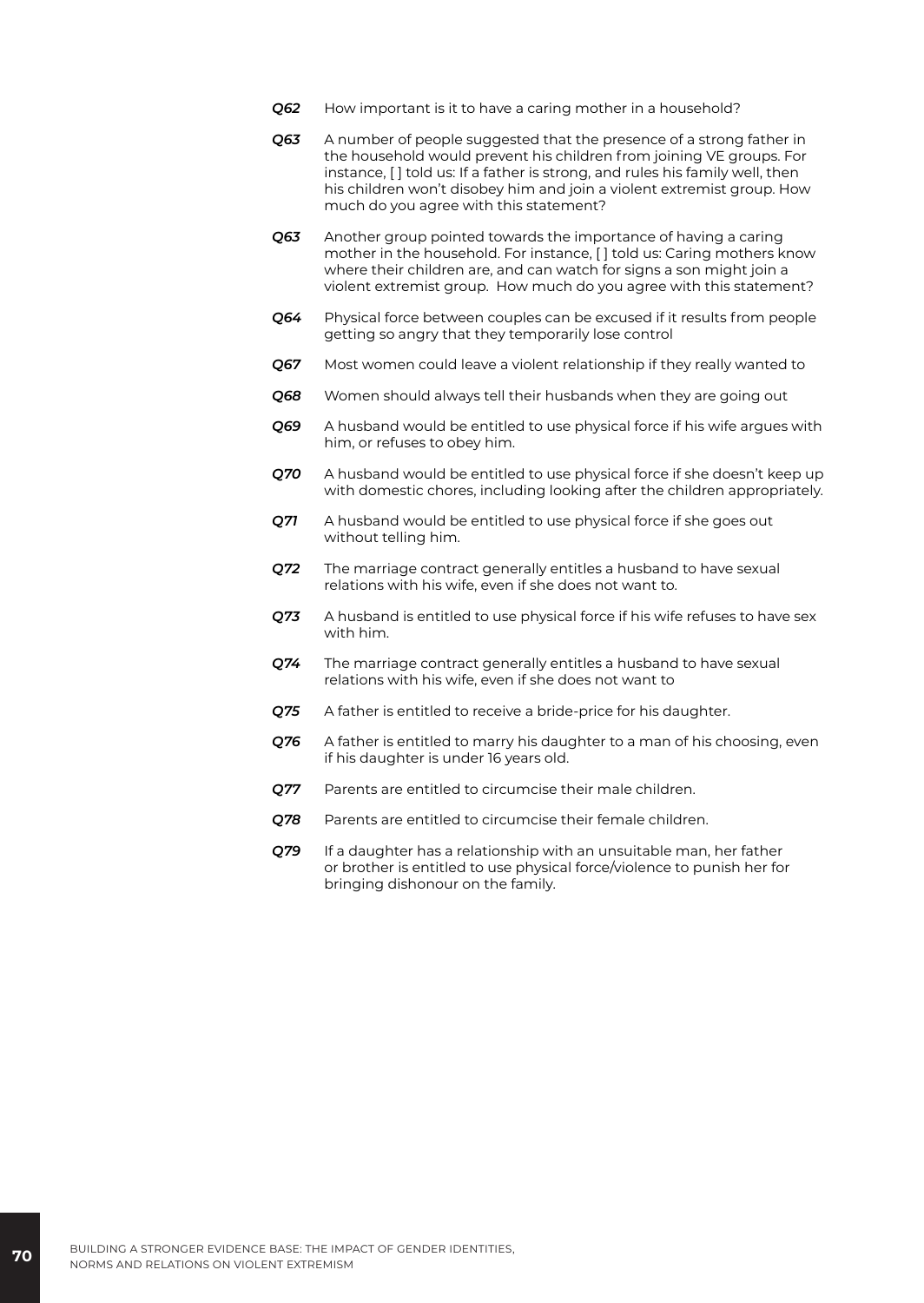***Q62*** How important is it to have a caring mother in a household?

***Q63*** A number of people suggested that the presence of a strong father in the household would prevent his children from joining VE groups. For instance, [ ] told us: If a father is strong, and rules his family well, then his children won't disobey him and join a violent extremist group. How much do you agree with this statement?

***Q63*** Another group pointed towards the importance of having a caring mother in the household. For instance, [ ] told us: Caring mothers know where their children are, and can watch for signs a son might join a violent extremist group. How much do you agree with this statement?

***Q64*** Physical force between couples can be excused if it results from people getting so angry that they temporarily lose control

***Q67*** Most women could leave a violent relationship if they really wanted to

***Q68*** Women should always tell their husbands when they are going out

***Q69*** A husband would be entitled to use physical force if his wife argues with him, or refuses to obey him.

***Q70*** A husband would be entitled to use physical force if she doesn't keep up with domestic chores, including looking after the children appropriately.

***Q71*** A husband would be entitled to use physical force if she goes out without telling him.

***Q72*** The marriage contract generally entitles a husband to have sexual relations with his wife, even if she does not want to.

***Q73*** A husband is entitled to use physical force if his wife refuses to have sex with him.

***Q74*** The marriage contract generally entitles a husband to have sexual relations with his wife, even if she does not want to

***Q75*** A father is entitled to receive a bride-price for his daughter.

***Q76*** A father is entitled to marry his daughter to a man of his choosing, even if his daughter is under 16 years old.

***Q77*** Parents are entitled to circumcise their male children.

***Q78*** Parents are entitled to circumcise their female children.

***Q79*** If a daughter has a relationship with an unsuitable man, her father or brother is entitled to use physical force/violence to punish her for bringing dishonour on the family.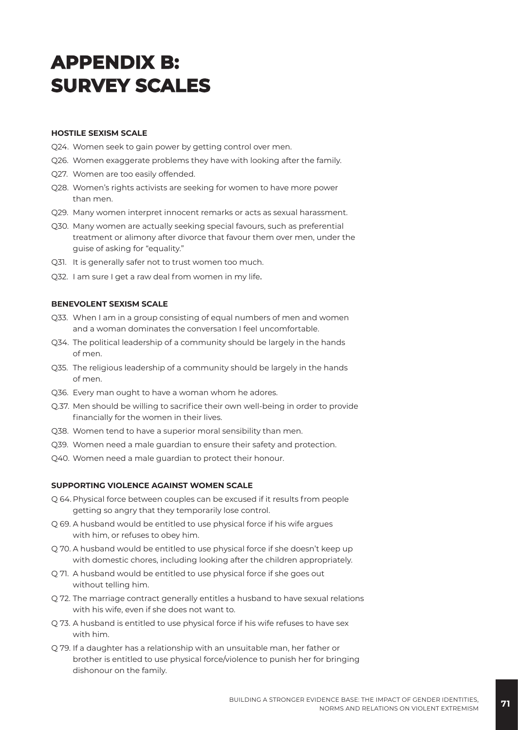# APPENDIX B: SURVEY SCALES

**HOSTILE SEXISM SCALE**

Q24. Women seek to gain power by getting control over men.

Q26. Women exaggerate problems they have with looking after the family.

Q27. Women are too easily offended.

Q28. Women's rights activists are seeking for women to have more power than men.

Q29. Many women interpret innocent remarks or acts as sexual harassment.

Q30. Many women are actually seeking special favours, such as preferential treatment or alimony after divorce that favour them over men, under the guise of asking for "equality."

Q31. It is generally safer not to trust women too much.

Q32. I am sure I get a raw deal from women in my life.

**BENEVOLENT SEXISM SCALE**

Q33. When I am in a group consisting of equal numbers of men and women and a woman dominates the conversation I feel uncomfortable.

Q34. The political leadership of a community should be largely in the hands of men.

Q35. The religious leadership of a community should be largely in the hands of men.

Q36. Every man ought to have a woman whom he adores.

Q.37. Men should be willing to sacrifice their own well-being in order to provide financially for the women in their lives.

Q38. Women tend to have a superior moral sensibility than men.

Q39. Women need a male guardian to ensure their safety and protection.

Q40. Women need a male guardian to protect their honour.

**SUPPORTING VIOLENCE AGAINST WOMEN SCALE**

Q 64. Physical force between couples can be excused if it results from people getting so angry that they temporarily lose control.

Q 69. A husband would be entitled to use physical force if his wife argues with him, or refuses to obey him.

Q 70. A husband would be entitled to use physical force if she doesn't keep up with domestic chores, including looking after the children appropriately.

Q 71. A husband would be entitled to use physical force if she goes out without telling him.

Q 72. The marriage contract generally entitles a husband to have sexual relations with his wife, even if she does not want to.

Q 73. A husband is entitled to use physical force if his wife refuses to have sex with him.

Q 79. If a daughter has a relationship with an unsuitable man, her father or brother is entitled to use physical force/violence to punish her for bringing dishonour on the family.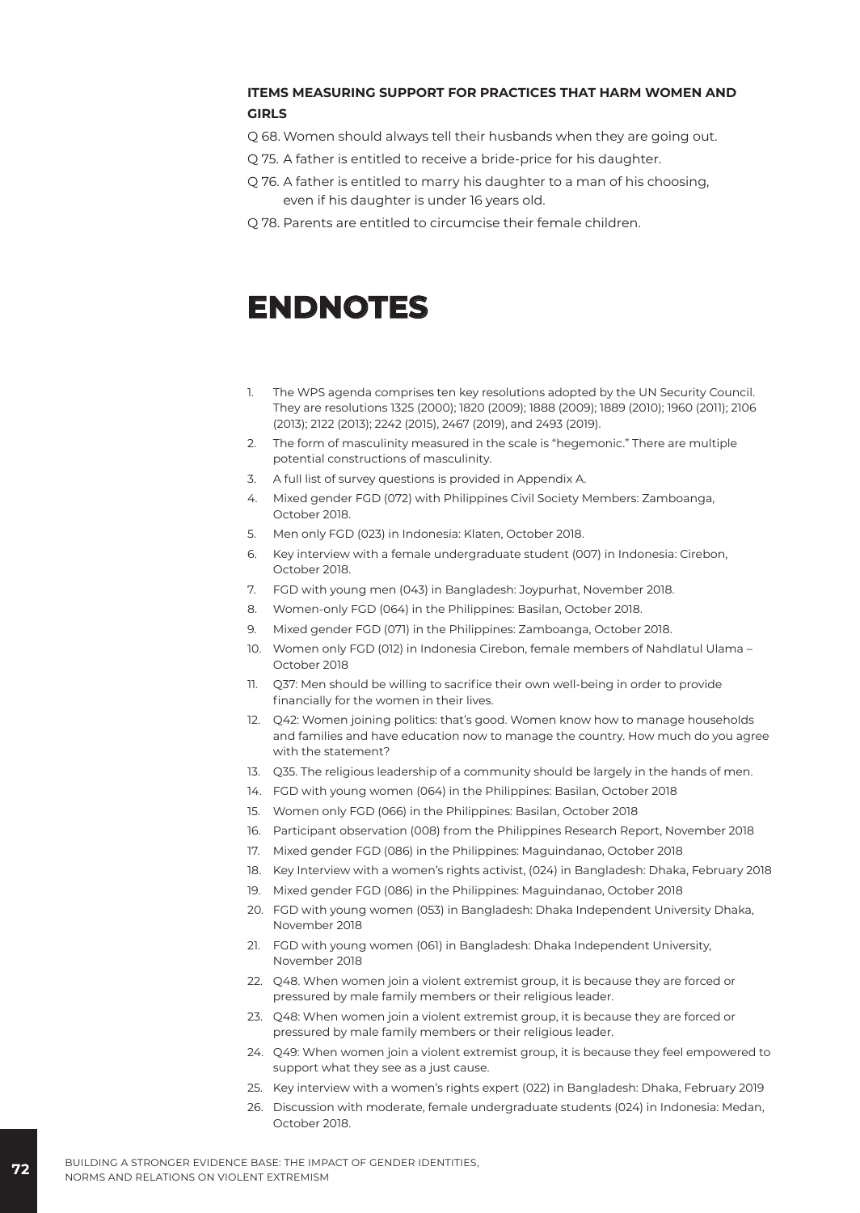**ITEMS MEASURING SUPPORT FOR PRACTICES THAT HARM WOMEN AND GIRLS**

Q 68. Women should always tell their husbands when they are going out.

Q 75. A father is entitled to receive a bride-price for his daughter.

Q 76. A father is entitled to marry his daughter to a man of his choosing, even if his daughter is under 16 years old.

Q 78. Parents are entitled to circumcise their female children.

# ENDNOTES

1. The WPS agenda comprises ten key resolutions adopted by the UN Security Council. They are resolutions 1325 (2000); 1820 (2009); 1888 (2009); 1889 (2010); 1960 (2011); 2106 (2013); 2122 (2013); 2242 (2015), 2467 (2019), and 2493 (2019).
2. The form of masculinity measured in the scale is "hegemonic." There are multiple potential constructions of masculinity.
3. A full list of survey questions is provided in Appendix A.
4. Mixed gender FGD (072) with Philippines Civil Society Members: Zamboanga, October 2018.
5. Men only FGD (023) in Indonesia: Klaten, October 2018.
6. Key interview with a female undergraduate student (007) in Indonesia: Cirebon, October 2018.
7. FGD with young men (043) in Bangladesh: Joypurhat, November 2018.
8. Women-only FGD (064) in the Philippines: Basilan, October 2018.
9. Mixed gender FGD (071) in the Philippines: Zamboanga, October 2018.
10. Women only FGD (012) in Indonesia Cirebon, female members of Nahdlatul Ulama – October 2018
11. Q37: Men should be willing to sacrifice their own well-being in order to provide financially for the women in their lives.
12. Q42: Women joining politics: that's good. Women know how to manage households and families and have education now to manage the country. How much do you agree with the statement?
13. Q35. The religious leadership of a community should be largely in the hands of men.
14. FGD with young women (064) in the Philippines: Basilan, October 2018
15. Women only FGD (066) in the Philippines: Basilan, October 2018
16. Participant observation (008) from the Philippines Research Report, November 2018
17. Mixed gender FGD (086) in the Philippines: Maguindanao, October 2018
18. Key Interview with a women's rights activist, (024) in Bangladesh: Dhaka, February 2018
19. Mixed gender FGD (086) in the Philippines: Maguindanao, October 2018
20. FGD with young women (053) in Bangladesh: Dhaka Independent University Dhaka, November 2018
21. FGD with young women (061) in Bangladesh: Dhaka Independent University, November 2018
22. Q48. When women join a violent extremist group, it is because they are forced or pressured by male family members or their religious leader.
23. Q48: When women join a violent extremist group, it is because they are forced or pressured by male family members or their religious leader.
24. Q49: When women join a violent extremist group, it is because they feel empowered to support what they see as a just cause.
25. Key interview with a women's rights expert (022) in Bangladesh: Dhaka, February 2019
26. Discussion with moderate, female undergraduate students (024) in Indonesia: Medan, October 2018.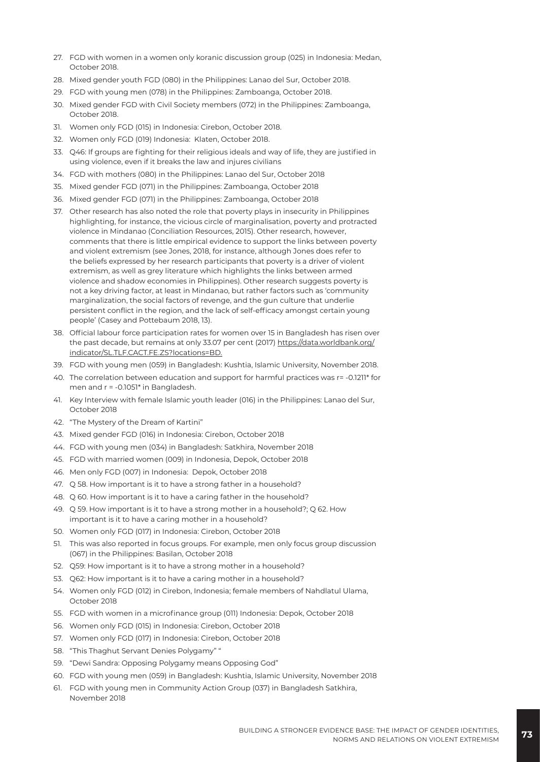27. FGD with women in a women only koranic discussion group (025) in Indonesia: Medan, October 2018.
28. Mixed gender youth FGD (080) in the Philippines: Lanao del Sur, October 2018.
29. FGD with young men (078) in the Philippines: Zamboanga, October 2018.
30. Mixed gender FGD with Civil Society members (072) in the Philippines: Zamboanga, October 2018.
31. Women only FGD (015) in Indonesia: Cirebon, October 2018.
32. Women only FGD (019) Indonesia: Klaten, October 2018.
33. Q46: If groups are fighting for their religious ideals and way of life, they are justified in using violence, even if it breaks the law and injures civilians
34. FGD with mothers (080) in the Philippines: Lanao del Sur, October 2018
35. Mixed gender FGD (071) in the Philippines: Zamboanga, October 2018
36. Mixed gender FGD (071) in the Philippines: Zamboanga, October 2018
37. Other research has also noted the role that poverty plays in insecurity in Philippines highlighting, for instance, the vicious circle of marginalisation, poverty and protracted violence in Mindanao (Conciliation Resources, 2015). Other research, however, comments that there is little empirical evidence to support the links between poverty and violent extremism (see Jones, 2018, for instance, although Jones does refer to the beliefs expressed by her research participants that poverty is a driver of violent extremism, as well as grey literature which highlights the links between armed violence and shadow economies in Philippines). Other research suggests poverty is not a key driving factor, at least in Mindanao, but rather factors such as 'community marginalization, the social factors of revenge, and the gun culture that underlie persistent conflict in the region, and the lack of self-efficacy amongst certain young people' (Casey and Pottebaum 2018, 13).
38. Official labour force participation rates for women over 15 in Bangladesh has risen over the past decade, but remains at only 33.07 per cent (2017) https://data.worldbank.org/indicator/SL.TLF.CACT.FE.ZS?locations=BD.
39. FGD with young men (059) in Bangladesh: Kushtia, Islamic University, November 2018.
40. The correlation between education and support for harmful practices was r= -0.1211* for men and r = -0.1051* in Bangladesh.
41. Key Interview with female Islamic youth leader (016) in the Philippines: Lanao del Sur, October 2018
42. "The Mystery of the Dream of Kartini"
43. Mixed gender FGD (016) in Indonesia: Cirebon, October 2018
44. FGD with young men (034) in Bangladesh: Satkhira, November 2018
45. FGD with married women (009) in Indonesia, Depok, October 2018
46. Men only FGD (007) in Indonesia: Depok, October 2018
47. Q 58. How important is it to have a strong father in a household?
48. Q 60. How important is it to have a caring father in the household?
49. Q 59. How important is it to have a strong mother in a household?; Q 62. How important is it to have a caring mother in a household?
50. Women only FGD (017) in Indonesia: Cirebon, October 2018
51. This was also reported in focus groups. For example, men only focus group discussion (067) in the Philippines: Basilan, October 2018
52. Q59: How important is it to have a strong mother in a household?
53. Q62: How important is it to have a caring mother in a household?
54. Women only FGD (012) in Cirebon, Indonesia; female members of Nahdlatul Ulama, October 2018
55. FGD with women in a microfinance group (011) Indonesia: Depok, October 2018
56. Women only FGD (015) in Indonesia: Cirebon, October 2018
57. Women only FGD (017) in Indonesia: Cirebon, October 2018
58. "This Thaghut Servant Denies Polygamy" "
59. "Dewi Sandra: Opposing Polygamy means Opposing God"
60. FGD with young men (059) in Bangladesh: Kushtia, Islamic University, November 2018
61. FGD with young men in Community Action Group (037) in Bangladesh Satkhira, November 2018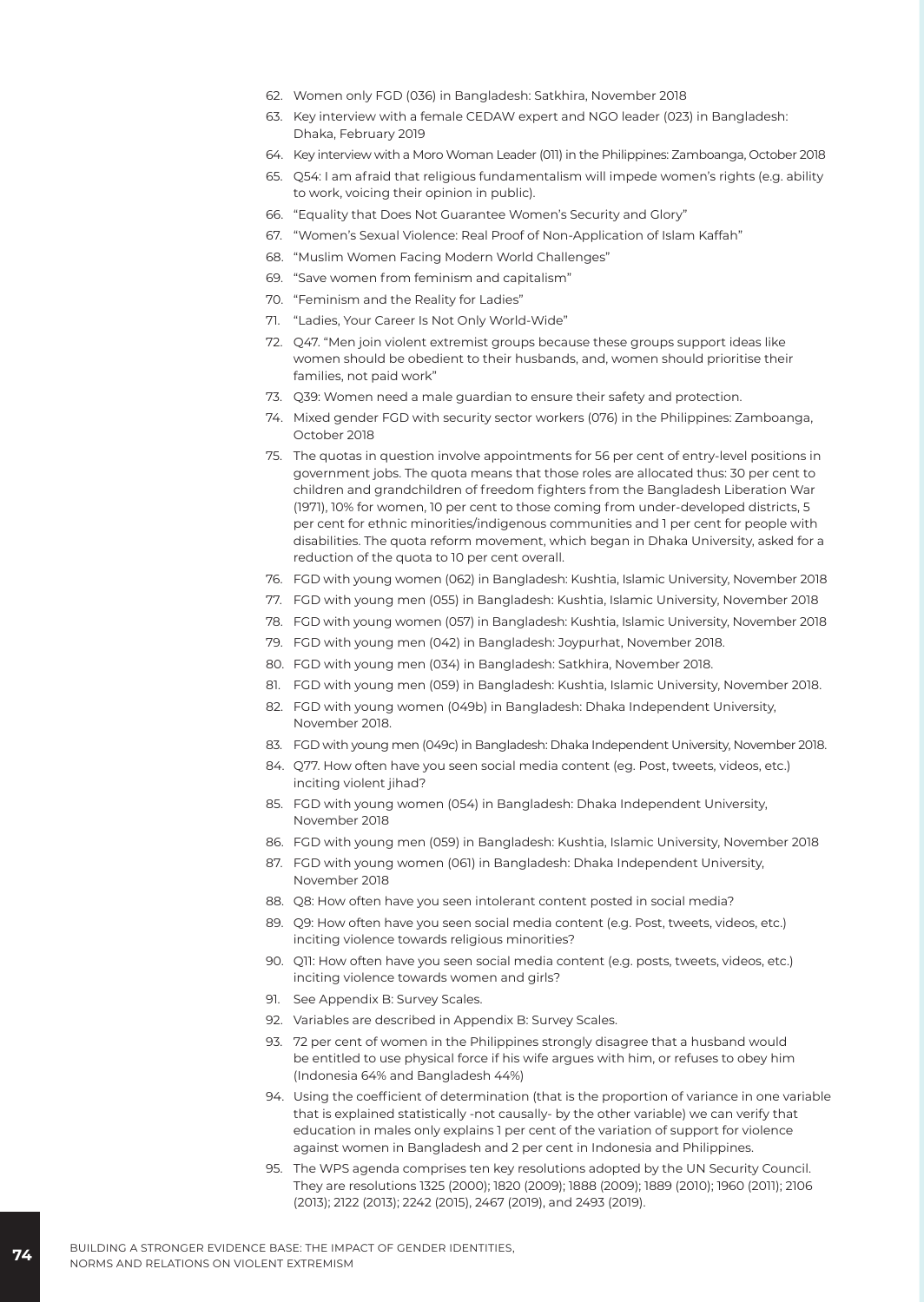62. Women only FGD (036) in Bangladesh: Satkhira, November 2018
63. Key interview with a female CEDAW expert and NGO leader (023) in Bangladesh: Dhaka, February 2019
64. Key interview with a Moro Woman Leader (011) in the Philippines: Zamboanga, October 2018
65. Q54: I am afraid that religious fundamentalism will impede women's rights (e.g. ability to work, voicing their opinion in public).
66. "Equality that Does Not Guarantee Women's Security and Glory"
67. "Women's Sexual Violence: Real Proof of Non-Application of Islam Kaffah"
68. "Muslim Women Facing Modern World Challenges"
69. "Save women from feminism and capitalism"
70. "Feminism and the Reality for Ladies"
71. "Ladies, Your Career Is Not Only World-Wide"
72. Q47. "Men join violent extremist groups because these groups support ideas like women should be obedient to their husbands, and, women should prioritise their families, not paid work"
73. Q39: Women need a male guardian to ensure their safety and protection.
74. Mixed gender FGD with security sector workers (076) in the Philippines: Zamboanga, October 2018
75. The quotas in question involve appointments for 56 per cent of entry-level positions in government jobs. The quota means that those roles are allocated thus: 30 per cent to children and grandchildren of freedom fighters from the Bangladesh Liberation War (1971), 10% for women, 10 per cent to those coming from under-developed districts, 5 per cent for ethnic minorities/indigenous communities and 1 per cent for people with disabilities. The quota reform movement, which began in Dhaka University, asked for a reduction of the quota to 10 per cent overall.
76. FGD with young women (062) in Bangladesh: Kushtia, Islamic University, November 2018
77. FGD with young men (055) in Bangladesh: Kushtia, Islamic University, November 2018
78. FGD with young women (057) in Bangladesh: Kushtia, Islamic University, November 2018
79. FGD with young men (042) in Bangladesh: Joypurhat, November 2018.
80. FGD with young men (034) in Bangladesh: Satkhira, November 2018.
81. FGD with young men (059) in Bangladesh: Kushtia, Islamic University, November 2018.
82. FGD with young women (049b) in Bangladesh: Dhaka Independent University, November 2018.
83. FGD with young men (049c) in Bangladesh: Dhaka Independent University, November 2018.
84. Q77. How often have you seen social media content (eg. Post, tweets, videos, etc.) inciting violent jihad?
85. FGD with young women (054) in Bangladesh: Dhaka Independent University, November 2018
86. FGD with young men (059) in Bangladesh: Kushtia, Islamic University, November 2018
87. FGD with young women (061) in Bangladesh: Dhaka Independent University, November 2018
88. Q8: How often have you seen intolerant content posted in social media?
89. Q9: How often have you seen social media content (e.g. Post, tweets, videos, etc.) inciting violence towards religious minorities?
90. Q11: How often have you seen social media content (e.g. posts, tweets, videos, etc.) inciting violence towards women and girls?
91. See Appendix B: Survey Scales.
92. Variables are described in Appendix B: Survey Scales.
93. 72 per cent of women in the Philippines strongly disagree that a husband would be entitled to use physical force if his wife argues with him, or refuses to obey him (Indonesia 64% and Bangladesh 44%)
94. Using the coefficient of determination (that is the proportion of variance in one variable that is explained statistically -not causally- by the other variable) we can verify that education in males only explains 1 per cent of the variation of support for violence against women in Bangladesh and 2 per cent in Indonesia and Philippines.
95. The WPS agenda comprises ten key resolutions adopted by the UN Security Council. They are resolutions 1325 (2000); 1820 (2009); 1888 (2009); 1889 (2010); 1960 (2011); 2106 (2013); 2122 (2013); 2242 (2015), 2467 (2019), and 2493 (2019).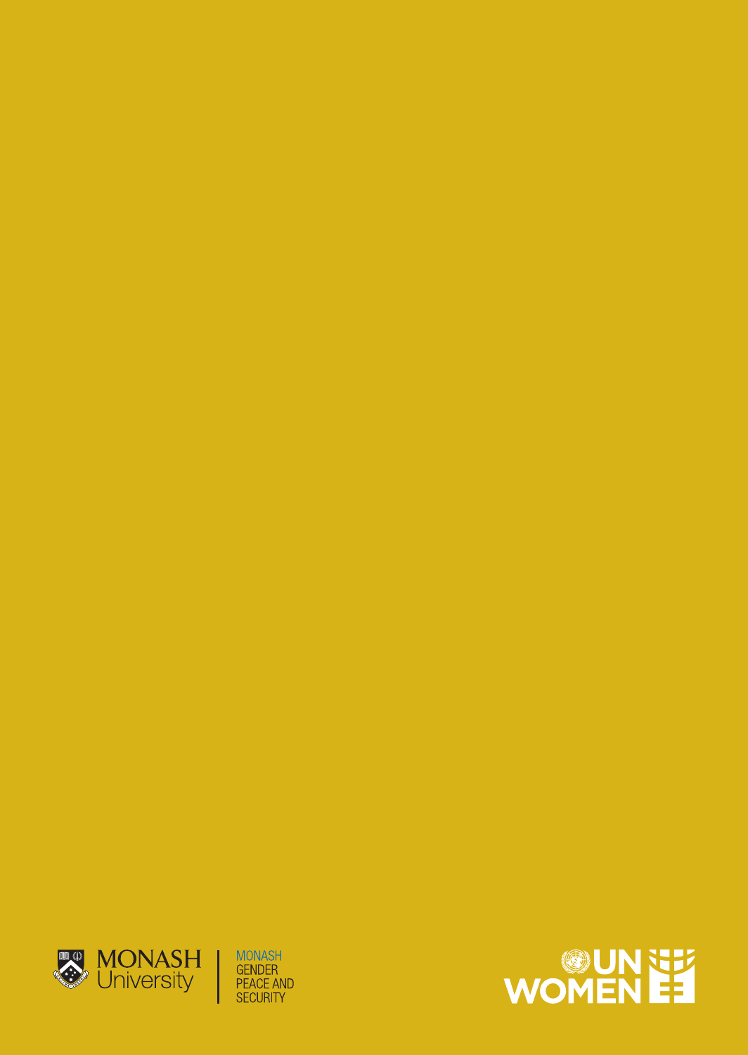MONASH University

MONASH GENDER PEACE AND SECURITY

UN WOMEN